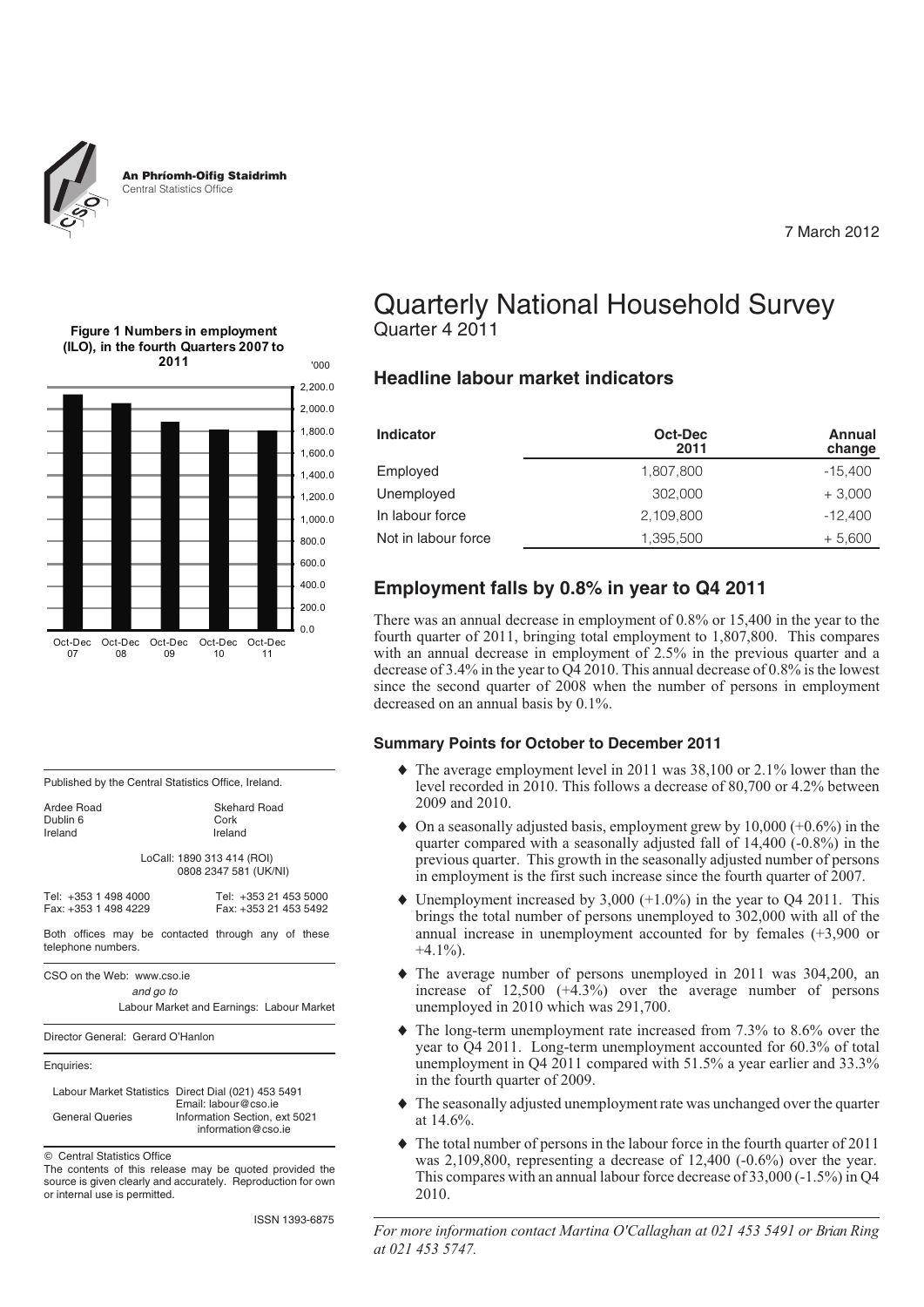An Phríomh-Oifig Staidrimh
Central Statistics Office

7 March 2012

# Quarterly National Household Survey

Quarter 4 2011

## Headline labour market indicators

| Indicator | Oct-Dec 2011 | Annual change |
|---|---|---|
| Employed | 1,807,800 | -15,400 |
| Unemployed | 302,000 | + 3,000 |
| In labour force | 2,109,800 | -12,400 |
| Not in labour force | 1,395,500 | + 5,600 |

## Employment falls by 0.8% in year to Q4 2011

There was an annual decrease in employment of 0.8% or 15,400 in the year to the fourth quarter of 2011, bringing total employment to 1,807,800. This compares with an annual decrease in employment of 2.5% in the previous quarter and a decrease of 3.4% in the year to Q4 2010. This annual decrease of 0.8% is the lowest since the second quarter of 2008 when the number of persons in employment decreased on an annual basis by 0.1%.

### Summary Points for October to December 2011

- The average employment level in 2011 was 38,100 or 2.1% lower than the level recorded in 2010. This follows a decrease of 80,700 or 4.2% between 2009 and 2010.
- On a seasonally adjusted basis, employment grew by 10,000 (+0.6%) in the quarter compared with a seasonally adjusted fall of 14,400 (-0.8%) in the previous quarter. This growth in the seasonally adjusted number of persons in employment is the first such increase since the fourth quarter of 2007.
- Unemployment increased by 3,000 (+1.0%) in the year to Q4 2011. This brings the total number of persons unemployed to 302,000 with all of the annual increase in unemployment accounted for by females (+3,900 or +4.1%).
- The average number of persons unemployed in 2011 was 304,200, an increase of 12,500 (+4.3%) over the average number of persons unemployed in 2010 which was 291,700.
- The long-term unemployment rate increased from 7.3% to 8.6% over the year to Q4 2011. Long-term unemployment accounted for 60.3% of total unemployment in Q4 2011 compared with 51.5% a year earlier and 33.3% in the fourth quarter of 2009.
- The seasonally adjusted unemployment rate was unchanged over the quarter at 14.6%.
- The total number of persons in the labour force in the fourth quarter of 2011 was 2,109,800, representing a decrease of 12,400 (-0.6%) over the year. This compares with an annual labour force decrease of 33,000 (-1.5%) in Q4 2010.

*For more information contact Martina O'Callaghan at 021 453 5491 or Brian Ring at 021 453 5747.*

**Figure 1 Numbers in employment (ILO), in the fourth Quarters 2007 to 2011**

'000

Published by the Central Statistics Office, Ireland.

Ardee Road
Dublin 6
Ireland

Skehard Road
Cork
Ireland

LoCall: 1890 313 414 (ROI)
0808 2347 581 (UK/NI)

Tel: +353 1 498 4000
Fax: +353 1 498 4229

Tel: +353 21 453 5000
Fax: +353 21 453 5492

Both offices may be contacted through any of these telephone numbers.

CSO on the Web: www.cso.ie
*and go to*
Labour Market and Earnings: Labour Market

Director General: Gerard O'Hanlon

Enquiries:

Labour Market Statistics Direct Dial (021) 453 5491
Email: labour@cso.ie

General Queries Information Section, ext 5021
information@cso.ie

© Central Statistics Office

The contents of this release may be quoted provided the source is given clearly and accurately. Reproduction for own or internal use is permitted.

ISSN 1393-6875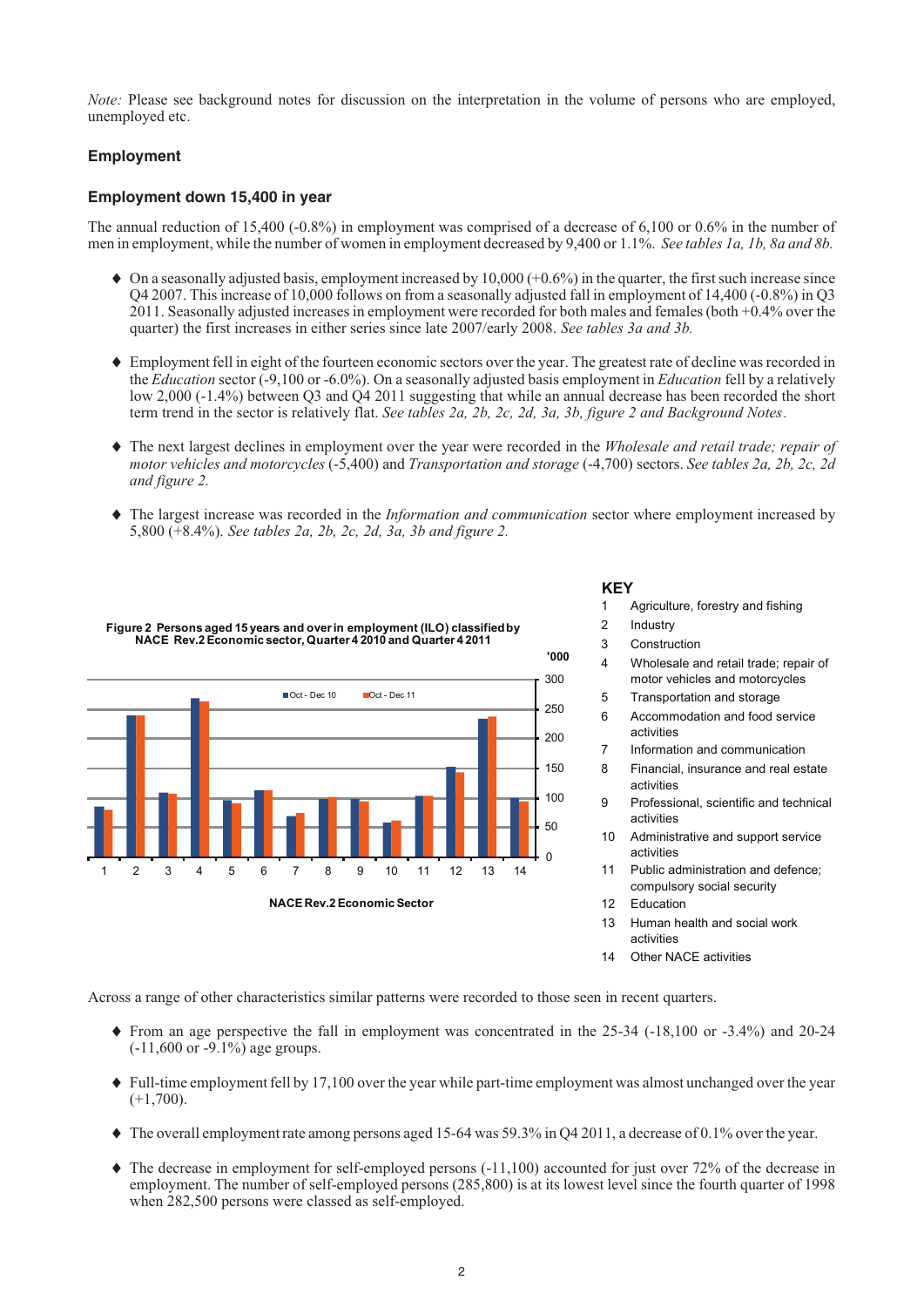*Note:* Please see background notes for discussion on the interpretation in the volume of persons who are employed, unemployed etc.

## Employment

### Employment down 15,400 in year

The annual reduction of 15,400 (-0.8%) in employment was comprised of a decrease of 6,100 or 0.6% in the number of men in employment, while the number of women in employment decreased by 9,400 or 1.1%. *See tables 1a, 1b, 8a and 8b.*

- On a seasonally adjusted basis, employment increased by 10,000 (+0.6%) in the quarter, the first such increase since Q4 2007. This increase of 10,000 follows on from a seasonally adjusted fall in employment of 14,400 (-0.8%) in Q3 2011. Seasonally adjusted increases in employment were recorded for both males and females (both +0.4% over the quarter) the first increases in either series since late 2007/early 2008. *See tables 3a and 3b.*
- Employment fell in eight of the fourteen economic sectors over the year. The greatest rate of decline was recorded in the *Education* sector (-9,100 or -6.0%). On a seasonally adjusted basis employment in *Education* fell by a relatively low 2,000 (-1.4%) between Q3 and Q4 2011 suggesting that while an annual decrease has been recorded the short term trend in the sector is relatively flat. *See tables 2a, 2b, 2c, 2d, 3a, 3b, figure 2 and Background Notes.*
- The next largest declines in employment over the year were recorded in the *Wholesale and retail trade; repair of motor vehicles and motorcycles* (-5,400) and *Transportation and storage* (-4,700) sectors. *See tables 2a, 2b, 2c, 2d and figure 2.*
- The largest increase was recorded in the *Information and communication* sector where employment increased by 5,800 (+8.4%). *See tables 2a, 2b, 2c, 2d, 3a, 3b and figure 2.*

**Figure 2 Persons aged 15 years and over in employment (ILO) classified by NACE Rev.2 Economic sector, Quarter 4 2010 and Quarter 4 2011**

**KEY**

1. Agriculture, forestry and fishing
2. Industry
3. Construction
4. Wholesale and retail trade; repair of motor vehicles and motorcycles
5. Transportation and storage
6. Accommodation and food service activities
7. Information and communication
8. Financial, insurance and real estate activities
9. Professional, scientific and technical activities
10. Administrative and support service activities
11. Public administration and defence; compulsory social security
12. Education
13. Human health and social work activities
14. Other NACE activities

Across a range of other characteristics similar patterns were recorded to those seen in recent quarters.

- From an age perspective the fall in employment was concentrated in the 25-34 (-18,100 or -3.4%) and 20-24 (-11,600 or -9.1%) age groups.
- Full-time employment fell by 17,100 over the year while part-time employment was almost unchanged over the year (+1,700).
- The overall employment rate among persons aged 15-64 was 59.3% in Q4 2011, a decrease of 0.1% over the year.
- The decrease in employment for self-employed persons (-11,100) accounted for just over 72% of the decrease in employment. The number of self-employed persons (285,800) is at its lowest level since the fourth quarter of 1998 when 282,500 persons were classed as self-employed.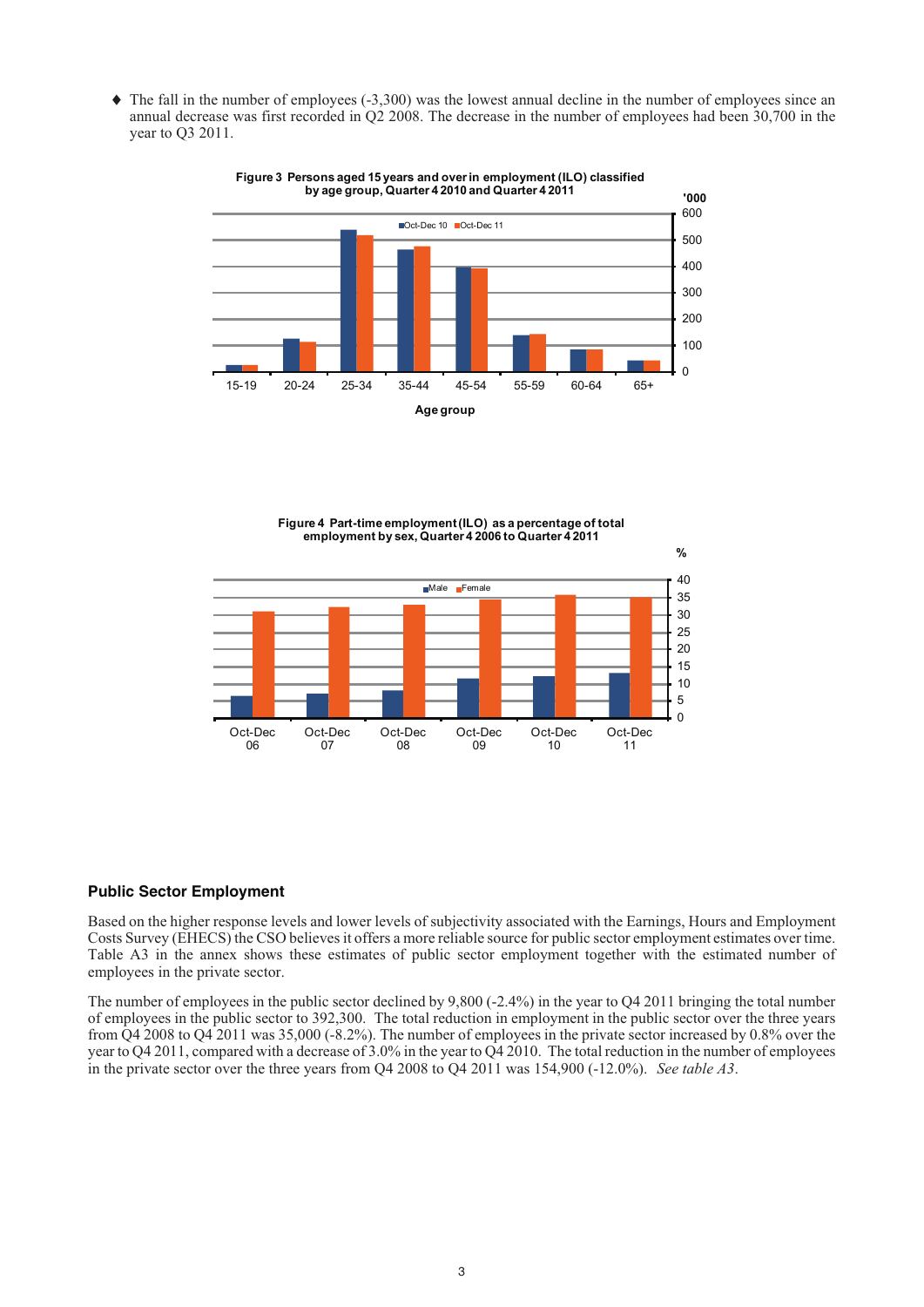- The fall in the number of employees (-3,300) was the lowest annual decline in the number of employees since an annual decrease was first recorded in Q2 2008. The decrease in the number of employees had been 30,700 in the year to Q3 2011.

**Figure 3 Persons aged 15 years and over in employment (ILO) classified by age group, Quarter 4 2010 and Quarter 4 2011**

**Figure 4 Part-time employment (ILO) as a percentage of total employment by sex, Quarter 4 2006 to Quarter 4 2011**

## Public Sector Employment

Based on the higher response levels and lower levels of subjectivity associated with the Earnings, Hours and Employment Costs Survey (EHECS) the CSO believes it offers a more reliable source for public sector employment estimates over time. Table A3 in the annex shows these estimates of public sector employment together with the estimated number of employees in the private sector.

The number of employees in the public sector declined by 9,800 (-2.4%) in the year to Q4 2011 bringing the total number of employees in the public sector to 392,300. The total reduction in employment in the public sector over the three years from Q4 2008 to Q4 2011 was 35,000 (-8.2%). The number of employees in the private sector increased by 0.8% over the year to Q4 2011, compared with a decrease of 3.0% in the year to Q4 2010. The total reduction in the number of employees in the private sector over the three years from Q4 2008 to Q4 2011 was 154,900 (-12.0%). *See table A3.*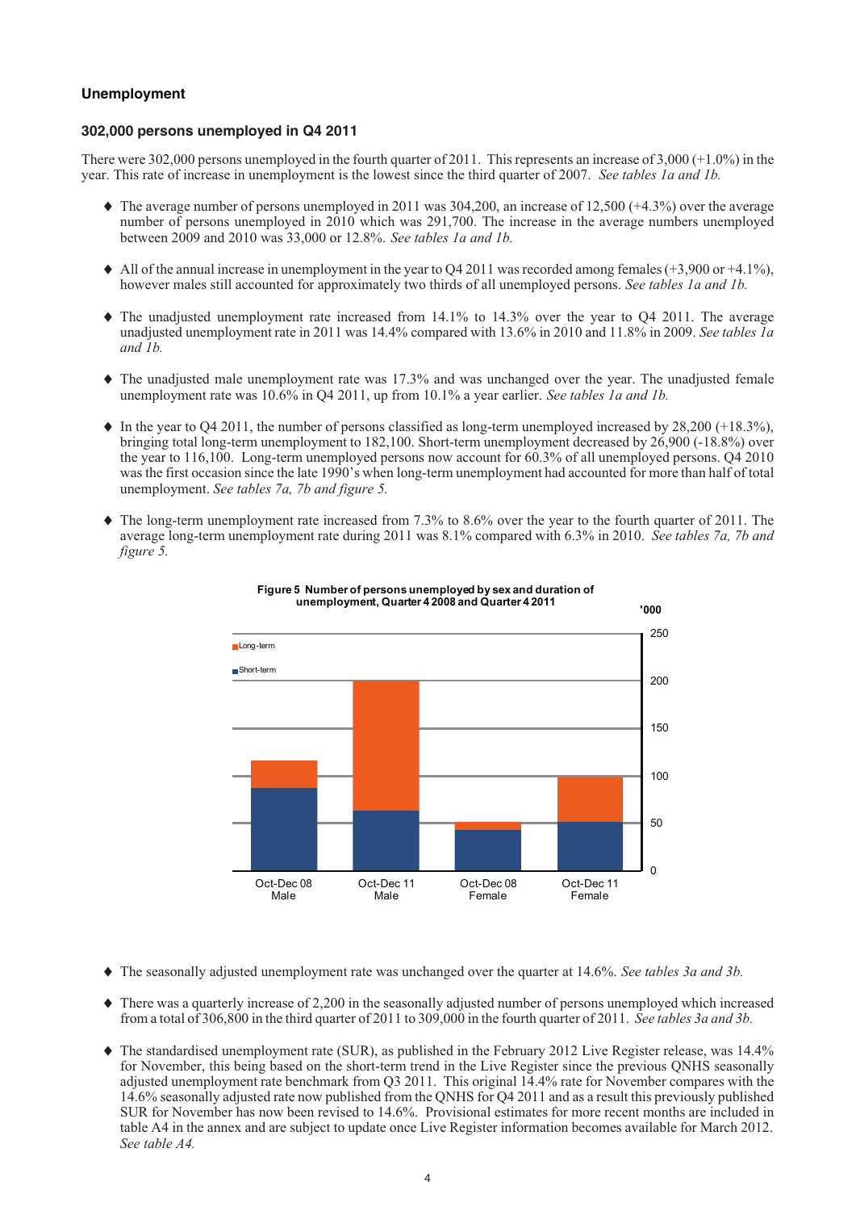### Unemployment

#### 302,000 persons unemployed in Q4 2011

There were 302,000 persons unemployed in the fourth quarter of 2011. This represents an increase of 3,000 (+1.0%) in the year. This rate of increase in unemployment is the lowest since the third quarter of 2007. *See tables 1a and 1b.*

- The average number of persons unemployed in 2011 was 304,200, an increase of 12,500 (+4.3%) over the average number of persons unemployed in 2010 which was 291,700. The increase in the average numbers unemployed between 2009 and 2010 was 33,000 or 12.8%. *See tables 1a and 1b.*

- All of the annual increase in unemployment in the year to Q4 2011 was recorded among females (+3,900 or +4.1%), however males still accounted for approximately two thirds of all unemployed persons. *See tables 1a and 1b.*

- The unadjusted unemployment rate increased from 14.1% to 14.3% over the year to Q4 2011. The average unadjusted unemployment rate in 2011 was 14.4% compared with 13.6% in 2010 and 11.8% in 2009. *See tables 1a and 1b.*

- The unadjusted male unemployment rate was 17.3% and was unchanged over the year. The unadjusted female unemployment rate was 10.6% in Q4 2011, up from 10.1% a year earlier. *See tables 1a and 1b.*

- In the year to Q4 2011, the number of persons classified as long-term unemployed increased by 28,200 (+18.3%), bringing total long-term unemployment to 182,100. Short-term unemployment decreased by 26,900 (-18.8%) over the year to 116,100. Long-term unemployed persons now account for 60.3% of all unemployed persons. Q4 2010 was the first occasion since the late 1990's when long-term unemployment had accounted for more than half of total unemployment. *See tables 7a, 7b and figure 5.*

- The long-term unemployment rate increased from 7.3% to 8.6% over the year to the fourth quarter of 2011. The average long-term unemployment rate during 2011 was 8.1% compared with 6.3% in 2010. *See tables 7a, 7b and figure 5.*

**Figure 5 Number of persons unemployed by sex and duration of unemployment, Quarter 4 2008 and Quarter 4 2011**

- The seasonally adjusted unemployment rate was unchanged over the quarter at 14.6%. *See tables 3a and 3b.*

- There was a quarterly increase of 2,200 in the seasonally adjusted number of persons unemployed which increased from a total of 306,800 in the third quarter of 2011 to 309,000 in the fourth quarter of 2011. *See tables 3a and 3b.*

- The standardised unemployment rate (SUR), as published in the February 2012 Live Register release, was 14.4% for November, this being based on the short-term trend in the Live Register since the previous QNHS seasonally adjusted unemployment rate benchmark from Q3 2011. This original 14.4% rate for November compares with the 14.6% seasonally adjusted rate now published from the QNHS for Q4 2011 and as a result this previously published SUR for November has now been revised to 14.6%. Provisional estimates for more recent months are included in table A4 in the annex and are subject to update once Live Register information becomes available for March 2012. *See table A4.*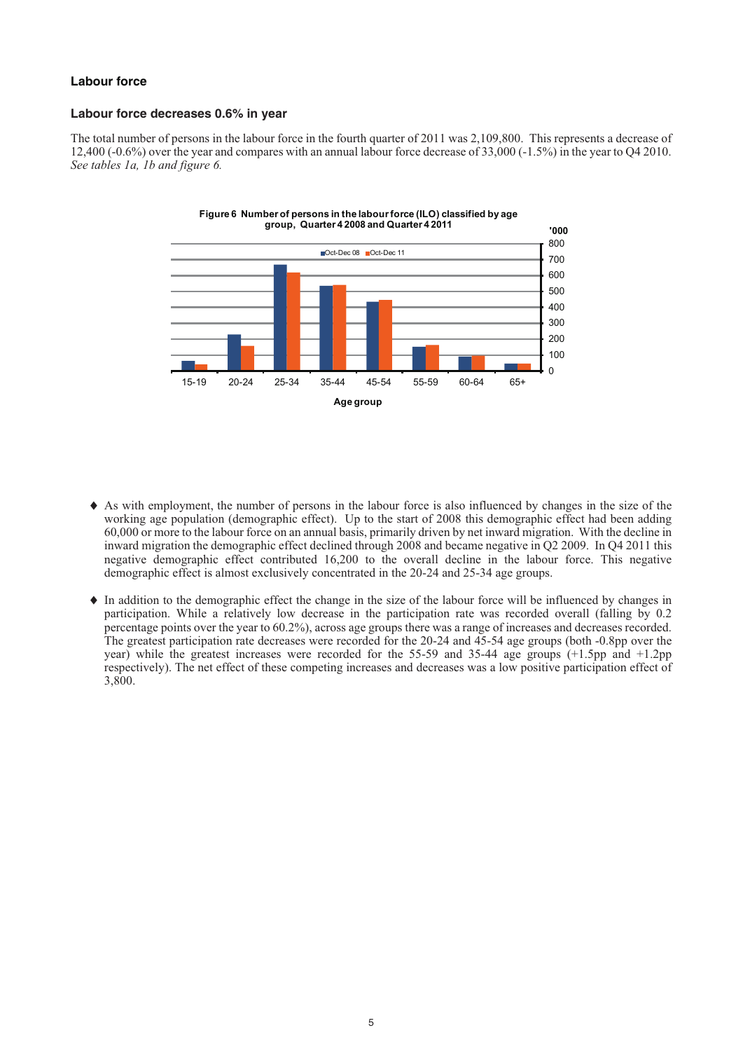## Labour force

### Labour force decreases 0.6% in year

The total number of persons in the labour force in the fourth quarter of 2011 was 2,109,800. This represents a decrease of 12,400 (-0.6%) over the year and compares with an annual labour force decrease of 33,000 (-1.5%) in the year to Q4 2010. *See tables 1a, 1b and figure 6.*

**Figure 6 Number of persons in the labour force (ILO) classified by age group, Quarter 4 2008 and Quarter 4 2011**

- ♦ As with employment, the number of persons in the labour force is also influenced by changes in the size of the working age population (demographic effect). Up to the start of 2008 this demographic effect had been adding 60,000 or more to the labour force on an annual basis, primarily driven by net inward migration. With the decline in inward migration the demographic effect declined through 2008 and became negative in Q2 2009. In Q4 2011 this negative demographic effect contributed 16,200 to the overall decline in the labour force. This negative demographic effect is almost exclusively concentrated in the 20-24 and 25-34 age groups.

- ♦ In addition to the demographic effect the change in the size of the labour force will be influenced by changes in participation. While a relatively low decrease in the participation rate was recorded overall (falling by 0.2 percentage points over the year to 60.2%), across age groups there was a range of increases and decreases recorded. The greatest participation rate decreases were recorded for the 20-24 and 45-54 age groups (both -0.8pp over the year) while the greatest increases were recorded for the 55-59 and 35-44 age groups (+1.5pp and +1.2pp respectively). The net effect of these competing increases and decreases was a low positive participation effect of 3,800.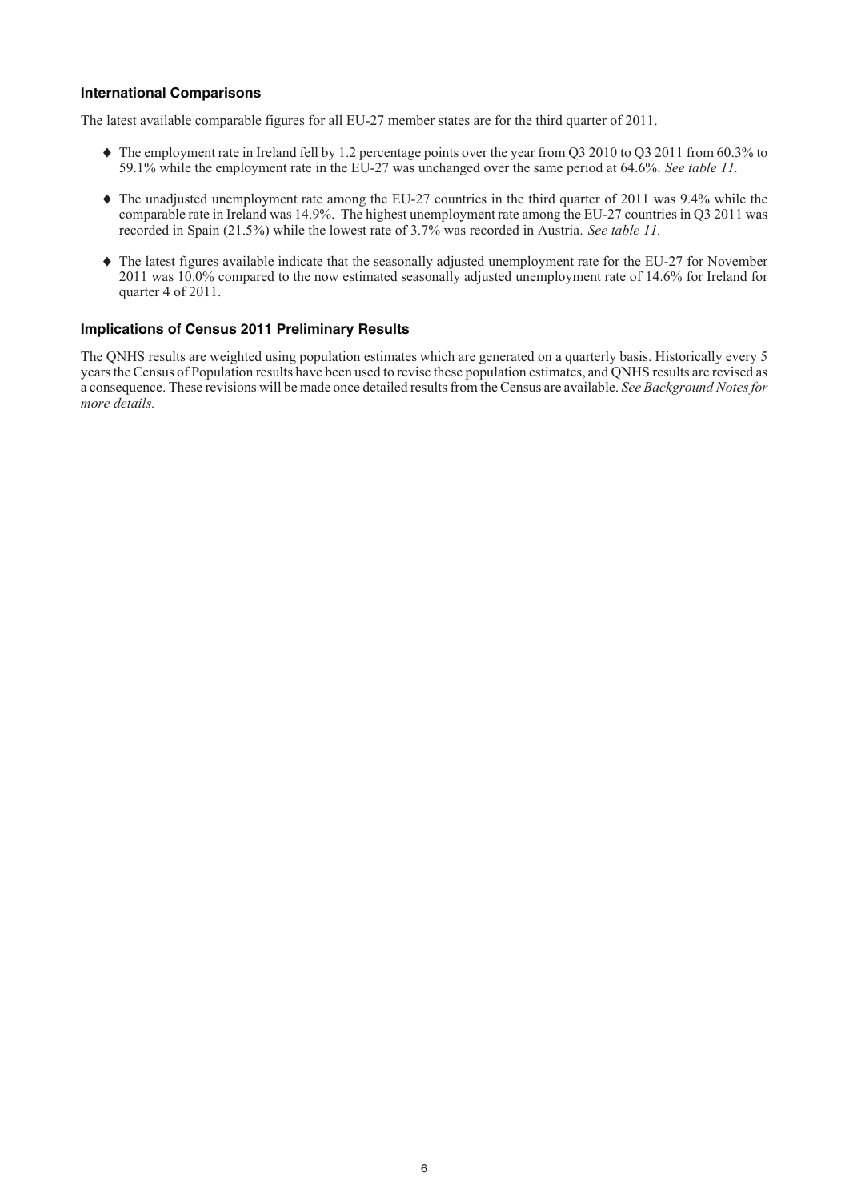### International Comparisons

The latest available comparable figures for all EU-27 member states are for the third quarter of 2011.

- The employment rate in Ireland fell by 1.2 percentage points over the year from Q3 2010 to Q3 2011 from 60.3% to 59.1% while the employment rate in the EU-27 was unchanged over the same period at 64.6%. *See table 11.*
- The unadjusted unemployment rate among the EU-27 countries in the third quarter of 2011 was 9.4% while the comparable rate in Ireland was 14.9%. The highest unemployment rate among the EU-27 countries in Q3 2011 was recorded in Spain (21.5%) while the lowest rate of 3.7% was recorded in Austria. *See table 11.*
- The latest figures available indicate that the seasonally adjusted unemployment rate for the EU-27 for November 2011 was 10.0% compared to the now estimated seasonally adjusted unemployment rate of 14.6% for Ireland for quarter 4 of 2011.

### Implications of Census 2011 Preliminary Results

The QNHS results are weighted using population estimates which are generated on a quarterly basis. Historically every 5 years the Census of Population results have been used to revise these population estimates, and QNHS results are revised as a consequence. These revisions will be made once detailed results from the Census are available. *See Background Notes for more details.*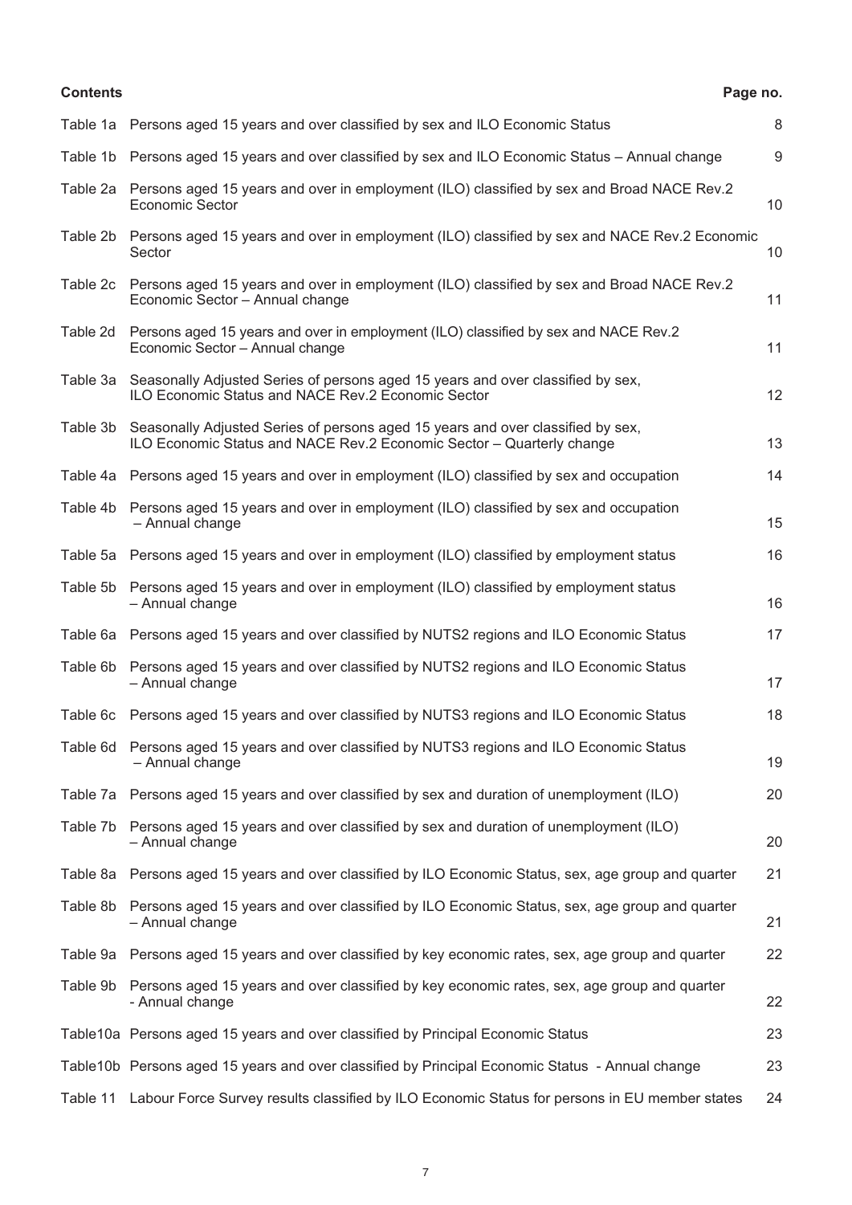| Contents | | Page no. |
|---|---|---|
| Table 1a | Persons aged 15 years and over classified by sex and ILO Economic Status | 8 |
| Table 1b | Persons aged 15 years and over classified by sex and ILO Economic Status – Annual change | 9 |
| Table 2a | Persons aged 15 years and over in employment (ILO) classified by sex and Broad NACE Rev.2 Economic Sector | 10 |
| Table 2b | Persons aged 15 years and over in employment (ILO) classified by sex and NACE Rev.2 Economic Sector | 10 |
| Table 2c | Persons aged 15 years and over in employment (ILO) classified by sex and Broad NACE Rev.2 Economic Sector – Annual change | 11 |
| Table 2d | Persons aged 15 years and over in employment (ILO) classified by sex and NACE Rev.2 Economic Sector – Annual change | 11 |
| Table 3a | Seasonally Adjusted Series of persons aged 15 years and over classified by sex, ILO Economic Status and NACE Rev.2 Economic Sector | 12 |
| Table 3b | Seasonally Adjusted Series of persons aged 15 years and over classified by sex, ILO Economic Status and NACE Rev.2 Economic Sector – Quarterly change | 13 |
| Table 4a | Persons aged 15 years and over in employment (ILO) classified by sex and occupation | 14 |
| Table 4b | Persons aged 15 years and over in employment (ILO) classified by sex and occupation – Annual change | 15 |
| Table 5a | Persons aged 15 years and over in employment (ILO) classified by employment status | 16 |
| Table 5b | Persons aged 15 years and over in employment (ILO) classified by employment status – Annual change | 16 |
| Table 6a | Persons aged 15 years and over classified by NUTS2 regions and ILO Economic Status | 17 |
| Table 6b | Persons aged 15 years and over classified by NUTS2 regions and ILO Economic Status – Annual change | 17 |
| Table 6c | Persons aged 15 years and over classified by NUTS3 regions and ILO Economic Status | 18 |
| Table 6d | Persons aged 15 years and over classified by NUTS3 regions and ILO Economic Status – Annual change | 19 |
| Table 7a | Persons aged 15 years and over classified by sex and duration of unemployment (ILO) | 20 |
| Table 7b | Persons aged 15 years and over classified by sex and duration of unemployment (ILO) – Annual change | 20 |
| Table 8a | Persons aged 15 years and over classified by ILO Economic Status, sex, age group and quarter | 21 |
| Table 8b | Persons aged 15 years and over classified by ILO Economic Status, sex, age group and quarter – Annual change | 21 |
| Table 9a | Persons aged 15 years and over classified by key economic rates, sex, age group and quarter | 22 |
| Table 9b | Persons aged 15 years and over classified by key economic rates, sex, age group and quarter - Annual change | 22 |
| Table10a | Persons aged 15 years and over classified by Principal Economic Status | 23 |
| Table10b | Persons aged 15 years and over classified by Principal Economic Status - Annual change | 23 |
| Table 11 | Labour Force Survey results classified by ILO Economic Status for persons in EU member states | 24 |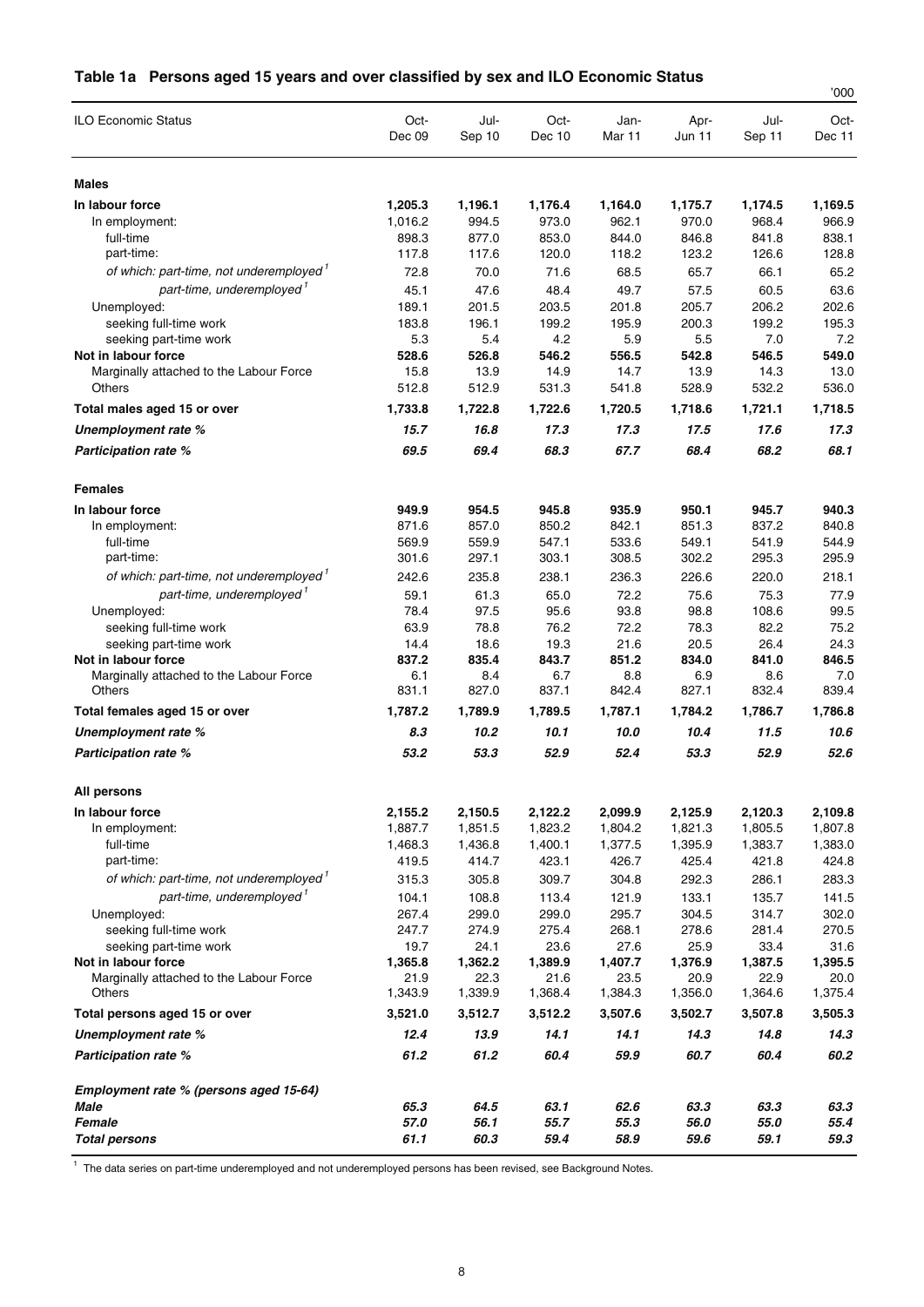## Table 1a Persons aged 15 years and over classified by sex and ILO Economic Status

'000

| ILO Economic Status | Oct-Dec 09 | Jul-Sep 10 | Oct-Dec 10 | Jan-Mar 11 | Apr-Jun 11 | Jul-Sep 11 | Oct-Dec 11 |
|---|---|---|---|---|---|---|---|
| **Males** | | | | | | | |
| **In labour force** | **1,205.3** | **1,196.1** | **1,176.4** | **1,164.0** | **1,175.7** | **1,174.5** | **1,169.5** |
| In employment: | 1,016.2 | 994.5 | 973.0 | 962.1 | 970.0 | 968.4 | 966.9 |
| full-time | 898.3 | 877.0 | 853.0 | 844.0 | 846.8 | 841.8 | 838.1 |
| part-time: | 117.8 | 117.6 | 120.0 | 118.2 | 123.2 | 126.6 | 128.8 |
| *of which: part-time, not underemployed* [1] | 72.8 | 70.0 | 71.6 | 68.5 | 65.7 | 66.1 | 65.2 |
| *part-time, underemployed* [1] | 45.1 | 47.6 | 48.4 | 49.7 | 57.5 | 60.5 | 63.6 |
| Unemployed: | 189.1 | 201.5 | 203.5 | 201.8 | 205.7 | 206.2 | 202.6 |
| seeking full-time work | 183.8 | 196.1 | 199.2 | 195.9 | 200.3 | 199.2 | 195.3 |
| seeking part-time work | 5.3 | 5.4 | 4.2 | 5.9 | 5.5 | 7.0 | 7.2 |
| **Not in labour force** | **528.6** | **526.8** | **546.2** | **556.5** | **542.8** | **546.5** | **549.0** |
| Marginally attached to the Labour Force | 15.8 | 13.9 | 14.9 | 14.7 | 13.9 | 14.3 | 13.0 |
| Others | 512.8 | 512.9 | 531.3 | 541.8 | 528.9 | 532.2 | 536.0 |
| **Total males aged 15 or over** | **1,733.8** | **1,722.8** | **1,722.6** | **1,720.5** | **1,718.6** | **1,721.1** | **1,718.5** |
| ***Unemployment rate %*** | ***15.7*** | ***16.8*** | ***17.3*** | ***17.3*** | ***17.5*** | ***17.6*** | ***17.3*** |
| ***Participation rate %*** | ***69.5*** | ***69.4*** | ***68.3*** | ***67.7*** | ***68.4*** | ***68.2*** | ***68.1*** |
| **Females** | | | | | | | |
| **In labour force** | **949.9** | **954.5** | **945.8** | **935.9** | **950.1** | **945.7** | **940.3** |
| In employment: | 871.6 | 857.0 | 850.2 | 842.1 | 851.3 | 837.2 | 840.8 |
| full-time | 569.9 | 559.9 | 547.1 | 533.6 | 549.1 | 541.9 | 544.9 |
| part-time: | 301.6 | 297.1 | 303.1 | 308.5 | 302.2 | 295.3 | 295.9 |
| *of which: part-time, not underemployed* [1] | 242.6 | 235.8 | 238.1 | 236.3 | 226.6 | 220.0 | 218.1 |
| *part-time, underemployed* [1] | 59.1 | 61.3 | 65.0 | 72.2 | 75.6 | 75.3 | 77.9 |
| Unemployed: | 78.4 | 97.5 | 95.6 | 93.8 | 98.8 | 108.6 | 99.5 |
| seeking full-time work | 63.9 | 78.8 | 76.2 | 72.2 | 78.3 | 82.2 | 75.2 |
| seeking part-time work | 14.4 | 18.6 | 19.3 | 21.6 | 20.5 | 26.4 | 24.3 |
| **Not in labour force** | **837.2** | **835.4** | **843.7** | **851.2** | **834.0** | **841.0** | **846.5** |
| Marginally attached to the Labour Force | 6.1 | 8.4 | 6.7 | 8.8 | 6.9 | 8.6 | 7.0 |
| Others | 831.1 | 827.0 | 837.1 | 842.4 | 827.1 | 832.4 | 839.4 |
| **Total females aged 15 or over** | **1,787.2** | **1,789.9** | **1,789.5** | **1,787.1** | **1,784.2** | **1,786.7** | **1,786.8** |
| ***Unemployment rate %*** | ***8.3*** | ***10.2*** | ***10.1*** | ***10.0*** | ***10.4*** | ***11.5*** | ***10.6*** |
| ***Participation rate %*** | ***53.2*** | ***53.3*** | ***52.9*** | ***52.4*** | ***53.3*** | ***52.9*** | ***52.6*** |
| **All persons** | | | | | | | |
| **In labour force** | **2,155.2** | **2,150.5** | **2,122.2** | **2,099.9** | **2,125.9** | **2,120.3** | **2,109.8** |
| In employment: | 1,887.7 | 1,851.5 | 1,823.2 | 1,804.2 | 1,821.3 | 1,805.5 | 1,807.8 |
| full-time | 1,468.3 | 1,436.8 | 1,400.1 | 1,377.5 | 1,395.9 | 1,383.7 | 1,383.0 |
| part-time: | 419.5 | 414.7 | 423.1 | 426.7 | 425.4 | 421.8 | 424.8 |
| *of which: part-time, not underemployed* [1] | 315.3 | 305.8 | 309.7 | 304.8 | 292.3 | 286.1 | 283.3 |
| *part-time, underemployed* [1] | 104.1 | 108.8 | 113.4 | 121.9 | 133.1 | 135.7 | 141.5 |
| Unemployed: | 267.4 | 299.0 | 299.0 | 295.7 | 304.5 | 314.7 | 302.0 |
| seeking full-time work | 247.7 | 274.9 | 275.4 | 268.1 | 278.6 | 281.4 | 270.5 |
| seeking part-time work | 19.7 | 24.1 | 23.6 | 27.6 | 25.9 | 33.4 | 31.6 |
| **Not in labour force** | **1,365.8** | **1,362.2** | **1,389.9** | **1,407.7** | **1,376.9** | **1,387.5** | **1,395.5** |
| Marginally attached to the Labour Force | 21.9 | 22.3 | 21.6 | 23.5 | 20.9 | 22.9 | 20.0 |
| Others | 1,343.9 | 1,339.9 | 1,368.4 | 1,384.3 | 1,356.0 | 1,364.6 | 1,375.4 |
| **Total persons aged 15 or over** | **3,521.0** | **3,512.7** | **3,512.2** | **3,507.6** | **3,502.7** | **3,507.8** | **3,505.3** |
| ***Unemployment rate %*** | ***12.4*** | ***13.9*** | ***14.1*** | ***14.1*** | ***14.3*** | ***14.8*** | ***14.3*** |
| ***Participation rate %*** | ***61.2*** | ***61.2*** | ***60.4*** | ***59.9*** | ***60.7*** | ***60.4*** | ***60.2*** |
| ***Employment rate % (persons aged 15-64)*** | | | | | | | |
| ***Male*** | ***65.3*** | ***64.5*** | ***63.1*** | ***62.6*** | ***63.3*** | ***63.3*** | ***63.3*** |
| ***Female*** | ***57.0*** | ***56.1*** | ***55.7*** | ***55.3*** | ***56.0*** | ***55.0*** | ***55.4*** |
| ***Total persons*** | ***61.1*** | ***60.3*** | ***59.4*** | ***58.9*** | ***59.6*** | ***59.1*** | ***59.3*** |

[1] The data series on part-time underemployed and not underemployed persons has been revised, see Background Notes.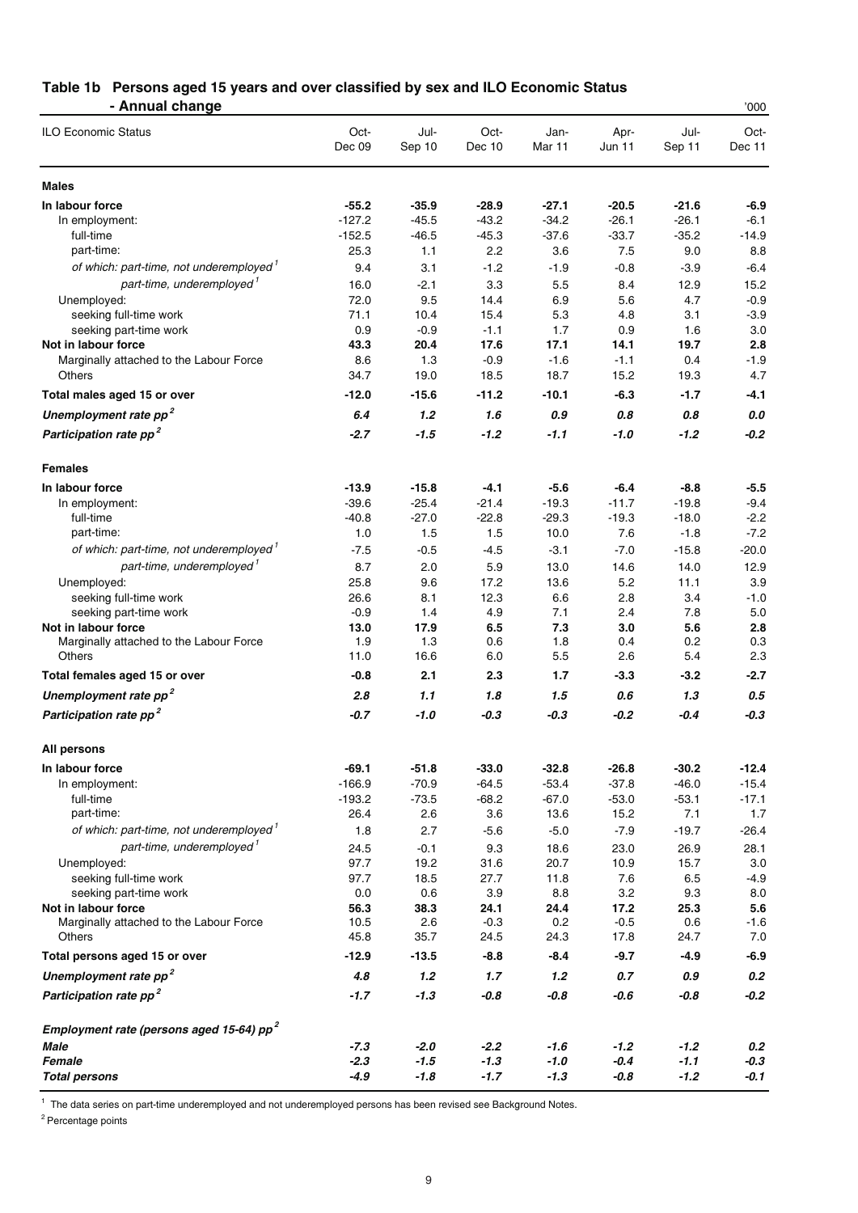## Table 1b Persons aged 15 years and over classified by sex and ILO Economic Status - Annual change

'000

| ILO Economic Status | Oct-Dec 09 | Jul-Sep 10 | Oct-Dec 10 | Jan-Mar 11 | Apr-Jun 11 | Jul-Sep 11 | Oct-Dec 11 |
|---|---|---|---|---|---|---|---|
| **Males** | | | | | | | |
| **In labour force** | **-55.2** | **-35.9** | **-28.9** | **-27.1** | **-20.5** | **-21.6** | **-6.9** |
| In employment: | -127.2 | -45.5 | -43.2 | -34.2 | -26.1 | -26.1 | -6.1 |
| full-time | -152.5 | -46.5 | -45.3 | -37.6 | -33.7 | -35.2 | -14.9 |
| part-time: | 25.3 | 1.1 | 2.2 | 3.6 | 7.5 | 9.0 | 8.8 |
| *of which: part-time, not underemployed* [1] | 9.4 | 3.1 | -1.2 | -1.9 | -0.8 | -3.9 | -6.4 |
| *part-time, underemployed* [1] | 16.0 | -2.1 | 3.3 | 5.5 | 8.4 | 12.9 | 15.2 |
| Unemployed: | 72.0 | 9.5 | 14.4 | 6.9 | 5.6 | 4.7 | -0.9 |
| seeking full-time work | 71.1 | 10.4 | 15.4 | 5.3 | 4.8 | 3.1 | -3.9 |
| seeking part-time work | 0.9 | -0.9 | -1.1 | 1.7 | 0.9 | 1.6 | 3.0 |
| **Not in labour force** | **43.3** | **20.4** | **17.6** | **17.1** | **14.1** | **19.7** | **2.8** |
| Marginally attached to the Labour Force | 8.6 | 1.3 | -0.9 | -1.6 | -1.1 | 0.4 | -1.9 |
| Others | 34.7 | 19.0 | 18.5 | 18.7 | 15.2 | 19.3 | 4.7 |
| **Total males aged 15 or over** | **-12.0** | **-15.6** | **-11.2** | **-10.1** | **-6.3** | **-1.7** | **-4.1** |
| ***Unemployment rate pp*** [2] | ***6.4*** | ***1.2*** | ***1.6*** | ***0.9*** | ***0.8*** | ***0.8*** | ***0.0*** |
| ***Participation rate pp*** [2] | ***-2.7*** | ***-1.5*** | ***-1.2*** | ***-1.1*** | ***-1.0*** | ***-1.2*** | ***-0.2*** |
| **Females** | | | | | | | |
| **In labour force** | **-13.9** | **-15.8** | **-4.1** | **-5.6** | **-6.4** | **-8.8** | **-5.5** |
| In employment: | -39.6 | -25.4 | -21.4 | -19.3 | -11.7 | -19.8 | -9.4 |
| full-time | -40.8 | -27.0 | -22.8 | -29.3 | -19.3 | -18.0 | -2.2 |
| part-time: | 1.0 | 1.5 | 1.5 | 10.0 | 7.6 | -1.8 | -7.2 |
| *of which: part-time, not underemployed* [1] | -7.5 | -0.5 | -4.5 | -3.1 | -7.0 | -15.8 | -20.0 |
| *part-time, underemployed* [1] | 8.7 | 2.0 | 5.9 | 13.0 | 14.6 | 14.0 | 12.9 |
| Unemployed: | 25.8 | 9.6 | 17.2 | 13.6 | 5.2 | 11.1 | 3.9 |
| seeking full-time work | 26.6 | 8.1 | 12.3 | 6.6 | 2.8 | 3.4 | -1.0 |
| seeking part-time work | -0.9 | 1.4 | 4.9 | 7.1 | 2.4 | 7.8 | 5.0 |
| **Not in labour force** | **13.0** | **17.9** | **6.5** | **7.3** | **3.0** | **5.6** | **2.8** |
| Marginally attached to the Labour Force | 1.9 | 1.3 | 0.6 | 1.8 | 0.4 | 0.2 | 0.3 |
| Others | 11.0 | 16.6 | 6.0 | 5.5 | 2.6 | 5.4 | 2.3 |
| **Total females aged 15 or over** | **-0.8** | **2.1** | **2.3** | **1.7** | **-3.3** | **-3.2** | **-2.7** |
| ***Unemployment rate pp*** [2] | ***2.8*** | ***1.1*** | ***1.8*** | ***1.5*** | ***0.6*** | ***1.3*** | ***0.5*** |
| ***Participation rate pp*** [2] | ***-0.7*** | ***-1.0*** | ***-0.3*** | ***-0.3*** | ***-0.2*** | ***-0.4*** | ***-0.3*** |
| **All persons** | | | | | | | |
| **In labour force** | **-69.1** | **-51.8** | **-33.0** | **-32.8** | **-26.8** | **-30.2** | **-12.4** |
| In employment: | -166.9 | -70.9 | -64.5 | -53.4 | -37.8 | -46.0 | -15.4 |
| full-time | -193.2 | -73.5 | -68.2 | -67.0 | -53.0 | -53.1 | -17.1 |
| part-time: | 26.4 | 2.6 | 3.6 | 13.6 | 15.2 | 7.1 | 1.7 |
| *of which: part-time, not underemployed* [1] | 1.8 | 2.7 | -5.6 | -5.0 | -7.9 | -19.7 | -26.4 |
| *part-time, underemployed* [1] | 24.5 | -0.1 | 9.3 | 18.6 | 23.0 | 26.9 | 28.1 |
| Unemployed: | 97.7 | 19.2 | 31.6 | 20.7 | 10.9 | 15.7 | 3.0 |
| seeking full-time work | 97.7 | 18.5 | 27.7 | 11.8 | 7.6 | 6.5 | -4.9 |
| seeking part-time work | 0.0 | 0.6 | 3.9 | 8.8 | 3.2 | 9.3 | 8.0 |
| **Not in labour force** | **56.3** | **38.3** | **24.1** | **24.4** | **17.2** | **25.3** | **5.6** |
| Marginally attached to the Labour Force | 10.5 | 2.6 | -0.3 | 0.2 | -0.5 | 0.6 | -1.6 |
| Others | 45.8 | 35.7 | 24.5 | 24.3 | 17.8 | 24.7 | 7.0 |
| **Total persons aged 15 or over** | **-12.9** | **-13.5** | **-8.8** | **-8.4** | **-9.7** | **-4.9** | **-6.9** |
| ***Unemployment rate pp*** [2] | ***4.8*** | ***1.2*** | ***1.7*** | ***1.2*** | ***0.7*** | ***0.9*** | ***0.2*** |
| ***Participation rate pp*** [2] | ***-1.7*** | ***-1.3*** | ***-0.8*** | ***-0.8*** | ***-0.6*** | ***-0.8*** | ***-0.2*** |
| ***Employment rate (persons aged 15-64) pp*** [2] | | | | | | | |
| ***Male*** | ***-7.3*** | ***-2.0*** | ***-2.2*** | ***-1.6*** | ***-1.2*** | ***-1.2*** | ***0.2*** |
| ***Female*** | ***-2.3*** | ***-1.5*** | ***-1.3*** | ***-1.0*** | ***-0.4*** | ***-1.1*** | ***-0.3*** |
| ***Total persons*** | ***-4.9*** | ***-1.8*** | ***-1.7*** | ***-1.3*** | ***-0.8*** | ***-1.2*** | ***-0.1*** |

[1] The data series on part-time underemployed and not underemployed persons has been revised see Background Notes.

[2] Percentage points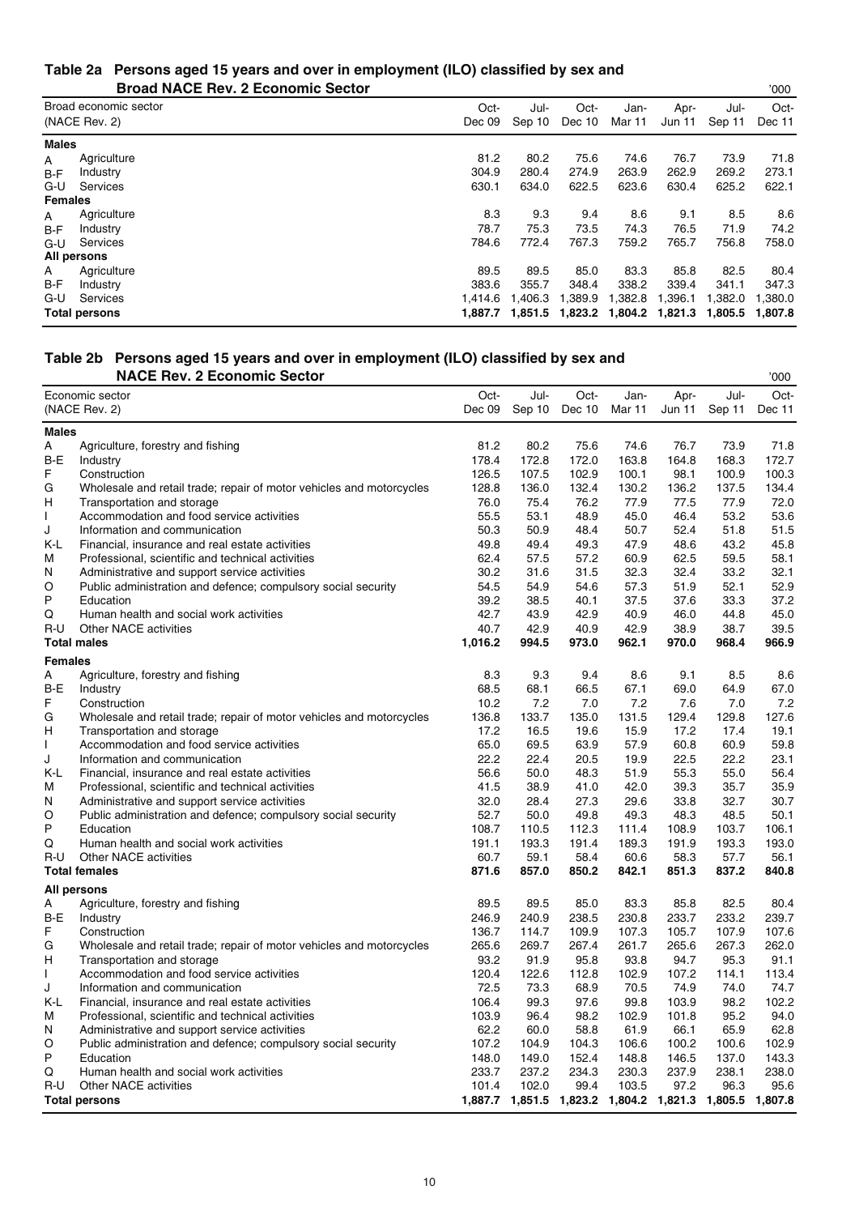## Table 2a Persons aged 15 years and over in employment (ILO) classified by sex and Broad NACE Rev. 2 Economic Sector

'000

| | Broad economic sector (NACE Rev. 2) | Oct-Dec 09 | Jul-Sep 10 | Oct-Dec 10 | Jan-Mar 11 | Apr-Jun 11 | Jul-Sep 11 | Oct-Dec 11 |
|---|---|---|---|---|---|---|---|---|
| **Males** | | | | | | | | |
| A | Agriculture | 81.2 | 80.2 | 75.6 | 74.6 | 76.7 | 73.9 | 71.8 |
| B-F | Industry | 304.9 | 280.4 | 274.9 | 263.9 | 262.9 | 269.2 | 273.1 |
| G-U | Services | 630.1 | 634.0 | 622.5 | 623.6 | 630.4 | 625.2 | 622.1 |
| **Females** | | | | | | | | |
| A | Agriculture | 8.3 | 9.3 | 9.4 | 8.6 | 9.1 | 8.5 | 8.6 |
| B-F | Industry | 78.7 | 75.3 | 73.5 | 74.3 | 76.5 | 71.9 | 74.2 |
| G-U | Services | 784.6 | 772.4 | 767.3 | 759.2 | 765.7 | 756.8 | 758.0 |
| **All persons** | | | | | | | | |
| A | Agriculture | 89.5 | 89.5 | 85.0 | 83.3 | 85.8 | 82.5 | 80.4 |
| B-F | Industry | 383.6 | 355.7 | 348.4 | 338.2 | 339.4 | 341.1 | 347.3 |
| G-U | Services | 1,414.6 | 1,406.3 | 1,389.9 | 1,382.8 | 1,396.1 | 1,382.0 | 1,380.0 |
| **Total persons** | | **1,887.7** | **1,851.5** | **1,823.2** | **1,804.2** | **1,821.3** | **1,805.5** | **1,807.8** |

## Table 2b Persons aged 15 years and over in employment (ILO) classified by sex and NACE Rev. 2 Economic Sector

'000

| | Economic sector (NACE Rev. 2) | Oct-Dec 09 | Jul-Sep 10 | Oct-Dec 10 | Jan-Mar 11 | Apr-Jun 11 | Jul-Sep 11 | Oct-Dec 11 |
|---|---|---|---|---|---|---|---|---|
| **Males** | | | | | | | | |
| A | Agriculture, forestry and fishing | 81.2 | 80.2 | 75.6 | 74.6 | 76.7 | 73.9 | 71.8 |
| B-E | Industry | 178.4 | 172.8 | 172.0 | 163.8 | 164.8 | 168.3 | 172.7 |
| F | Construction | 126.5 | 107.5 | 102.9 | 100.1 | 98.1 | 100.9 | 100.3 |
| G | Wholesale and retail trade; repair of motor vehicles and motorcycles | 128.8 | 136.0 | 132.4 | 130.2 | 136.2 | 137.5 | 134.4 |
| H | Transportation and storage | 76.0 | 75.4 | 76.2 | 77.9 | 77.5 | 77.9 | 72.0 |
| I | Accommodation and food service activities | 55.5 | 53.1 | 48.9 | 45.0 | 46.4 | 53.2 | 53.6 |
| J | Information and communication | 50.3 | 50.9 | 48.4 | 50.7 | 52.4 | 51.8 | 51.5 |
| K-L | Financial, insurance and real estate activities | 49.8 | 49.4 | 49.3 | 47.9 | 48.6 | 43.2 | 45.8 |
| M | Professional, scientific and technical activities | 62.4 | 57.5 | 57.2 | 60.9 | 62.5 | 59.5 | 58.1 |
| N | Administrative and support service activities | 30.2 | 31.6 | 31.5 | 32.3 | 32.4 | 33.2 | 32.1 |
| O | Public administration and defence; compulsory social security | 54.5 | 54.9 | 54.6 | 57.3 | 51.9 | 52.1 | 52.9 |
| P | Education | 39.2 | 38.5 | 40.1 | 37.5 | 37.6 | 33.3 | 37.2 |
| Q | Human health and social work activities | 42.7 | 43.9 | 42.9 | 40.9 | 46.0 | 44.8 | 45.0 |
| R-U | Other NACE activities | 40.7 | 42.9 | 40.9 | 42.9 | 38.9 | 38.7 | 39.5 |
| **Total males** | | **1,016.2** | **994.5** | **973.0** | **962.1** | **970.0** | **968.4** | **966.9** |
| **Females** | | | | | | | | |
| A | Agriculture, forestry and fishing | 8.3 | 9.3 | 9.4 | 8.6 | 9.1 | 8.5 | 8.6 |
| B-E | Industry | 68.5 | 68.1 | 66.5 | 67.1 | 69.0 | 64.9 | 67.0 |
| F | Construction | 10.2 | 7.2 | 7.0 | 7.2 | 7.6 | 7.0 | 7.2 |
| G | Wholesale and retail trade; repair of motor vehicles and motorcycles | 136.8 | 133.7 | 135.0 | 131.5 | 129.4 | 129.8 | 127.6 |
| H | Transportation and storage | 17.2 | 16.5 | 19.6 | 15.9 | 17.2 | 17.4 | 19.1 |
| I | Accommodation and food service activities | 65.0 | 69.5 | 63.9 | 57.9 | 60.8 | 60.9 | 59.8 |
| J | Information and communication | 22.2 | 22.4 | 20.5 | 19.9 | 22.5 | 22.2 | 23.1 |
| K-L | Financial, insurance and real estate activities | 56.6 | 50.0 | 48.3 | 51.9 | 55.3 | 55.0 | 56.4 |
| M | Professional, scientific and technical activities | 41.5 | 38.9 | 41.0 | 42.0 | 39.3 | 35.7 | 35.9 |
| N | Administrative and support service activities | 32.0 | 28.4 | 27.3 | 29.6 | 33.8 | 32.7 | 30.7 |
| O | Public administration and defence; compulsory social security | 52.7 | 50.0 | 49.8 | 49.3 | 48.3 | 48.5 | 50.1 |
| P | Education | 108.7 | 110.5 | 112.3 | 111.4 | 108.9 | 103.7 | 106.1 |
| Q | Human health and social work activities | 191.1 | 193.3 | 191.4 | 189.3 | 191.9 | 193.3 | 193.0 |
| R-U | Other NACE activities | 60.7 | 59.1 | 58.4 | 60.6 | 58.3 | 57.7 | 56.1 |
| **Total females** | | **871.6** | **857.0** | **850.2** | **842.1** | **851.3** | **837.2** | **840.8** |
| **All persons** | | | | | | | | |
| A | Agriculture, forestry and fishing | 89.5 | 89.5 | 85.0 | 83.3 | 85.8 | 82.5 | 80.4 |
| B-E | Industry | 246.9 | 240.9 | 238.5 | 230.8 | 233.7 | 233.2 | 239.7 |
| F | Construction | 136.7 | 114.7 | 109.9 | 107.3 | 105.7 | 107.9 | 107.6 |
| G | Wholesale and retail trade; repair of motor vehicles and motorcycles | 265.6 | 269.7 | 267.4 | 261.7 | 265.6 | 267.3 | 262.0 |
| H | Transportation and storage | 93.2 | 91.9 | 95.8 | 93.8 | 94.7 | 95.3 | 91.1 |
| I | Accommodation and food service activities | 120.4 | 122.6 | 112.8 | 102.9 | 107.2 | 114.1 | 113.4 |
| J | Information and communication | 72.5 | 73.3 | 68.9 | 70.5 | 74.9 | 74.0 | 74.7 |
| K-L | Financial, insurance and real estate activities | 106.4 | 99.3 | 97.6 | 99.8 | 103.9 | 98.2 | 102.2 |
| M | Professional, scientific and technical activities | 103.9 | 96.4 | 98.2 | 102.9 | 101.8 | 95.2 | 94.0 |
| N | Administrative and support service activities | 62.2 | 60.0 | 58.8 | 61.9 | 66.1 | 65.9 | 62.8 |
| O | Public administration and defence; compulsory social security | 107.2 | 104.9 | 104.3 | 106.6 | 100.2 | 100.6 | 102.9 |
| P | Education | 148.0 | 149.0 | 152.4 | 148.8 | 146.5 | 137.0 | 143.3 |
| Q | Human health and social work activities | 233.7 | 237.2 | 234.3 | 230.3 | 237.9 | 238.1 | 238.0 |
| R-U | Other NACE activities | 101.4 | 102.0 | 99.4 | 103.5 | 97.2 | 96.3 | 95.6 |
| **Total persons** | | **1,887.7** | **1,851.5** | **1,823.2** | **1,804.2** | **1,821.3** | **1,805.5** | **1,807.8** |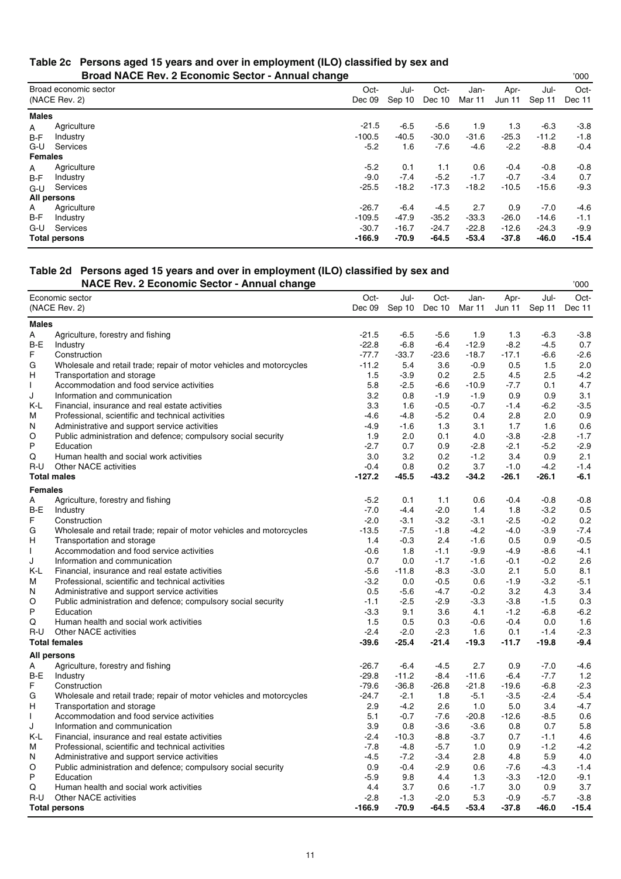## Table 2c Persons aged 15 years and over in employment (ILO) classified by sex and Broad NACE Rev. 2 Economic Sector - Annual change

'000

| Broad economic sector (NACE Rev. 2) | | Oct-Dec 09 | Jul-Sep 10 | Oct-Dec 10 | Jan-Mar 11 | Apr-Jun 11 | Jul-Sep 11 | Oct-Dec 11 |
|---|---|---|---|---|---|---|---|---|
| **Males** | | | | | | | | |
| A | Agriculture | -21.5 | -6.5 | -5.6 | 1.9 | 1.3 | -6.3 | -3.8 |
| B-F | Industry | -100.5 | -40.5 | -30.0 | -31.6 | -25.3 | -11.2 | -1.8 |
| G-U | Services | -5.2 | 1.6 | -7.6 | -4.6 | -2.2 | -8.8 | -0.4 |
| **Females** | | | | | | | | |
| A | Agriculture | -5.2 | 0.1 | 1.1 | 0.6 | -0.4 | -0.8 | -0.8 |
| B-F | Industry | -9.0 | -7.4 | -5.2 | -1.7 | -0.7 | -3.4 | 0.7 |
| G-U | Services | -25.5 | -18.2 | -17.3 | -18.2 | -10.5 | -15.6 | -9.3 |
| **All persons** | | | | | | | | |
| A | Agriculture | -26.7 | -6.4 | -4.5 | 2.7 | 0.9 | -7.0 | -4.6 |
| B-F | Industry | -109.5 | -47.9 | -35.2 | -33.3 | -26.0 | -14.6 | -1.1 |
| G-U | Services | -30.7 | -16.7 | -24.7 | -22.8 | -12.6 | -24.3 | -9.9 |
| **Total persons** | | **-166.9** | **-70.9** | **-64.5** | **-53.4** | **-37.8** | **-46.0** | **-15.4** |

## Table 2d Persons aged 15 years and over in employment (ILO) classified by sex and NACE Rev. 2 Economic Sector - Annual change

'000

| Economic sector (NACE Rev. 2) | | Oct-Dec 09 | Jul-Sep 10 | Oct-Dec 10 | Jan-Mar 11 | Apr-Jun 11 | Jul-Sep 11 | Oct-Dec 11 |
|---|---|---|---|---|---|---|---|---|
| **Males** | | | | | | | | |
| A | Agriculture, forestry and fishing | -21.5 | -6.5 | -5.6 | 1.9 | 1.3 | -6.3 | -3.8 |
| B-E | Industry | -22.8 | -6.8 | -6.4 | -12.9 | -8.2 | -4.5 | 0.7 |
| F | Construction | -77.7 | -33.7 | -23.6 | -18.7 | -17.1 | -6.6 | -2.6 |
| G | Wholesale and retail trade; repair of motor vehicles and motorcycles | -11.2 | 5.4 | 3.6 | -0.9 | 0.5 | 1.5 | 2.0 |
| H | Transportation and storage | 1.5 | -3.9 | 0.2 | 2.5 | 4.5 | 2.5 | -4.2 |
| I | Accommodation and food service activities | 5.8 | -2.5 | -6.6 | -10.9 | -7.7 | 0.1 | 4.7 |
| J | Information and communication | 3.2 | 0.8 | -1.9 | -1.9 | 0.9 | 0.9 | 3.1 |
| K-L | Financial, insurance and real estate activities | 3.3 | 1.6 | -0.5 | -0.7 | -1.4 | -6.2 | -3.5 |
| M | Professional, scientific and technical activities | -4.6 | -4.8 | -5.2 | 0.4 | 2.8 | 2.0 | 0.9 |
| N | Administrative and support service activities | -4.9 | -1.6 | 1.3 | 3.1 | 1.7 | 1.6 | 0.6 |
| O | Public administration and defence; compulsory social security | 1.9 | 2.0 | 0.1 | 4.0 | -3.8 | -2.8 | -1.7 |
| P | Education | -2.7 | 0.7 | 0.9 | -2.8 | -2.1 | -5.2 | -2.9 |
| Q | Human health and social work activities | 3.0 | 3.2 | 0.2 | -1.2 | 3.4 | 0.9 | 2.1 |
| R-U | Other NACE activities | -0.4 | 0.8 | 0.2 | 3.7 | -1.0 | -4.2 | -1.4 |
| **Total males** | | **-127.2** | **-45.5** | **-43.2** | **-34.2** | **-26.1** | **-26.1** | **-6.1** |
| **Females** | | | | | | | | |
| A | Agriculture, forestry and fishing | -5.2 | 0.1 | 1.1 | 0.6 | -0.4 | -0.8 | -0.8 |
| B-E | Industry | -7.0 | -4.4 | -2.0 | 1.4 | 1.8 | -3.2 | 0.5 |
| F | Construction | -2.0 | -3.1 | -3.2 | -3.1 | -2.5 | -0.2 | 0.2 |
| G | Wholesale and retail trade; repair of motor vehicles and motorcycles | -13.5 | -7.5 | -1.8 | -4.2 | -4.0 | -3.9 | -7.4 |
| H | Transportation and storage | 1.4 | -0.3 | 2.4 | -1.6 | 0.5 | 0.9 | -0.5 |
| I | Accommodation and food service activities | -0.6 | 1.8 | -1.1 | -9.9 | -4.9 | -8.6 | -4.1 |
| J | Information and communication | 0.7 | 0.0 | -1.7 | -1.6 | -0.1 | -0.2 | 2.6 |
| K-L | Financial, insurance and real estate activities | -5.6 | -11.8 | -8.3 | -3.0 | 2.1 | 5.0 | 8.1 |
| M | Professional, scientific and technical activities | -3.2 | 0.0 | -0.5 | 0.6 | -1.9 | -3.2 | -5.1 |
| N | Administrative and support service activities | 0.5 | -5.6 | -4.7 | -0.2 | 3.2 | 4.3 | 3.4 |
| O | Public administration and defence; compulsory social security | -1.1 | -2.5 | -2.9 | -3.3 | -3.8 | -1.5 | 0.3 |
| P | Education | -3.3 | 9.1 | 3.6 | 4.1 | -1.2 | -6.8 | -6.2 |
| Q | Human health and social work activities | 1.5 | 0.5 | 0.3 | -0.6 | -0.4 | 0.0 | 1.6 |
| R-U | Other NACE activities | -2.4 | -2.0 | -2.3 | 1.6 | 0.1 | -1.4 | -2.3 |
| **Total females** | | **-39.6** | **-25.4** | **-21.4** | **-19.3** | **-11.7** | **-19.8** | **-9.4** |
| **All persons** | | | | | | | | |
| A | Agriculture, forestry and fishing | -26.7 | -6.4 | -4.5 | 2.7 | 0.9 | -7.0 | -4.6 |
| B-E | Industry | -29.8 | -11.2 | -8.4 | -11.6 | -6.4 | -7.7 | 1.2 |
| F | Construction | -79.6 | -36.8 | -26.8 | -21.8 | -19.6 | -6.8 | -2.3 |
| G | Wholesale and retail trade; repair of motor vehicles and motorcycles | -24.7 | -2.1 | 1.8 | -5.1 | -3.5 | -2.4 | -5.4 |
| H | Transportation and storage | 2.9 | -4.2 | 2.6 | 1.0 | 5.0 | 3.4 | -4.7 |
| I | Accommodation and food service activities | 5.1 | -0.7 | -7.6 | -20.8 | -12.6 | -8.5 | 0.6 |
| J | Information and communication | 3.9 | 0.8 | -3.6 | -3.6 | 0.8 | 0.7 | 5.8 |
| K-L | Financial, insurance and real estate activities | -2.4 | -10.3 | -8.8 | -3.7 | 0.7 | -1.1 | 4.6 |
| M | Professional, scientific and technical activities | -7.8 | -4.8 | -5.7 | 1.0 | 0.9 | -1.2 | -4.2 |
| N | Administrative and support service activities | -4.5 | -7.2 | -3.4 | 2.8 | 4.8 | 5.9 | 4.0 |
| O | Public administration and defence; compulsory social security | 0.9 | -0.4 | -2.9 | 0.6 | -7.6 | -4.3 | -1.4 |
| P | Education | -5.9 | 9.8 | 4.4 | 1.3 | -3.3 | -12.0 | -9.1 |
| Q | Human health and social work activities | 4.4 | 3.7 | 0.6 | -1.7 | 3.0 | 0.9 | 3.7 |
| R-U | Other NACE activities | -2.8 | -1.3 | -2.0 | 5.3 | -0.9 | -5.7 | -3.8 |
| **Total persons** | | **-166.9** | **-70.9** | **-64.5** | **-53.4** | **-37.8** | **-46.0** | **-15.4** |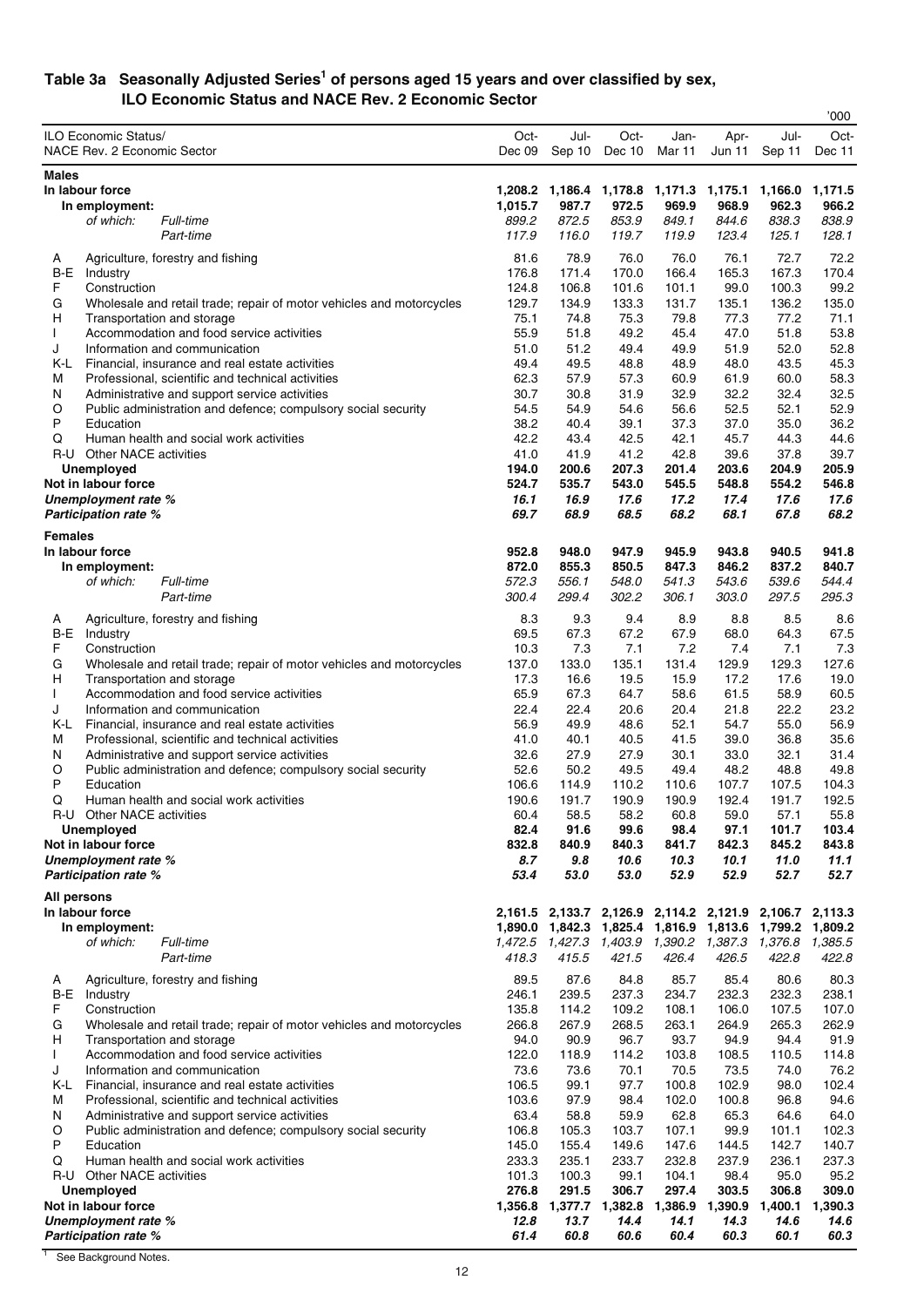## Table 3a Seasonally Adjusted Series[1] of persons aged 15 years and over classified by sex, ILO Economic Status and NACE Rev. 2 Economic Sector

'000

| ILO Economic Status/ NACE Rev. 2 Economic Sector | | Oct-Dec 09 | Jul-Sep 10 | Oct-Dec 10 | Jan-Mar 11 | Apr-Jun 11 | Jul-Sep 11 | Oct-Dec 11 |
|---|---|---|---|---|---|---|---|---|
| **Males** | | | | | | | | |
| **In labour force** | | **1,208.2** | **1,186.4** | **1,178.8** | **1,171.3** | **1,175.1** | **1,166.0** | **1,171.5** |
| **In employment:** | | **1,015.7** | **987.7** | **972.5** | **969.9** | **968.9** | **962.3** | **966.2** |
| *of which:* | *Full-time* | *899.2* | *872.5* | *853.9* | *849.1* | *844.6* | *838.3* | *838.9* |
| | *Part-time* | *117.9* | *116.0* | *119.7* | *119.9* | *123.4* | *125.1* | *128.1* |
| A | Agriculture, forestry and fishing | 81.6 | 78.9 | 76.0 | 76.0 | 76.1 | 72.7 | 72.2 |
| B-E | Industry | 176.8 | 171.4 | 170.0 | 166.4 | 165.3 | 167.3 | 170.4 |
| F | Construction | 124.8 | 106.8 | 101.6 | 101.1 | 99.0 | 100.3 | 99.2 |
| G | Wholesale and retail trade; repair of motor vehicles and motorcycles | 129.7 | 134.9 | 133.3 | 131.7 | 135.1 | 136.2 | 135.0 |
| H | Transportation and storage | 75.1 | 74.8 | 75.3 | 79.8 | 77.3 | 77.2 | 71.1 |
| I | Accommodation and food service activities | 55.9 | 51.8 | 49.2 | 45.4 | 47.0 | 51.8 | 53.8 |
| J | Information and communication | 51.0 | 51.2 | 49.4 | 49.9 | 51.9 | 52.0 | 52.8 |
| K-L | Financial, insurance and real estate activities | 49.4 | 49.5 | 48.8 | 48.9 | 48.0 | 43.5 | 45.3 |
| M | Professional, scientific and technical activities | 62.3 | 57.9 | 57.3 | 60.9 | 61.9 | 60.0 | 58.3 |
| N | Administrative and support service activities | 30.7 | 30.8 | 31.9 | 32.9 | 32.2 | 32.4 | 32.5 |
| O | Public administration and defence; compulsory social security | 54.5 | 54.9 | 54.6 | 56.6 | 52.5 | 52.1 | 52.9 |
| P | Education | 38.2 | 40.4 | 39.1 | 37.3 | 37.0 | 35.0 | 36.2 |
| Q | Human health and social work activities | 42.2 | 43.4 | 42.5 | 42.1 | 45.7 | 44.3 | 44.6 |
| R-U | Other NACE activities | 41.0 | 41.9 | 41.2 | 42.8 | 39.6 | 37.8 | 39.7 |
| **Unemployed** | | **194.0** | **200.6** | **207.3** | **201.4** | **203.6** | **204.9** | **205.9** |
| **Not in labour force** | | **524.7** | **535.7** | **543.0** | **545.5** | **548.8** | **554.2** | **546.8** |
| ***Unemployment rate %*** | | ***16.1*** | ***16.9*** | ***17.6*** | ***17.2*** | ***17.4*** | ***17.6*** | ***17.6*** |
| ***Participation rate %*** | | ***69.7*** | ***68.9*** | ***68.5*** | ***68.2*** | ***68.1*** | ***67.8*** | ***68.2*** |
| **Females** | | | | | | | | |
| **In labour force** | | **952.8** | **948.0** | **947.9** | **945.9** | **943.8** | **940.5** | **941.8** |
| **In employment:** | | **872.0** | **855.3** | **850.5** | **847.3** | **846.2** | **837.2** | **840.7** |
| *of which:* | *Full-time* | *572.3* | *556.1* | *548.0* | *541.3* | *543.6* | *539.6* | *544.4* |
| | *Part-time* | *300.4* | *299.4* | *302.2* | *306.1* | *303.0* | *297.5* | *295.3* |
| A | Agriculture, forestry and fishing | 8.3 | 9.3 | 9.4 | 8.9 | 8.8 | 8.5 | 8.6 |
| B-E | Industry | 69.5 | 67.3 | 67.2 | 67.9 | 68.0 | 64.3 | 67.5 |
| F | Construction | 10.3 | 7.3 | 7.1 | 7.2 | 7.4 | 7.1 | 7.3 |
| G | Wholesale and retail trade; repair of motor vehicles and motorcycles | 137.0 | 133.0 | 135.1 | 131.4 | 129.9 | 129.3 | 127.6 |
| H | Transportation and storage | 17.3 | 16.6 | 19.5 | 15.9 | 17.2 | 17.6 | 19.0 |
| I | Accommodation and food service activities | 65.9 | 67.3 | 64.7 | 58.6 | 61.5 | 58.9 | 60.5 |
| J | Information and communication | 22.4 | 22.4 | 20.6 | 20.4 | 21.8 | 22.2 | 23.2 |
| K-L | Financial, insurance and real estate activities | 56.9 | 49.9 | 48.6 | 52.1 | 54.7 | 55.0 | 56.9 |
| M | Professional, scientific and technical activities | 41.0 | 40.1 | 40.5 | 41.5 | 39.0 | 36.8 | 35.6 |
| N | Administrative and support service activities | 32.6 | 27.9 | 27.9 | 30.1 | 33.0 | 32.1 | 31.4 |
| O | Public administration and defence; compulsory social security | 52.6 | 50.2 | 49.5 | 49.4 | 48.2 | 48.8 | 49.8 |
| P | Education | 106.6 | 114.9 | 110.2 | 110.6 | 107.7 | 107.5 | 104.3 |
| Q | Human health and social work activities | 190.6 | 191.7 | 190.9 | 190.9 | 192.4 | 191.7 | 192.5 |
| R-U | Other NACE activities | 60.4 | 58.5 | 58.2 | 60.8 | 59.0 | 57.1 | 55.8 |
| **Unemployed** | | **82.4** | **91.6** | **99.6** | **98.4** | **97.1** | **101.7** | **103.4** |
| **Not in labour force** | | **832.8** | **840.9** | **840.3** | **841.7** | **842.3** | **845.2** | **843.8** |
| ***Unemployment rate %*** | | ***8.7*** | ***9.8*** | ***10.6*** | ***10.3*** | ***10.1*** | ***11.0*** | ***11.1*** |
| ***Participation rate %*** | | ***53.4*** | ***53.0*** | ***53.0*** | ***52.9*** | ***52.9*** | ***52.7*** | ***52.7*** |
| **All persons** | | | | | | | | |
| **In labour force** | | **2,161.5** | **2,133.7** | **2,126.9** | **2,114.2** | **2,121.9** | **2,106.7** | **2,113.3** |
| **In employment:** | | **1,890.0** | **1,842.3** | **1,825.4** | **1,816.9** | **1,813.6** | **1,799.2** | **1,809.2** |
| *of which:* | *Full-time* | *1,472.5* | *1,427.3* | *1,403.9* | *1,390.2* | *1,387.3* | *1,376.8* | *1,385.5* |
| | *Part-time* | *418.3* | *415.5* | *421.5* | *426.4* | *426.5* | *422.8* | *422.8* |
| A | Agriculture, forestry and fishing | 89.5 | 87.6 | 84.8 | 85.7 | 85.4 | 80.6 | 80.3 |
| B-E | Industry | 246.1 | 239.5 | 237.3 | 234.7 | 232.3 | 232.3 | 238.1 |
| F | Construction | 135.8 | 114.2 | 109.2 | 108.1 | 106.0 | 107.5 | 107.0 |
| G | Wholesale and retail trade; repair of motor vehicles and motorcycles | 266.8 | 267.9 | 268.5 | 263.1 | 264.9 | 265.3 | 262.9 |
| H | Transportation and storage | 94.0 | 90.9 | 96.7 | 93.7 | 94.9 | 94.4 | 91.9 |
| I | Accommodation and food service activities | 122.0 | 118.9 | 114.2 | 103.8 | 108.5 | 110.5 | 114.8 |
| J | Information and communication | 73.6 | 73.6 | 70.1 | 70.5 | 73.5 | 74.0 | 76.2 |
| K-L | Financial, insurance and real estate activities | 106.5 | 99.1 | 97.7 | 100.8 | 102.9 | 98.0 | 102.4 |
| M | Professional, scientific and technical activities | 103.6 | 97.9 | 98.4 | 102.0 | 100.8 | 96.8 | 94.6 |
| N | Administrative and support service activities | 63.4 | 58.8 | 59.9 | 62.8 | 65.3 | 64.6 | 64.0 |
| O | Public administration and defence; compulsory social security | 106.8 | 105.3 | 103.7 | 107.1 | 99.9 | 101.1 | 102.3 |
| P | Education | 145.0 | 155.4 | 149.6 | 147.6 | 144.5 | 142.7 | 140.7 |
| Q | Human health and social work activities | 233.3 | 235.1 | 233.7 | 232.8 | 237.9 | 236.1 | 237.3 |
| R-U | Other NACE activities | 101.3 | 100.3 | 99.1 | 104.1 | 98.4 | 95.0 | 95.2 |
| **Unemployed** | | **276.8** | **291.5** | **306.7** | **297.4** | **303.5** | **306.8** | **309.0** |
| **Not in labour force** | | **1,356.8** | **1,377.7** | **1,382.8** | **1,386.9** | **1,390.9** | **1,400.1** | **1,390.3** |
| ***Unemployment rate %*** | | ***12.8*** | ***13.7*** | ***14.4*** | ***14.1*** | ***14.3*** | ***14.6*** | ***14.6*** |
| ***Participation rate %*** | | ***61.4*** | ***60.8*** | ***60.6*** | ***60.4*** | ***60.3*** | ***60.1*** | ***60.3*** |

[1] See Background Notes.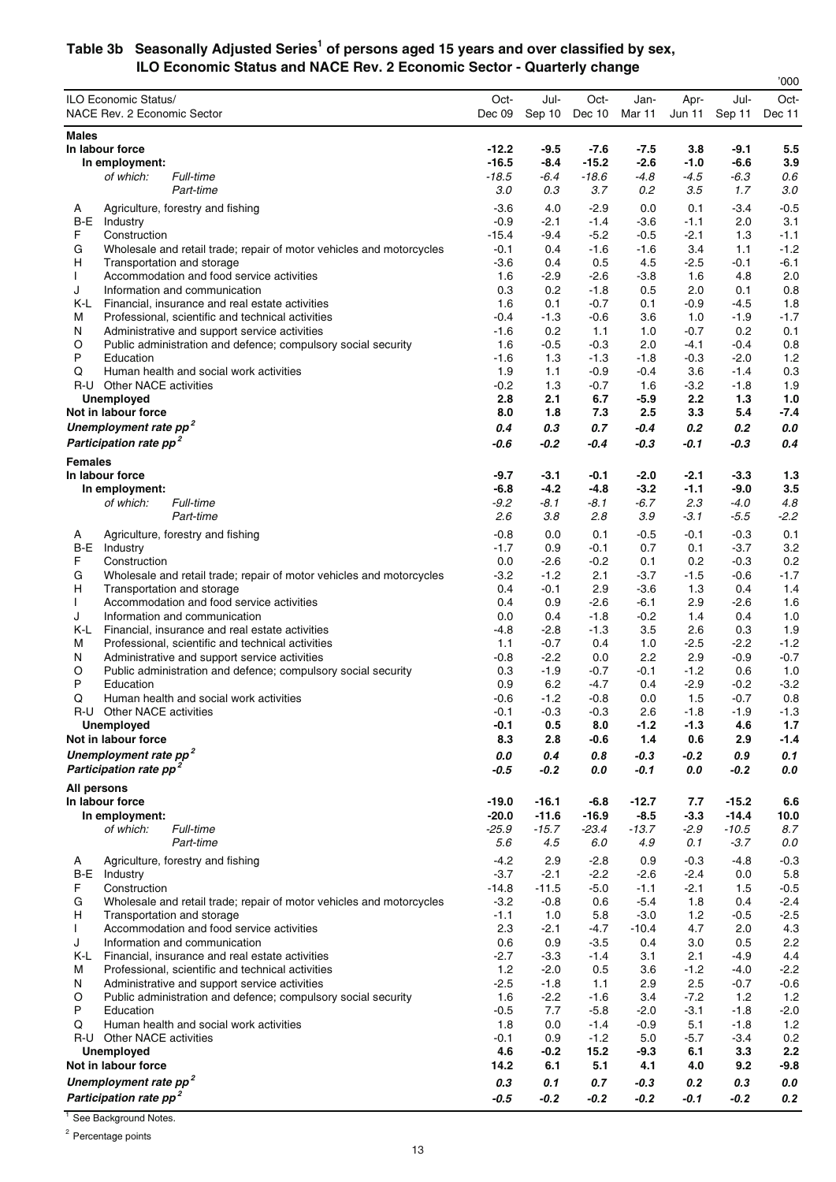## Table 3b Seasonally Adjusted Series[1] of persons aged 15 years and over classified by sex, ILO Economic Status and NACE Rev. 2 Economic Sector - Quarterly change

'000

| ILO Economic Status/ NACE Rev. 2 Economic Sector | Oct-Dec 09 | Jul-Sep 10 | Oct-Dec 10 | Jan-Mar 11 | Apr-Jun 11 | Jul-Sep 11 | Oct-Dec 11 |
|---|---|---|---|---|---|---|---|
| **Males** | | | | | | | |
| **In labour force** | **-12.2** | **-9.5** | **-7.6** | **-7.5** | **3.8** | **-9.1** | **5.5** |
| **In employment:** | **-16.5** | **-8.4** | **-15.2** | **-2.6** | **-1.0** | **-6.6** | **3.9** |
| *of which: Full-time* | *-18.5* | *-6.4* | *-18.6* | *-4.8* | *-4.5* | *-6.3* | *0.6* |
| *Part-time* | *3.0* | *0.3* | *3.7* | *0.2* | *3.5* | *1.7* | *3.0* |
| A Agriculture, forestry and fishing | -3.6 | 4.0 | -2.9 | 0.0 | 0.1 | -3.4 | -0.5 |
| B-E Industry | -0.9 | -2.1 | -1.4 | -3.6 | -1.1 | 2.0 | 3.1 |
| F Construction | -15.4 | -9.4 | -5.2 | -0.5 | -2.1 | 1.3 | -1.1 |
| G Wholesale and retail trade; repair of motor vehicles and motorcycles | -0.1 | 0.4 | -1.6 | -1.6 | 3.4 | 1.1 | -1.2 |
| H Transportation and storage | -3.6 | 0.4 | 0.5 | 4.5 | -2.5 | -0.1 | -6.1 |
| I Accommodation and food service activities | 1.6 | -2.9 | -2.6 | -3.8 | 1.6 | 4.8 | 2.0 |
| J Information and communication | 0.3 | 0.2 | -1.8 | 0.5 | 2.0 | 0.1 | 0.8 |
| K-L Financial, insurance and real estate activities | 1.6 | 0.1 | -0.7 | 0.1 | -0.9 | -4.5 | 1.8 |
| M Professional, scientific and technical activities | -0.4 | -1.3 | -0.6 | 3.6 | 1.0 | -1.9 | -1.7 |
| N Administrative and support service activities | -1.6 | 0.2 | 1.1 | 1.0 | -0.7 | 0.2 | 0.1 |
| O Public administration and defence; compulsory social security | 1.6 | -0.5 | -0.3 | 2.0 | -4.1 | -0.4 | 0.8 |
| P Education | -1.6 | 1.3 | -1.3 | -1.8 | -0.3 | -2.0 | 1.2 |
| Q Human health and social work activities | 1.9 | 1.1 | -0.9 | -0.4 | 3.6 | -1.4 | 0.3 |
| R-U Other NACE activities | -0.2 | 1.3 | -0.7 | 1.6 | -3.2 | -1.8 | 1.9 |
| **Unemployed** | **2.8** | **2.1** | **6.7** | **-5.9** | **2.2** | **1.3** | **1.0** |
| **Not in labour force** | **8.0** | **1.8** | **7.3** | **2.5** | **3.3** | **5.4** | **-7.4** |
| ***Unemployment rate pp[2]*** | ***0.4*** | ***0.3*** | ***0.7*** | ***-0.4*** | ***0.2*** | ***0.2*** | ***0.0*** |
| ***Participation rate pp[2]*** | ***-0.6*** | ***-0.2*** | ***-0.4*** | ***-0.3*** | ***-0.1*** | ***-0.3*** | ***0.4*** |
| **Females** | | | | | | | |
| **In labour force** | **-9.7** | **-3.1** | **-0.1** | **-2.0** | **-2.1** | **-3.3** | **1.3** |
| **In employment:** | **-6.8** | **-4.2** | **-4.8** | **-3.2** | **-1.1** | **-9.0** | **3.5** |
| *of which: Full-time* | *-9.2* | *-8.1* | *-8.1* | *-6.7* | *2.3* | *-4.0* | *4.8* |
| *Part-time* | *2.6* | *3.8* | *2.8* | *3.9* | *-3.1* | *-5.5* | *-2.2* |
| A Agriculture, forestry and fishing | -0.8 | 0.0 | 0.1 | -0.5 | -0.1 | -0.3 | 0.1 |
| B-E Industry | -1.7 | 0.9 | -0.1 | 0.7 | 0.1 | -3.7 | 3.2 |
| F Construction | 0.0 | -2.6 | -0.2 | 0.1 | 0.2 | -0.3 | 0.2 |
| G Wholesale and retail trade; repair of motor vehicles and motorcycles | -3.2 | -1.2 | 2.1 | -3.7 | -1.5 | -0.6 | -1.7 |
| H Transportation and storage | 0.4 | -0.1 | 2.9 | -3.6 | 1.3 | 0.4 | 1.4 |
| I Accommodation and food service activities | 0.4 | 0.9 | -2.6 | -6.1 | 2.9 | -2.6 | 1.6 |
| J Information and communication | 0.0 | 0.4 | -1.8 | -0.2 | 1.4 | 0.4 | 1.0 |
| K-L Financial, insurance and real estate activities | -4.8 | -2.8 | -1.3 | 3.5 | 2.6 | 0.3 | 1.9 |
| M Professional, scientific and technical activities | 1.1 | -0.7 | 0.4 | 1.0 | -2.5 | -2.2 | -1.2 |
| N Administrative and support service activities | -0.8 | -2.2 | 0.0 | 2.2 | 2.9 | -0.9 | -0.7 |
| O Public administration and defence; compulsory social security | 0.3 | -1.9 | -0.7 | -0.1 | -1.2 | 0.6 | 1.0 |
| P Education | 0.9 | 6.2 | -4.7 | 0.4 | -2.9 | -0.2 | -3.2 |
| Q Human health and social work activities | -0.6 | -1.2 | -0.8 | 0.0 | 1.5 | -0.7 | 0.8 |
| R-U Other NACE activities | -0.1 | -0.3 | -0.3 | 2.6 | -1.8 | -1.9 | -1.3 |
| **Unemployed** | **-0.1** | **0.5** | **8.0** | **-1.2** | **-1.3** | **4.6** | **1.7** |
| **Not in labour force** | **8.3** | **2.8** | **-0.6** | **1.4** | **0.6** | **2.9** | **-1.4** |
| ***Unemployment rate pp[2]*** | ***0.0*** | ***0.4*** | ***0.8*** | ***-0.3*** | ***-0.2*** | ***0.9*** | ***0.1*** |
| ***Participation rate pp[2]*** | ***-0.5*** | ***-0.2*** | ***0.0*** | ***-0.1*** | ***0.0*** | ***-0.2*** | ***0.0*** |
| **All persons** | | | | | | | |
| **In labour force** | **-19.0** | **-16.1** | **-6.8** | **-12.7** | **7.7** | **-15.2** | **6.6** |
| **In employment:** | **-20.0** | **-11.6** | **-16.9** | **-8.5** | **-3.3** | **-14.4** | **10.0** |
| *of which: Full-time* | *-25.9* | *-15.7* | *-23.4* | *-13.7* | *-2.9* | *-10.5* | *8.7* |
| *Part-time* | *5.6* | *4.5* | *6.0* | *4.9* | *0.1* | *-3.7* | *0.0* |
| A Agriculture, forestry and fishing | -4.2 | 2.9 | -2.8 | 0.9 | -0.3 | -4.8 | -0.3 |
| B-E Industry | -3.7 | -2.1 | -2.2 | -2.6 | -2.4 | 0.0 | 5.8 |
| F Construction | -14.8 | -11.5 | -5.0 | -1.1 | -2.1 | 1.5 | -0.5 |
| G Wholesale and retail trade; repair of motor vehicles and motorcycles | -3.2 | -0.8 | 0.6 | -5.4 | 1.8 | 0.4 | -2.4 |
| H Transportation and storage | -1.1 | 1.0 | 5.8 | -3.0 | 1.2 | -0.5 | -2.5 |
| I Accommodation and food service activities | 2.3 | -2.1 | -4.7 | -10.4 | 4.7 | 2.0 | 4.3 |
| J Information and communication | 0.6 | 0.9 | -3.5 | 0.4 | 3.0 | 0.5 | 2.2 |
| K-L Financial, insurance and real estate activities | -2.7 | -3.3 | -1.4 | 3.1 | 2.1 | -4.9 | 4.4 |
| M Professional, scientific and technical activities | 1.2 | -2.0 | 0.5 | 3.6 | -1.2 | -4.0 | -2.2 |
| N Administrative and support service activities | -2.5 | -1.8 | 1.1 | 2.9 | 2.5 | -0.7 | -0.6 |
| O Public administration and defence; compulsory social security | 1.6 | -2.2 | -1.6 | 3.4 | -7.2 | 1.2 | 1.2 |
| P Education | -0.5 | 7.7 | -5.8 | -2.0 | -3.1 | -1.8 | -2.0 |
| Q Human health and social work activities | 1.8 | 0.0 | -1.4 | -0.9 | 5.1 | -1.8 | 1.2 |
| R-U Other NACE activities | -0.1 | 0.9 | -1.2 | 5.0 | -5.7 | -3.4 | 0.2 |
| **Unemployed** | **4.6** | **-0.2** | **15.2** | **-9.3** | **6.1** | **3.3** | **2.2** |
| **Not in labour force** | **14.2** | **6.1** | **5.1** | **4.1** | **4.0** | **9.2** | **-9.8** |
| ***Unemployment rate pp[2]*** | ***0.3*** | ***0.1*** | ***0.7*** | ***-0.3*** | ***0.2*** | ***0.3*** | ***0.0*** |
| ***Participation rate pp[2]*** | ***-0.5*** | ***-0.2*** | ***-0.2*** | ***-0.2*** | ***-0.1*** | ***-0.2*** | ***0.2*** |

[1] See Background Notes.

[2] Percentage points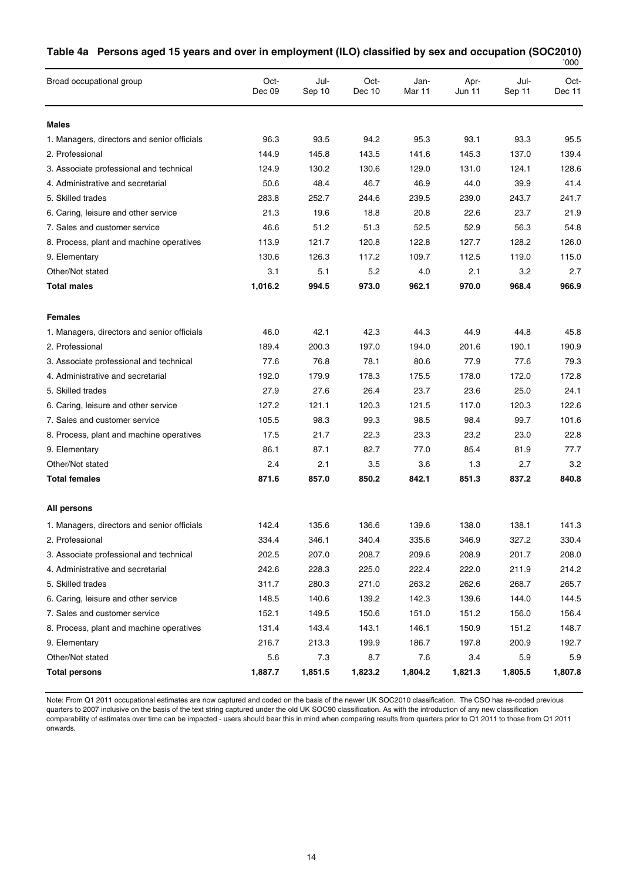### Table 4a Persons aged 15 years and over in employment (ILO) classified by sex and occupation (SOC2010)

'000

| Broad occupational group | Oct-Dec 09 | Jul-Sep 10 | Oct-Dec 10 | Jan-Mar 11 | Apr-Jun 11 | Jul-Sep 11 | Oct-Dec 11 |
|---|---|---|---|---|---|---|---|
| **Males** | | | | | | | |
| 1. Managers, directors and senior officials | 96.3 | 93.5 | 94.2 | 95.3 | 93.1 | 93.3 | 95.5 |
| 2. Professional | 144.9 | 145.8 | 143.5 | 141.6 | 145.3 | 137.0 | 139.4 |
| 3. Associate professional and technical | 124.9 | 130.2 | 130.6 | 129.0 | 131.0 | 124.1 | 128.6 |
| 4. Administrative and secretarial | 50.6 | 48.4 | 46.7 | 46.9 | 44.0 | 39.9 | 41.4 |
| 5. Skilled trades | 283.8 | 252.7 | 244.6 | 239.5 | 239.0 | 243.7 | 241.7 |
| 6. Caring, leisure and other service | 21.3 | 19.6 | 18.8 | 20.8 | 22.6 | 23.7 | 21.9 |
| 7. Sales and customer service | 46.6 | 51.2 | 51.3 | 52.5 | 52.9 | 56.3 | 54.8 |
| 8. Process, plant and machine operatives | 113.9 | 121.7 | 120.8 | 122.8 | 127.7 | 128.2 | 126.0 |
| 9. Elementary | 130.6 | 126.3 | 117.2 | 109.7 | 112.5 | 119.0 | 115.0 |
| Other/Not stated | 3.1 | 5.1 | 5.2 | 4.0 | 2.1 | 3.2 | 2.7 |
| **Total males** | **1,016.2** | **994.5** | **973.0** | **962.1** | **970.0** | **968.4** | **966.9** |
| **Females** | | | | | | | |
| 1. Managers, directors and senior officials | 46.0 | 42.1 | 42.3 | 44.3 | 44.9 | 44.8 | 45.8 |
| 2. Professional | 189.4 | 200.3 | 197.0 | 194.0 | 201.6 | 190.1 | 190.9 |
| 3. Associate professional and technical | 77.6 | 76.8 | 78.1 | 80.6 | 77.9 | 77.6 | 79.3 |
| 4. Administrative and secretarial | 192.0 | 179.9 | 178.3 | 175.5 | 178.0 | 172.0 | 172.8 |
| 5. Skilled trades | 27.9 | 27.6 | 26.4 | 23.7 | 23.6 | 25.0 | 24.1 |
| 6. Caring, leisure and other service | 127.2 | 121.1 | 120.3 | 121.5 | 117.0 | 120.3 | 122.6 |
| 7. Sales and customer service | 105.5 | 98.3 | 99.3 | 98.5 | 98.4 | 99.7 | 101.6 |
| 8. Process, plant and machine operatives | 17.5 | 21.7 | 22.3 | 23.3 | 23.2 | 23.0 | 22.8 |
| 9. Elementary | 86.1 | 87.1 | 82.7 | 77.0 | 85.4 | 81.9 | 77.7 |
| Other/Not stated | 2.4 | 2.1 | 3.5 | 3.6 | 1.3 | 2.7 | 3.2 |
| **Total females** | **871.6** | **857.0** | **850.2** | **842.1** | **851.3** | **837.2** | **840.8** |
| **All persons** | | | | | | | |
| 1. Managers, directors and senior officials | 142.4 | 135.6 | 136.6 | 139.6 | 138.0 | 138.1 | 141.3 |
| 2. Professional | 334.4 | 346.1 | 340.4 | 335.6 | 346.9 | 327.2 | 330.4 |
| 3. Associate professional and technical | 202.5 | 207.0 | 208.7 | 209.6 | 208.9 | 201.7 | 208.0 |
| 4. Administrative and secretarial | 242.6 | 228.3 | 225.0 | 222.4 | 222.0 | 211.9 | 214.2 |
| 5. Skilled trades | 311.7 | 280.3 | 271.0 | 263.2 | 262.6 | 268.7 | 265.7 |
| 6. Caring, leisure and other service | 148.5 | 140.6 | 139.2 | 142.3 | 139.6 | 144.0 | 144.5 |
| 7. Sales and customer service | 152.1 | 149.5 | 150.6 | 151.0 | 151.2 | 156.0 | 156.4 |
| 8. Process, plant and machine operatives | 131.4 | 143.4 | 143.1 | 146.1 | 150.9 | 151.2 | 148.7 |
| 9. Elementary | 216.7 | 213.3 | 199.9 | 186.7 | 197.8 | 200.9 | 192.7 |
| Other/Not stated | 5.6 | 7.3 | 8.7 | 7.6 | 3.4 | 5.9 | 5.9 |
| **Total persons** | **1,887.7** | **1,851.5** | **1,823.2** | **1,804.2** | **1,821.3** | **1,805.5** | **1,807.8** |

Note: From Q1 2011 occupational estimates are now captured and coded on the basis of the newer UK SOC2010 classification. The CSO has re-coded previous quarters to 2007 inclusive on the basis of the text string captured under the old UK SOC90 classification. As with the introduction of any new classification comparability of estimates over time can be impacted - users should bear this in mind when comparing results from quarters prior to Q1 2011 to those from Q1 2011 onwards.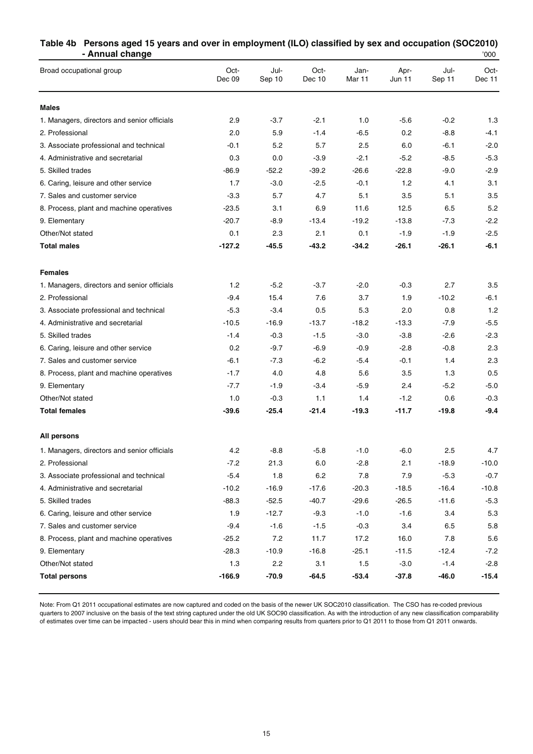## Table 4b Persons aged 15 years and over in employment (ILO) classified by sex and occupation (SOC2010) - Annual change

'000

| Broad occupational group | Oct-Dec 09 | Jul-Sep 10 | Oct-Dec 10 | Jan-Mar 11 | Apr-Jun 11 | Jul-Sep 11 | Oct-Dec 11 |
|---|---|---|---|---|---|---|---|
| **Males** | | | | | | | |
| 1. Managers, directors and senior officials | 2.9 | -3.7 | -2.1 | 1.0 | -5.6 | -0.2 | 1.3 |
| 2. Professional | 2.0 | 5.9 | -1.4 | -6.5 | 0.2 | -8.8 | -4.1 |
| 3. Associate professional and technical | -0.1 | 5.2 | 5.7 | 2.5 | 6.0 | -6.1 | -2.0 |
| 4. Administrative and secretarial | 0.3 | 0.0 | -3.9 | -2.1 | -5.2 | -8.5 | -5.3 |
| 5. Skilled trades | -86.9 | -52.2 | -39.2 | -26.6 | -22.8 | -9.0 | -2.9 |
| 6. Caring, leisure and other service | 1.7 | -3.0 | -2.5 | -0.1 | 1.2 | 4.1 | 3.1 |
| 7. Sales and customer service | -3.3 | 5.7 | 4.7 | 5.1 | 3.5 | 5.1 | 3.5 |
| 8. Process, plant and machine operatives | -23.5 | 3.1 | 6.9 | 11.6 | 12.5 | 6.5 | 5.2 |
| 9. Elementary | -20.7 | -8.9 | -13.4 | -19.2 | -13.8 | -7.3 | -2.2 |
| Other/Not stated | 0.1 | 2.3 | 2.1 | 0.1 | -1.9 | -1.9 | -2.5 |
| **Total males** | **-127.2** | **-45.5** | **-43.2** | **-34.2** | **-26.1** | **-26.1** | **-6.1** |
| **Females** | | | | | | | |
| 1. Managers, directors and senior officials | 1.2 | -5.2 | -3.7 | -2.0 | -0.3 | 2.7 | 3.5 |
| 2. Professional | -9.4 | 15.4 | 7.6 | 3.7 | 1.9 | -10.2 | -6.1 |
| 3. Associate professional and technical | -5.3 | -3.4 | 0.5 | 5.3 | 2.0 | 0.8 | 1.2 |
| 4. Administrative and secretarial | -10.5 | -16.9 | -13.7 | -18.2 | -13.3 | -7.9 | -5.5 |
| 5. Skilled trades | -1.4 | -0.3 | -1.5 | -3.0 | -3.8 | -2.6 | -2.3 |
| 6. Caring, leisure and other service | 0.2 | -9.7 | -6.9 | -0.9 | -2.8 | -0.8 | 2.3 |
| 7. Sales and customer service | -6.1 | -7.3 | -6.2 | -5.4 | -0.1 | 1.4 | 2.3 |
| 8. Process, plant and machine operatives | -1.7 | 4.0 | 4.8 | 5.6 | 3.5 | 1.3 | 0.5 |
| 9. Elementary | -7.7 | -1.9 | -3.4 | -5.9 | 2.4 | -5.2 | -5.0 |
| Other/Not stated | 1.0 | -0.3 | 1.1 | 1.4 | -1.2 | 0.6 | -0.3 |
| **Total females** | **-39.6** | **-25.4** | **-21.4** | **-19.3** | **-11.7** | **-19.8** | **-9.4** |
| **All persons** | | | | | | | |
| 1. Managers, directors and senior officials | 4.2 | -8.8 | -5.8 | -1.0 | -6.0 | 2.5 | 4.7 |
| 2. Professional | -7.2 | 21.3 | 6.0 | -2.8 | 2.1 | -18.9 | -10.0 |
| 3. Associate professional and technical | -5.4 | 1.8 | 6.2 | 7.8 | 7.9 | -5.3 | -0.7 |
| 4. Administrative and secretarial | -10.2 | -16.9 | -17.6 | -20.3 | -18.5 | -16.4 | -10.8 |
| 5. Skilled trades | -88.3 | -52.5 | -40.7 | -29.6 | -26.5 | -11.6 | -5.3 |
| 6. Caring, leisure and other service | 1.9 | -12.7 | -9.3 | -1.0 | -1.6 | 3.4 | 5.3 |
| 7. Sales and customer service | -9.4 | -1.6 | -1.5 | -0.3 | 3.4 | 6.5 | 5.8 |
| 8. Process, plant and machine operatives | -25.2 | 7.2 | 11.7 | 17.2 | 16.0 | 7.8 | 5.6 |
| 9. Elementary | -28.3 | -10.9 | -16.8 | -25.1 | -11.5 | -12.4 | -7.2 |
| Other/Not stated | 1.3 | 2.2 | 3.1 | 1.5 | -3.0 | -1.4 | -2.8 |
| **Total persons** | **-166.9** | **-70.9** | **-64.5** | **-53.4** | **-37.8** | **-46.0** | **-15.4** |

Note: From Q1 2011 occupational estimates are now captured and coded on the basis of the newer UK SOC2010 classification. The CSO has re-coded previous quarters to 2007 inclusive on the basis of the text string captured under the old UK SOC90 classification. As with the introduction of any new classification comparability of estimates over time can be impacted - users should bear this in mind when comparing results from quarters prior to Q1 2011 to those from Q1 2011 onwards.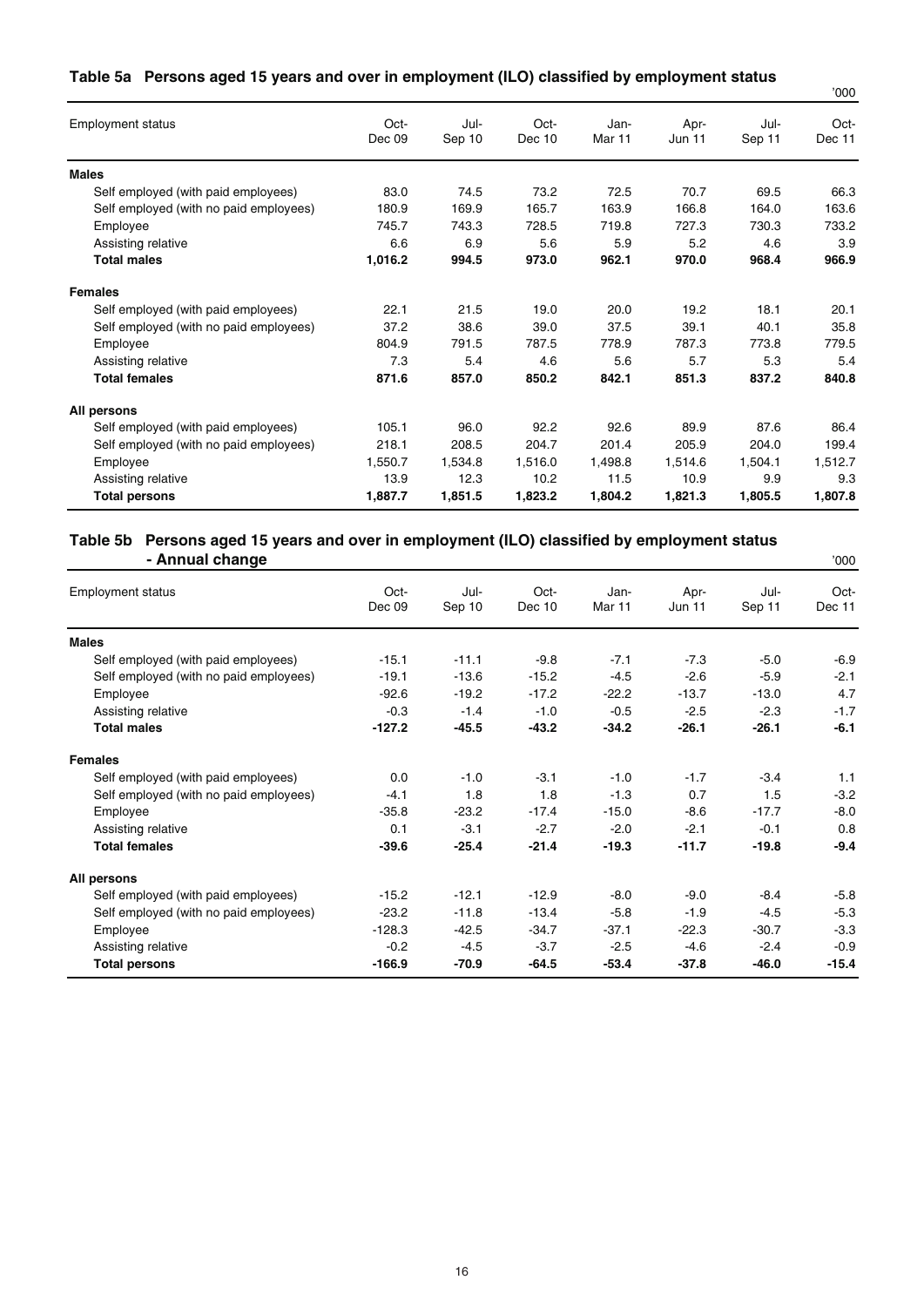## Table 5a Persons aged 15 years and over in employment (ILO) classified by employment status

'000

| Employment status | Oct-Dec 09 | Jul-Sep 10 | Oct-Dec 10 | Jan-Mar 11 | Apr-Jun 11 | Jul-Sep 11 | Oct-Dec 11 |
|---|---|---|---|---|---|---|---|
| **Males** | | | | | | | |
| Self employed (with paid employees) | 83.0 | 74.5 | 73.2 | 72.5 | 70.7 | 69.5 | 66.3 |
| Self employed (with no paid employees) | 180.9 | 169.9 | 165.7 | 163.9 | 166.8 | 164.0 | 163.6 |
| Employee | 745.7 | 743.3 | 728.5 | 719.8 | 727.3 | 730.3 | 733.2 |
| Assisting relative | 6.6 | 6.9 | 5.6 | 5.9 | 5.2 | 4.6 | 3.9 |
| **Total males** | **1,016.2** | **994.5** | **973.0** | **962.1** | **970.0** | **968.4** | **966.9** |
| **Females** | | | | | | | |
| Self employed (with paid employees) | 22.1 | 21.5 | 19.0 | 20.0 | 19.2 | 18.1 | 20.1 |
| Self employed (with no paid employees) | 37.2 | 38.6 | 39.0 | 37.5 | 39.1 | 40.1 | 35.8 |
| Employee | 804.9 | 791.5 | 787.5 | 778.9 | 787.3 | 773.8 | 779.5 |
| Assisting relative | 7.3 | 5.4 | 4.6 | 5.6 | 5.7 | 5.3 | 5.4 |
| **Total females** | **871.6** | **857.0** | **850.2** | **842.1** | **851.3** | **837.2** | **840.8** |
| **All persons** | | | | | | | |
| Self employed (with paid employees) | 105.1 | 96.0 | 92.2 | 92.6 | 89.9 | 87.6 | 86.4 |
| Self employed (with no paid employees) | 218.1 | 208.5 | 204.7 | 201.4 | 205.9 | 204.0 | 199.4 |
| Employee | 1,550.7 | 1,534.8 | 1,516.0 | 1,498.8 | 1,514.6 | 1,504.1 | 1,512.7 |
| Assisting relative | 13.9 | 12.3 | 10.2 | 11.5 | 10.9 | 9.9 | 9.3 |
| **Total persons** | **1,887.7** | **1,851.5** | **1,823.2** | **1,804.2** | **1,821.3** | **1,805.5** | **1,807.8** |

## Table 5b Persons aged 15 years and over in employment (ILO) classified by employment status - Annual change

'000

| Employment status | Oct-Dec 09 | Jul-Sep 10 | Oct-Dec 10 | Jan-Mar 11 | Apr-Jun 11 | Jul-Sep 11 | Oct-Dec 11 |
|---|---|---|---|---|---|---|---|
| **Males** | | | | | | | |
| Self employed (with paid employees) | -15.1 | -11.1 | -9.8 | -7.1 | -7.3 | -5.0 | -6.9 |
| Self employed (with no paid employees) | -19.1 | -13.6 | -15.2 | -4.5 | -2.6 | -5.9 | -2.1 |
| Employee | -92.6 | -19.2 | -17.2 | -22.2 | -13.7 | -13.0 | 4.7 |
| Assisting relative | -0.3 | -1.4 | -1.0 | -0.5 | -2.5 | -2.3 | -1.7 |
| **Total males** | **-127.2** | **-45.5** | **-43.2** | **-34.2** | **-26.1** | **-26.1** | **-6.1** |
| **Females** | | | | | | | |
| Self employed (with paid employees) | 0.0 | -1.0 | -3.1 | -1.0 | -1.7 | -3.4 | 1.1 |
| Self employed (with no paid employees) | -4.1 | 1.8 | 1.8 | -1.3 | 0.7 | 1.5 | -3.2 |
| Employee | -35.8 | -23.2 | -17.4 | -15.0 | -8.6 | -17.7 | -8.0 |
| Assisting relative | 0.1 | -3.1 | -2.7 | -2.0 | -2.1 | -0.1 | 0.8 |
| **Total females** | **-39.6** | **-25.4** | **-21.4** | **-19.3** | **-11.7** | **-19.8** | **-9.4** |
| **All persons** | | | | | | | |
| Self employed (with paid employees) | -15.2 | -12.1 | -12.9 | -8.0 | -9.0 | -8.4 | -5.8 |
| Self employed (with no paid employees) | -23.2 | -11.8 | -13.4 | -5.8 | -1.9 | -4.5 | -5.3 |
| Employee | -128.3 | -42.5 | -34.7 | -37.1 | -22.3 | -30.7 | -3.3 |
| Assisting relative | -0.2 | -4.5 | -3.7 | -2.5 | -4.6 | -2.4 | -0.9 |
| **Total persons** | **-166.9** | **-70.9** | **-64.5** | **-53.4** | **-37.8** | **-46.0** | **-15.4** |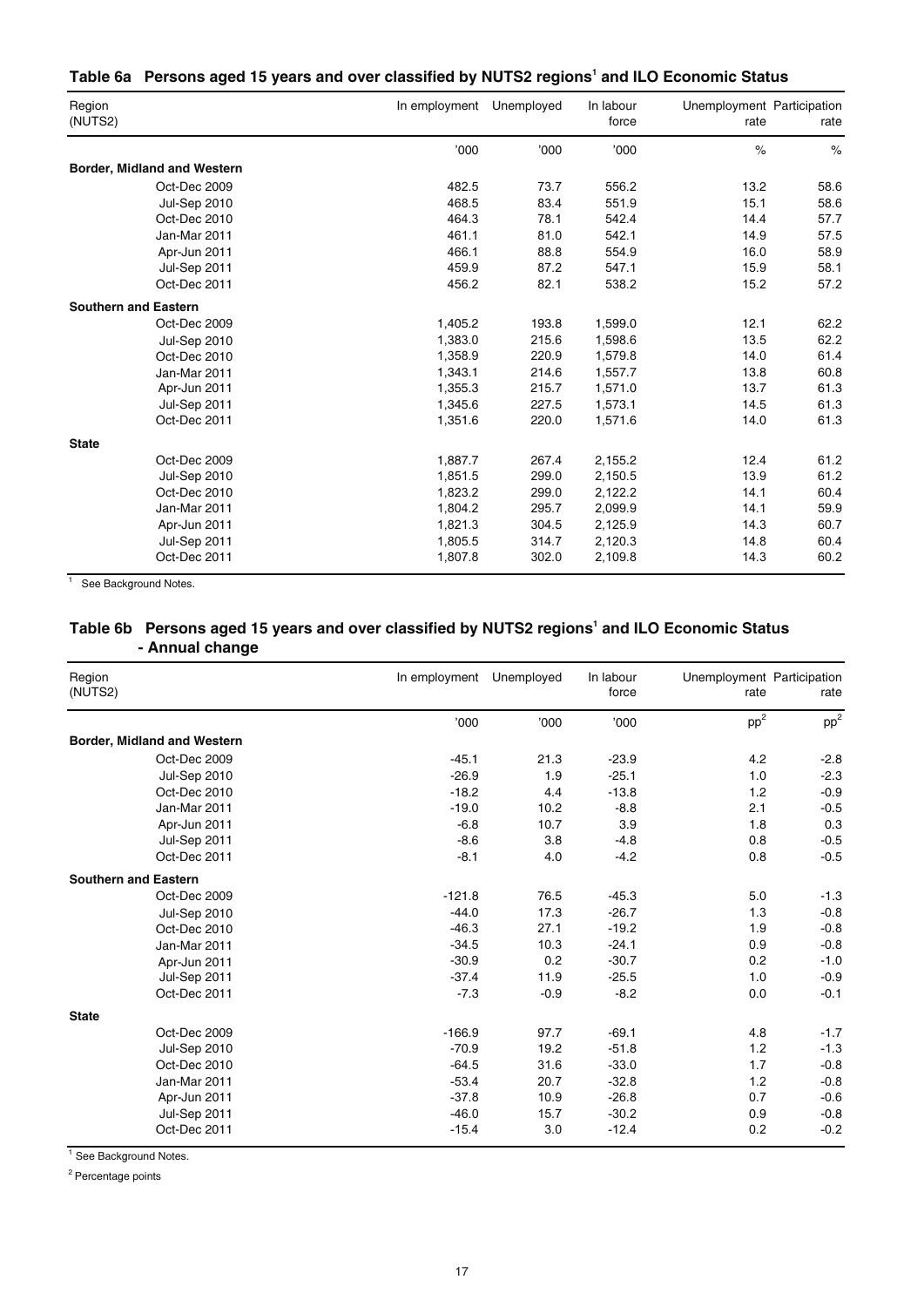## Table 6a Persons aged 15 years and over classified by NUTS2 regions[1] and ILO Economic Status

| Region (NUTS2) | In employment | Unemployed | In labour force | Unemployment rate | Participation rate |
|---|---|---|---|---|---|
| | '000 | '000 | '000 | % | % |
| **Border, Midland and Western** | | | | | |
| Oct-Dec 2009 | 482.5 | 73.7 | 556.2 | 13.2 | 58.6 |
| Jul-Sep 2010 | 468.5 | 83.4 | 551.9 | 15.1 | 58.6 |
| Oct-Dec 2010 | 464.3 | 78.1 | 542.4 | 14.4 | 57.7 |
| Jan-Mar 2011 | 461.1 | 81.0 | 542.1 | 14.9 | 57.5 |
| Apr-Jun 2011 | 466.1 | 88.8 | 554.9 | 16.0 | 58.9 |
| Jul-Sep 2011 | 459.9 | 87.2 | 547.1 | 15.9 | 58.1 |
| Oct-Dec 2011 | 456.2 | 82.1 | 538.2 | 15.2 | 57.2 |
| **Southern and Eastern** | | | | | |
| Oct-Dec 2009 | 1,405.2 | 193.8 | 1,599.0 | 12.1 | 62.2 |
| Jul-Sep 2010 | 1,383.0 | 215.6 | 1,598.6 | 13.5 | 62.2 |
| Oct-Dec 2010 | 1,358.9 | 220.9 | 1,579.8 | 14.0 | 61.4 |
| Jan-Mar 2011 | 1,343.1 | 214.6 | 1,557.7 | 13.8 | 60.8 |
| Apr-Jun 2011 | 1,355.3 | 215.7 | 1,571.0 | 13.7 | 61.3 |
| Jul-Sep 2011 | 1,345.6 | 227.5 | 1,573.1 | 14.5 | 61.3 |
| Oct-Dec 2011 | 1,351.6 | 220.0 | 1,571.6 | 14.0 | 61.3 |
| **State** | | | | | |
| Oct-Dec 2009 | 1,887.7 | 267.4 | 2,155.2 | 12.4 | 61.2 |
| Jul-Sep 2010 | 1,851.5 | 299.0 | 2,150.5 | 13.9 | 61.2 |
| Oct-Dec 2010 | 1,823.2 | 299.0 | 2,122.2 | 14.1 | 60.4 |
| Jan-Mar 2011 | 1,804.2 | 295.7 | 2,099.9 | 14.1 | 59.9 |
| Apr-Jun 2011 | 1,821.3 | 304.5 | 2,125.9 | 14.3 | 60.7 |
| Jul-Sep 2011 | 1,805.5 | 314.7 | 2,120.3 | 14.8 | 60.4 |
| Oct-Dec 2011 | 1,807.8 | 302.0 | 2,109.8 | 14.3 | 60.2 |

[1] See Background Notes.

## Table 6b Persons aged 15 years and over classified by NUTS2 regions[1] and ILO Economic Status - Annual change

| Region (NUTS2) | In employment | Unemployed | In labour force | Unemployment rate | Participation rate |
|---|---|---|---|---|---|
| | '000 | '000 | '000 | pp[2] | pp[2] |
| **Border, Midland and Western** | | | | | |
| Oct-Dec 2009 | -45.1 | 21.3 | -23.9 | 4.2 | -2.8 |
| Jul-Sep 2010 | -26.9 | 1.9 | -25.1 | 1.0 | -2.3 |
| Oct-Dec 2010 | -18.2 | 4.4 | -13.8 | 1.2 | -0.9 |
| Jan-Mar 2011 | -19.0 | 10.2 | -8.8 | 2.1 | -0.5 |
| Apr-Jun 2011 | -6.8 | 10.7 | 3.9 | 1.8 | 0.3 |
| Jul-Sep 2011 | -8.6 | 3.8 | -4.8 | 0.8 | -0.5 |
| Oct-Dec 2011 | -8.1 | 4.0 | -4.2 | 0.8 | -0.5 |
| **Southern and Eastern** | | | | | |
| Oct-Dec 2009 | -121.8 | 76.5 | -45.3 | 5.0 | -1.3 |
| Jul-Sep 2010 | -44.0 | 17.3 | -26.7 | 1.3 | -0.8 |
| Oct-Dec 2010 | -46.3 | 27.1 | -19.2 | 1.9 | -0.8 |
| Jan-Mar 2011 | -34.5 | 10.3 | -24.1 | 0.9 | -0.8 |
| Apr-Jun 2011 | -30.9 | 0.2 | -30.7 | 0.2 | -1.0 |
| Jul-Sep 2011 | -37.4 | 11.9 | -25.5 | 1.0 | -0.9 |
| Oct-Dec 2011 | -7.3 | -0.9 | -8.2 | 0.0 | -0.1 |
| **State** | | | | | |
| Oct-Dec 2009 | -166.9 | 97.7 | -69.1 | 4.8 | -1.7 |
| Jul-Sep 2010 | -70.9 | 19.2 | -51.8 | 1.2 | -1.3 |
| Oct-Dec 2010 | -64.5 | 31.6 | -33.0 | 1.7 | -0.8 |
| Jan-Mar 2011 | -53.4 | 20.7 | -32.8 | 1.2 | -0.8 |
| Apr-Jun 2011 | -37.8 | 10.9 | -26.8 | 0.7 | -0.6 |
| Jul-Sep 2011 | -46.0 | 15.7 | -30.2 | 0.9 | -0.8 |
| Oct-Dec 2011 | -15.4 | 3.0 | -12.4 | 0.2 | -0.2 |

[1] See Background Notes.

[2] Percentage points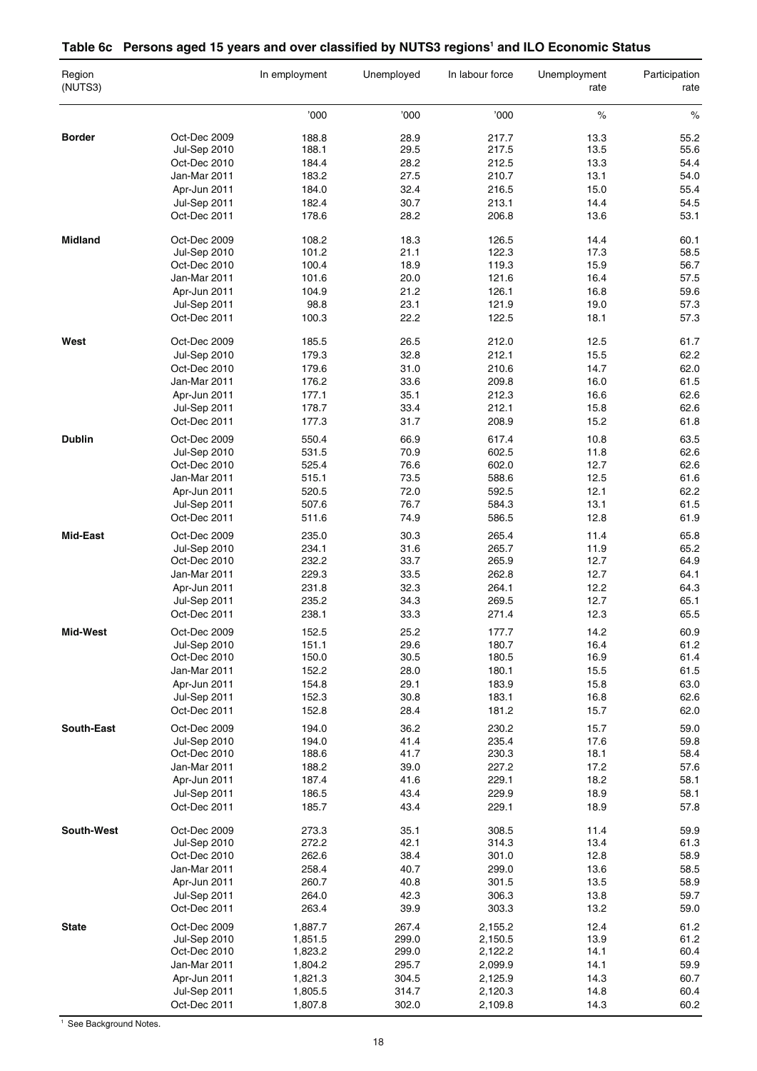## Table 6c Persons aged 15 years and over classified by NUTS3 regions[1] and ILO Economic Status

| Region (NUTS3) | | In employment | Unemployed | In labour force | Unemployment rate | Participation rate |
|---|---|---|---|---|---|---|
| | | '000 | '000 | '000 | % | % |
| **Border** | Oct-Dec 2009 | 188.8 | 28.9 | 217.7 | 13.3 | 55.2 |
| | Jul-Sep 2010 | 188.1 | 29.5 | 217.5 | 13.5 | 55.6 |
| | Oct-Dec 2010 | 184.4 | 28.2 | 212.5 | 13.3 | 54.4 |
| | Jan-Mar 2011 | 183.2 | 27.5 | 210.7 | 13.1 | 54.0 |
| | Apr-Jun 2011 | 184.0 | 32.4 | 216.5 | 15.0 | 55.4 |
| | Jul-Sep 2011 | 182.4 | 30.7 | 213.1 | 14.4 | 54.5 |
| | Oct-Dec 2011 | 178.6 | 28.2 | 206.8 | 13.6 | 53.1 |
| **Midland** | Oct-Dec 2009 | 108.2 | 18.3 | 126.5 | 14.4 | 60.1 |
| | Jul-Sep 2010 | 101.2 | 21.1 | 122.3 | 17.3 | 58.5 |
| | Oct-Dec 2010 | 100.4 | 18.9 | 119.3 | 15.9 | 56.7 |
| | Jan-Mar 2011 | 101.6 | 20.0 | 121.6 | 16.4 | 57.5 |
| | Apr-Jun 2011 | 104.9 | 21.2 | 126.1 | 16.8 | 59.6 |
| | Jul-Sep 2011 | 98.8 | 23.1 | 121.9 | 19.0 | 57.3 |
| | Oct-Dec 2011 | 100.3 | 22.2 | 122.5 | 18.1 | 57.3 |
| **West** | Oct-Dec 2009 | 185.5 | 26.5 | 212.0 | 12.5 | 61.7 |
| | Jul-Sep 2010 | 179.3 | 32.8 | 212.1 | 15.5 | 62.2 |
| | Oct-Dec 2010 | 179.6 | 31.0 | 210.6 | 14.7 | 62.0 |
| | Jan-Mar 2011 | 176.2 | 33.6 | 209.8 | 16.0 | 61.5 |
| | Apr-Jun 2011 | 177.1 | 35.1 | 212.3 | 16.6 | 62.6 |
| | Jul-Sep 2011 | 178.7 | 33.4 | 212.1 | 15.8 | 62.6 |
| | Oct-Dec 2011 | 177.3 | 31.7 | 208.9 | 15.2 | 61.8 |
| **Dublin** | Oct-Dec 2009 | 550.4 | 66.9 | 617.4 | 10.8 | 63.5 |
| | Jul-Sep 2010 | 531.5 | 70.9 | 602.5 | 11.8 | 62.6 |
| | Oct-Dec 2010 | 525.4 | 76.6 | 602.0 | 12.7 | 62.6 |
| | Jan-Mar 2011 | 515.1 | 73.5 | 588.6 | 12.5 | 61.6 |
| | Apr-Jun 2011 | 520.5 | 72.0 | 592.5 | 12.1 | 62.2 |
| | Jul-Sep 2011 | 507.6 | 76.7 | 584.3 | 13.1 | 61.5 |
| | Oct-Dec 2011 | 511.6 | 74.9 | 586.5 | 12.8 | 61.9 |
| **Mid-East** | Oct-Dec 2009 | 235.0 | 30.3 | 265.4 | 11.4 | 65.8 |
| | Jul-Sep 2010 | 234.1 | 31.6 | 265.7 | 11.9 | 65.2 |
| | Oct-Dec 2010 | 232.2 | 33.7 | 265.9 | 12.7 | 64.9 |
| | Jan-Mar 2011 | 229.3 | 33.5 | 262.8 | 12.7 | 64.1 |
| | Apr-Jun 2011 | 231.8 | 32.3 | 264.1 | 12.2 | 64.3 |
| | Jul-Sep 2011 | 235.2 | 34.3 | 269.5 | 12.7 | 65.1 |
| | Oct-Dec 2011 | 238.1 | 33.3 | 271.4 | 12.3 | 65.5 |
| **Mid-West** | Oct-Dec 2009 | 152.5 | 25.2 | 177.7 | 14.2 | 60.9 |
| | Jul-Sep 2010 | 151.1 | 29.6 | 180.7 | 16.4 | 61.2 |
| | Oct-Dec 2010 | 150.0 | 30.5 | 180.5 | 16.9 | 61.4 |
| | Jan-Mar 2011 | 152.2 | 28.0 | 180.1 | 15.5 | 61.5 |
| | Apr-Jun 2011 | 154.8 | 29.1 | 183.9 | 15.8 | 63.0 |
| | Jul-Sep 2011 | 152.3 | 30.8 | 183.1 | 16.8 | 62.6 |
| | Oct-Dec 2011 | 152.8 | 28.4 | 181.2 | 15.7 | 62.0 |
| **South-East** | Oct-Dec 2009 | 194.0 | 36.2 | 230.2 | 15.7 | 59.0 |
| | Jul-Sep 2010 | 194.0 | 41.4 | 235.4 | 17.6 | 59.8 |
| | Oct-Dec 2010 | 188.6 | 41.7 | 230.3 | 18.1 | 58.4 |
| | Jan-Mar 2011 | 188.2 | 39.0 | 227.2 | 17.2 | 57.6 |
| | Apr-Jun 2011 | 187.4 | 41.6 | 229.1 | 18.2 | 58.1 |
| | Jul-Sep 2011 | 186.5 | 43.4 | 229.9 | 18.9 | 58.1 |
| | Oct-Dec 2011 | 185.7 | 43.4 | 229.1 | 18.9 | 57.8 |
| **South-West** | Oct-Dec 2009 | 273.3 | 35.1 | 308.5 | 11.4 | 59.9 |
| | Jul-Sep 2010 | 272.2 | 42.1 | 314.3 | 13.4 | 61.3 |
| | Oct-Dec 2010 | 262.6 | 38.4 | 301.0 | 12.8 | 58.9 |
| | Jan-Mar 2011 | 258.4 | 40.7 | 299.0 | 13.6 | 58.5 |
| | Apr-Jun 2011 | 260.7 | 40.8 | 301.5 | 13.5 | 58.9 |
| | Jul-Sep 2011 | 264.0 | 42.3 | 306.3 | 13.8 | 59.7 |
| | Oct-Dec 2011 | 263.4 | 39.9 | 303.3 | 13.2 | 59.0 |
| **State** | Oct-Dec 2009 | 1,887.7 | 267.4 | 2,155.2 | 12.4 | 61.2 |
| | Jul-Sep 2010 | 1,851.5 | 299.0 | 2,150.5 | 13.9 | 61.2 |
| | Oct-Dec 2010 | 1,823.2 | 299.0 | 2,122.2 | 14.1 | 60.4 |
| | Jan-Mar 2011 | 1,804.2 | 295.7 | 2,099.9 | 14.1 | 59.9 |
| | Apr-Jun 2011 | 1,821.3 | 304.5 | 2,125.9 | 14.3 | 60.7 |
| | Jul-Sep 2011 | 1,805.5 | 314.7 | 2,120.3 | 14.8 | 60.4 |
| | Oct-Dec 2011 | 1,807.8 | 302.0 | 2,109.8 | 14.3 | 60.2 |

[1] See Background Notes.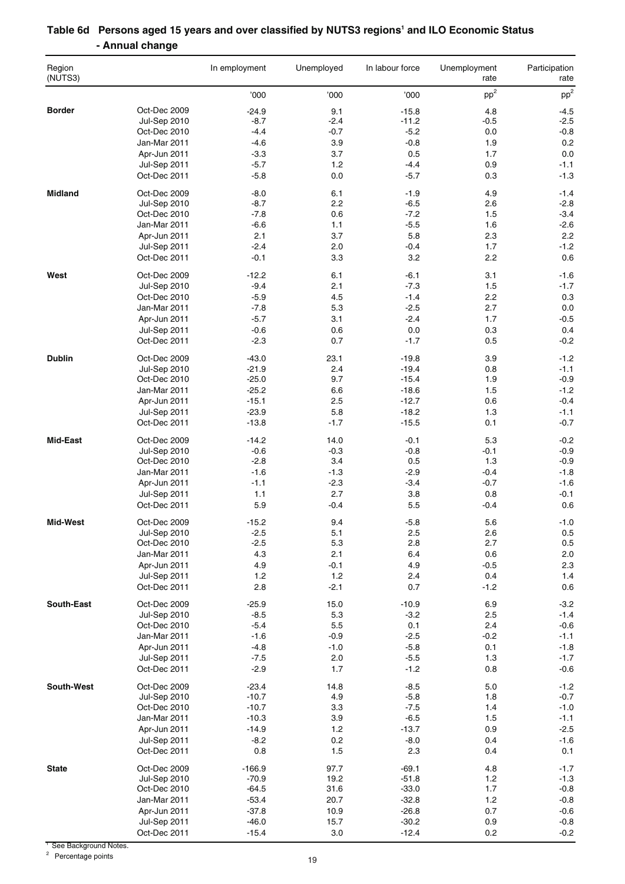## Table 6d Persons aged 15 years and over classified by NUTS3 regions[1] and ILO Economic Status - Annual change

| Region (NUTS3) | | In employment | Unemployed | In labour force | Unemployment rate | Participation rate |
|---|---|---|---|---|---|---|
| | | '000 | '000 | '000 | pp[2] | pp[2] |
| **Border** | Oct-Dec 2009 | -24.9 | 9.1 | -15.8 | 4.8 | -4.5 |
| | Jul-Sep 2010 | -8.7 | -2.4 | -11.2 | -0.5 | -2.5 |
| | Oct-Dec 2010 | -4.4 | -0.7 | -5.2 | 0.0 | -0.8 |
| | Jan-Mar 2011 | -4.6 | 3.9 | -0.8 | 1.9 | 0.2 |
| | Apr-Jun 2011 | -3.3 | 3.7 | 0.5 | 1.7 | 0.0 |
| | Jul-Sep 2011 | -5.7 | 1.2 | -4.4 | 0.9 | -1.1 |
| | Oct-Dec 2011 | -5.8 | 0.0 | -5.7 | 0.3 | -1.3 |
| **Midland** | Oct-Dec 2009 | -8.0 | 6.1 | -1.9 | 4.9 | -1.4 |
| | Jul-Sep 2010 | -8.7 | 2.2 | -6.5 | 2.6 | -2.8 |
| | Oct-Dec 2010 | -7.8 | 0.6 | -7.2 | 1.5 | -3.4 |
| | Jan-Mar 2011 | -6.6 | 1.1 | -5.5 | 1.6 | -2.6 |
| | Apr-Jun 2011 | 2.1 | 3.7 | 5.8 | 2.3 | 2.2 |
| | Jul-Sep 2011 | -2.4 | 2.0 | -0.4 | 1.7 | -1.2 |
| | Oct-Dec 2011 | -0.1 | 3.3 | 3.2 | 2.2 | 0.6 |
| **West** | Oct-Dec 2009 | -12.2 | 6.1 | -6.1 | 3.1 | -1.6 |
| | Jul-Sep 2010 | -9.4 | 2.1 | -7.3 | 1.5 | -1.7 |
| | Oct-Dec 2010 | -5.9 | 4.5 | -1.4 | 2.2 | 0.3 |
| | Jan-Mar 2011 | -7.8 | 5.3 | -2.5 | 2.7 | 0.0 |
| | Apr-Jun 2011 | -5.7 | 3.1 | -2.4 | 1.7 | -0.5 |
| | Jul-Sep 2011 | -0.6 | 0.6 | 0.0 | 0.3 | 0.4 |
| | Oct-Dec 2011 | -2.3 | 0.7 | -1.7 | 0.5 | -0.2 |
| **Dublin** | Oct-Dec 2009 | -43.0 | 23.1 | -19.8 | 3.9 | -1.2 |
| | Jul-Sep 2010 | -21.9 | 2.4 | -19.4 | 0.8 | -1.1 |
| | Oct-Dec 2010 | -25.0 | 9.7 | -15.4 | 1.9 | -0.9 |
| | Jan-Mar 2011 | -25.2 | 6.6 | -18.6 | 1.5 | -1.2 |
| | Apr-Jun 2011 | -15.1 | 2.5 | -12.7 | 0.6 | -0.4 |
| | Jul-Sep 2011 | -23.9 | 5.8 | -18.2 | 1.3 | -1.1 |
| | Oct-Dec 2011 | -13.8 | -1.7 | -15.5 | 0.1 | -0.7 |
| **Mid-East** | Oct-Dec 2009 | -14.2 | 14.0 | -0.1 | 5.3 | -0.2 |
| | Jul-Sep 2010 | -0.6 | -0.3 | -0.8 | -0.1 | -0.9 |
| | Oct-Dec 2010 | -2.8 | 3.4 | 0.5 | 1.3 | -0.9 |
| | Jan-Mar 2011 | -1.6 | -1.3 | -2.9 | -0.4 | -1.8 |
| | Apr-Jun 2011 | -1.1 | -2.3 | -3.4 | -0.7 | -1.6 |
| | Jul-Sep 2011 | 1.1 | 2.7 | 3.8 | 0.8 | -0.1 |
| | Oct-Dec 2011 | 5.9 | -0.4 | 5.5 | -0.4 | 0.6 |
| **Mid-West** | Oct-Dec 2009 | -15.2 | 9.4 | -5.8 | 5.6 | -1.0 |
| | Jul-Sep 2010 | -2.5 | 5.1 | 2.5 | 2.6 | 0.5 |
| | Oct-Dec 2010 | -2.5 | 5.3 | 2.8 | 2.7 | 0.5 |
| | Jan-Mar 2011 | 4.3 | 2.1 | 6.4 | 0.6 | 2.0 |
| | Apr-Jun 2011 | 4.9 | -0.1 | 4.9 | -0.5 | 2.3 |
| | Jul-Sep 2011 | 1.2 | 1.2 | 2.4 | 0.4 | 1.4 |
| | Oct-Dec 2011 | 2.8 | -2.1 | 0.7 | -1.2 | 0.6 |
| **South-East** | Oct-Dec 2009 | -25.9 | 15.0 | -10.9 | 6.9 | -3.2 |
| | Jul-Sep 2010 | -8.5 | 5.3 | -3.2 | 2.5 | -1.4 |
| | Oct-Dec 2010 | -5.4 | 5.5 | 0.1 | 2.4 | -0.6 |
| | Jan-Mar 2011 | -1.6 | -0.9 | -2.5 | -0.2 | -1.1 |
| | Apr-Jun 2011 | -4.8 | -1.0 | -5.8 | 0.1 | -1.8 |
| | Jul-Sep 2011 | -7.5 | 2.0 | -5.5 | 1.3 | -1.7 |
| | Oct-Dec 2011 | -2.9 | 1.7 | -1.2 | 0.8 | -0.6 |
| **South-West** | Oct-Dec 2009 | -23.4 | 14.8 | -8.5 | 5.0 | -1.2 |
| | Jul-Sep 2010 | -10.7 | 4.9 | -5.8 | 1.8 | -0.7 |
| | Oct-Dec 2010 | -10.7 | 3.3 | -7.5 | 1.4 | -1.0 |
| | Jan-Mar 2011 | -10.3 | 3.9 | -6.5 | 1.5 | -1.1 |
| | Apr-Jun 2011 | -14.9 | 1.2 | -13.7 | 0.9 | -2.5 |
| | Jul-Sep 2011 | -8.2 | 0.2 | -8.0 | 0.4 | -1.6 |
| | Oct-Dec 2011 | 0.8 | 1.5 | 2.3 | 0.4 | 0.1 |
| **State** | Oct-Dec 2009 | -166.9 | 97.7 | -69.1 | 4.8 | -1.7 |
| | Jul-Sep 2010 | -70.9 | 19.2 | -51.8 | 1.2 | -1.3 |
| | Oct-Dec 2010 | -64.5 | 31.6 | -33.0 | 1.7 | -0.8 |
| | Jan-Mar 2011 | -53.4 | 20.7 | -32.8 | 1.2 | -0.8 |
| | Apr-Jun 2011 | -37.8 | 10.9 | -26.8 | 0.7 | -0.6 |
| | Jul-Sep 2011 | -46.0 | 15.7 | -30.2 | 0.9 | -0.8 |
| | Oct-Dec 2011 | -15.4 | 3.0 | -12.4 | 0.2 | -0.2 |

[1] See Background Notes.

[2] Percentage points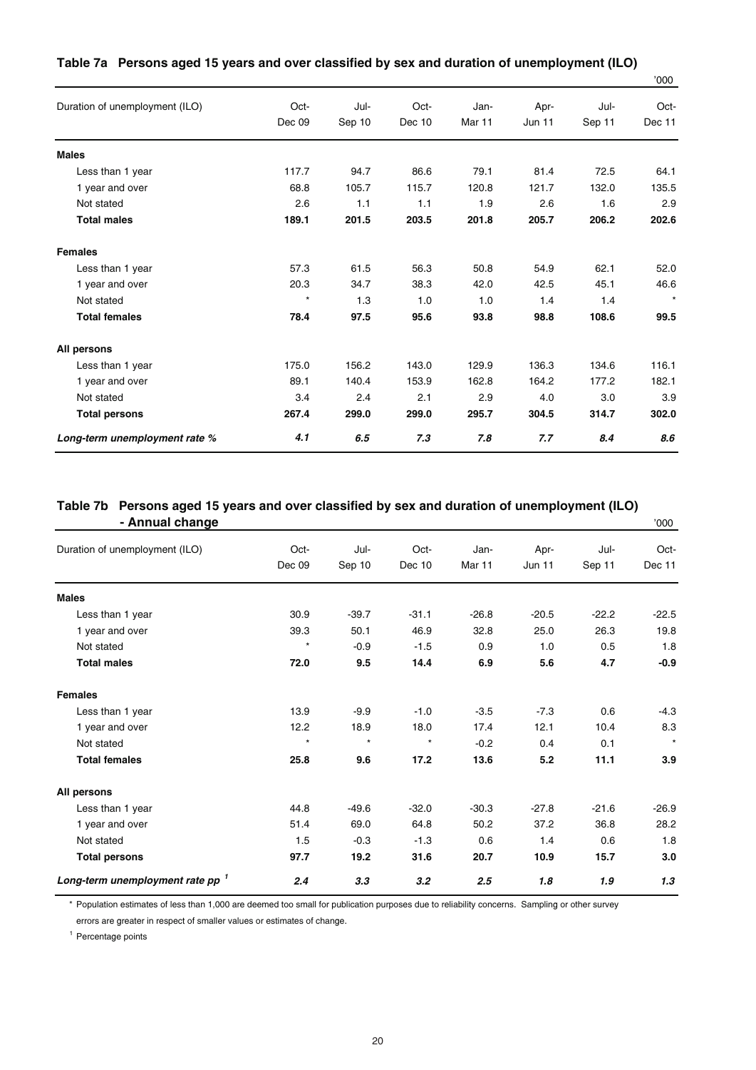### Table 7a Persons aged 15 years and over classified by sex and duration of unemployment (ILO)

'000

| Duration of unemployment (ILO) | Oct-Dec 09 | Jul-Sep 10 | Oct-Dec 10 | Jan-Mar 11 | Apr-Jun 11 | Jul-Sep 11 | Oct-Dec 11 |
|---|---|---|---|---|---|---|---|
| **Males** | | | | | | | |
| Less than 1 year | 117.7 | 94.7 | 86.6 | 79.1 | 81.4 | 72.5 | 64.1 |
| 1 year and over | 68.8 | 105.7 | 115.7 | 120.8 | 121.7 | 132.0 | 135.5 |
| Not stated | 2.6 | 1.1 | 1.1 | 1.9 | 2.6 | 1.6 | 2.9 |
| **Total males** | **189.1** | **201.5** | **203.5** | **201.8** | **205.7** | **206.2** | **202.6** |
| **Females** | | | | | | | |
| Less than 1 year | 57.3 | 61.5 | 56.3 | 50.8 | 54.9 | 62.1 | 52.0 |
| 1 year and over | 20.3 | 34.7 | 38.3 | 42.0 | 42.5 | 45.1 | 46.6 |
| Not stated | * | 1.3 | 1.0 | 1.0 | 1.4 | 1.4 | * |
| **Total females** | **78.4** | **97.5** | **95.6** | **93.8** | **98.8** | **108.6** | **99.5** |
| **All persons** | | | | | | | |
| Less than 1 year | 175.0 | 156.2 | 143.0 | 129.9 | 136.3 | 134.6 | 116.1 |
| 1 year and over | 89.1 | 140.4 | 153.9 | 162.8 | 164.2 | 177.2 | 182.1 |
| Not stated | 3.4 | 2.4 | 2.1 | 2.9 | 4.0 | 3.0 | 3.9 |
| **Total persons** | **267.4** | **299.0** | **299.0** | **295.7** | **304.5** | **314.7** | **302.0** |
| ***Long-term unemployment rate %*** | ***4.1*** | ***6.5*** | ***7.3*** | ***7.8*** | ***7.7*** | ***8.4*** | ***8.6*** |

### Table 7b Persons aged 15 years and over classified by sex and duration of unemployment (ILO) - Annual change

'000

| Duration of unemployment (ILO) | Oct-Dec 09 | Jul-Sep 10 | Oct-Dec 10 | Jan-Mar 11 | Apr-Jun 11 | Jul-Sep 11 | Oct-Dec 11 |
|---|---|---|---|---|---|---|---|
| **Males** | | | | | | | |
| Less than 1 year | 30.9 | -39.7 | -31.1 | -26.8 | -20.5 | -22.2 | -22.5 |
| 1 year and over | 39.3 | 50.1 | 46.9 | 32.8 | 25.0 | 26.3 | 19.8 |
| Not stated | * | -0.9 | -1.5 | 0.9 | 1.0 | 0.5 | 1.8 |
| **Total males** | **72.0** | **9.5** | **14.4** | **6.9** | **5.6** | **4.7** | **-0.9** |
| **Females** | | | | | | | |
| Less than 1 year | 13.9 | -9.9 | -1.0 | -3.5 | -7.3 | 0.6 | -4.3 |
| 1 year and over | 12.2 | 18.9 | 18.0 | 17.4 | 12.1 | 10.4 | 8.3 |
| Not stated | * | * | * | -0.2 | 0.4 | 0.1 | * |
| **Total females** | **25.8** | **9.6** | **17.2** | **13.6** | **5.2** | **11.1** | **3.9** |
| **All persons** | | | | | | | |
| Less than 1 year | 44.8 | -49.6 | -32.0 | -30.3 | -27.8 | -21.6 | -26.9 |
| 1 year and over | 51.4 | 69.0 | 64.8 | 50.2 | 37.2 | 36.8 | 28.2 |
| Not stated | 1.5 | -0.3 | -1.3 | 0.6 | 1.4 | 0.6 | 1.8 |
| **Total persons** | **97.7** | **19.2** | **31.6** | **20.7** | **10.9** | **15.7** | **3.0** |
| ***Long-term unemployment rate pp [1]*** | ***2.4*** | ***3.3*** | ***3.2*** | ***2.5*** | ***1.8*** | ***1.9*** | ***1.3*** |

\* Population estimates of less than 1,000 are deemed too small for publication purposes due to reliability concerns. Sampling or other survey errors are greater in respect of smaller values or estimates of change.

[1] Percentage points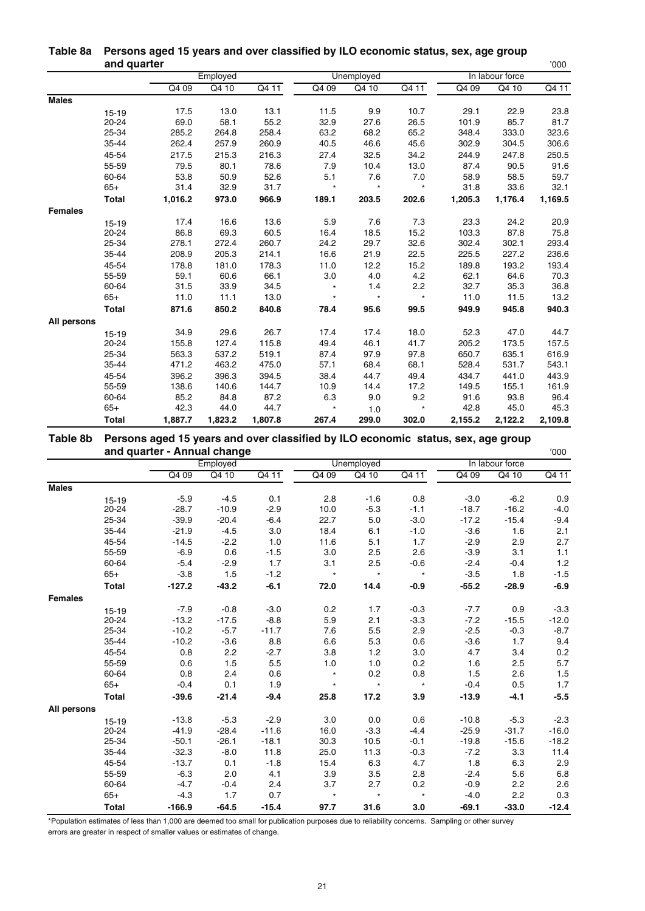**Table 8a Persons aged 15 years and over classified by ILO economic status, sex, age group and quarter**

'000

| | | Employed | | | Unemployed | | | In labour force | | |
|---|---|---|---|---|---|---|---|---|---|---|
| | | Q4 09 | Q4 10 | Q4 11 | Q4 09 | Q4 10 | Q4 11 | Q4 09 | Q4 10 | Q4 11 |
| **Males** | | | | | | | | | | |
| | 15-19 | 17.5 | 13.0 | 13.1 | 11.5 | 9.9 | 10.7 | 29.1 | 22.9 | 23.8 |
| | 20-24 | 69.0 | 58.1 | 55.2 | 32.9 | 27.6 | 26.5 | 101.9 | 85.7 | 81.7 |
| | 25-34 | 285.2 | 264.8 | 258.4 | 63.2 | 68.2 | 65.2 | 348.4 | 333.0 | 323.6 |
| | 35-44 | 262.4 | 257.9 | 260.9 | 40.5 | 46.6 | 45.6 | 302.9 | 304.5 | 306.6 |
| | 45-54 | 217.5 | 215.3 | 216.3 | 27.4 | 32.5 | 34.2 | 244.9 | 247.8 | 250.5 |
| | 55-59 | 79.5 | 80.1 | 78.6 | 7.9 | 10.4 | 13.0 | 87.4 | 90.5 | 91.6 |
| | 60-64 | 53.8 | 50.9 | 52.6 | 5.1 | 7.6 | 7.0 | 58.9 | 58.5 | 59.7 |
| | 65+ | 31.4 | 32.9 | 31.7 | * | * | * | 31.8 | 33.6 | 32.1 |
| | **Total** | **1,016.2** | **973.0** | **966.9** | **189.1** | **203.5** | **202.6** | **1,205.3** | **1,176.4** | **1,169.5** |
| **Females** | | | | | | | | | | |
| | 15-19 | 17.4 | 16.6 | 13.6 | 5.9 | 7.6 | 7.3 | 23.3 | 24.2 | 20.9 |
| | 20-24 | 86.8 | 69.3 | 60.5 | 16.4 | 18.5 | 15.2 | 103.3 | 87.8 | 75.8 |
| | 25-34 | 278.1 | 272.4 | 260.7 | 24.2 | 29.7 | 32.6 | 302.4 | 302.1 | 293.4 |
| | 35-44 | 208.9 | 205.3 | 214.1 | 16.6 | 21.9 | 22.5 | 225.5 | 227.2 | 236.6 |
| | 45-54 | 178.8 | 181.0 | 178.3 | 11.0 | 12.2 | 15.2 | 189.8 | 193.2 | 193.4 |
| | 55-59 | 59.1 | 60.6 | 66.1 | 3.0 | 4.0 | 4.2 | 62.1 | 64.6 | 70.3 |
| | 60-64 | 31.5 | 33.9 | 34.5 | * | 1.4 | 2.2 | 32.7 | 35.3 | 36.8 |
| | 65+ | 11.0 | 11.1 | 13.0 | * | * | * | 11.0 | 11.5 | 13.2 |
| | **Total** | **871.6** | **850.2** | **840.8** | **78.4** | **95.6** | **99.5** | **949.9** | **945.8** | **940.3** |
| **All persons** | | | | | | | | | | |
| | 15-19 | 34.9 | 29.6 | 26.7 | 17.4 | 17.4 | 18.0 | 52.3 | 47.0 | 44.7 |
| | 20-24 | 155.8 | 127.4 | 115.8 | 49.4 | 46.1 | 41.7 | 205.2 | 173.5 | 157.5 |
| | 25-34 | 563.3 | 537.2 | 519.1 | 87.4 | 97.9 | 97.8 | 650.7 | 635.1 | 616.9 |
| | 35-44 | 471.2 | 463.2 | 475.0 | 57.1 | 68.4 | 68.1 | 528.4 | 531.7 | 543.1 |
| | 45-54 | 396.2 | 396.3 | 394.5 | 38.4 | 44.7 | 49.4 | 434.7 | 441.0 | 443.9 |
| | 55-59 | 138.6 | 140.6 | 144.7 | 10.9 | 14.4 | 17.2 | 149.5 | 155.1 | 161.9 |
| | 60-64 | 85.2 | 84.8 | 87.2 | 6.3 | 9.0 | 9.2 | 91.6 | 93.8 | 96.4 |
| | 65+ | 42.3 | 44.0 | 44.7 | * | 1.0 | * | 42.8 | 45.0 | 45.3 |
| | **Total** | **1,887.7** | **1,823.2** | **1,807.8** | **267.4** | **299.0** | **302.0** | **2,155.2** | **2,122.2** | **2,109.8** |

**Table 8b Persons aged 15 years and over classified by ILO economic status, sex, age group and quarter - Annual change**

'000

| | | Employed | | | Unemployed | | | In labour force | | |
|---|---|---|---|---|---|---|---|---|---|---|
| | | Q4 09 | Q4 10 | Q4 11 | Q4 09 | Q4 10 | Q4 11 | Q4 09 | Q4 10 | Q4 11 |
| **Males** | | | | | | | | | | |
| | 15-19 | -5.9 | -4.5 | 0.1 | 2.8 | -1.6 | 0.8 | -3.0 | -6.2 | 0.9 |
| | 20-24 | -28.7 | -10.9 | -2.9 | 10.0 | -5.3 | -1.1 | -18.7 | -16.2 | -4.0 |
| | 25-34 | -39.9 | -20.4 | -6.4 | 22.7 | 5.0 | -3.0 | -17.2 | -15.4 | -9.4 |
| | 35-44 | -21.9 | -4.5 | 3.0 | 18.4 | 6.1 | -1.0 | -3.6 | 1.6 | 2.1 |
| | 45-54 | -14.5 | -2.2 | 1.0 | 11.6 | 5.1 | 1.7 | -2.9 | 2.9 | 2.7 |
| | 55-59 | -6.9 | 0.6 | -1.5 | 3.0 | 2.5 | 2.6 | -3.9 | 3.1 | 1.1 |
| | 60-64 | -5.4 | -2.9 | 1.7 | 3.1 | 2.5 | -0.6 | -2.4 | -0.4 | 1.2 |
| | 65+ | -3.8 | 1.5 | -1.2 | * | * | * | -3.5 | 1.8 | -1.5 |
| | **Total** | **-127.2** | **-43.2** | **-6.1** | **72.0** | **14.4** | **-0.9** | **-55.2** | **-28.9** | **-6.9** |
| **Females** | | | | | | | | | | |
| | 15-19 | -7.9 | -0.8 | -3.0 | 0.2 | 1.7 | -0.3 | -7.7 | 0.9 | -3.3 |
| | 20-24 | -13.2 | -17.5 | -8.8 | 5.9 | 2.1 | -3.3 | -7.2 | -15.5 | -12.0 |
| | 25-34 | -10.2 | -5.7 | -11.7 | 7.6 | 5.5 | 2.9 | -2.5 | -0.3 | -8.7 |
| | 35-44 | -10.2 | -3.6 | 8.8 | 6.6 | 5.3 | 0.6 | -3.6 | 1.7 | 9.4 |
| | 45-54 | 0.8 | 2.2 | -2.7 | 3.8 | 1.2 | 3.0 | 4.7 | 3.4 | 0.2 |
| | 55-59 | 0.6 | 1.5 | 5.5 | 1.0 | 1.0 | 0.2 | 1.6 | 2.5 | 5.7 |
| | 60-64 | 0.8 | 2.4 | 0.6 | * | 0.2 | 0.8 | 1.5 | 2.6 | 1.5 |
| | 65+ | -0.4 | 0.1 | 1.9 | * | * | * | -0.4 | 0.5 | 1.7 |
| | **Total** | **-39.6** | **-21.4** | **-9.4** | **25.8** | **17.2** | **3.9** | **-13.9** | **-4.1** | **-5.5** |
| **All persons** | | | | | | | | | | |
| | 15-19 | -13.8 | -5.3 | -2.9 | 3.0 | 0.0 | 0.6 | -10.8 | -5.3 | -2.3 |
| | 20-24 | -41.9 | -28.4 | -11.6 | 16.0 | -3.3 | -4.4 | -25.9 | -31.7 | -16.0 |
| | 25-34 | -50.1 | -26.1 | -18.1 | 30.3 | 10.5 | -0.1 | -19.8 | -15.6 | -18.2 |
| | 35-44 | -32.3 | -8.0 | 11.8 | 25.0 | 11.3 | -0.3 | -7.2 | 3.3 | 11.4 |
| | 45-54 | -13.7 | 0.1 | -1.8 | 15.4 | 6.3 | 4.7 | 1.8 | 6.3 | 2.9 |
| | 55-59 | -6.3 | 2.0 | 4.1 | 3.9 | 3.5 | 2.8 | -2.4 | 5.6 | 6.8 |
| | 60-64 | -4.7 | -0.4 | 2.4 | 3.7 | 2.7 | 0.2 | -0.9 | 2.2 | 2.6 |
| | 65+ | -4.3 | 1.7 | 0.7 | * | * | * | -4.0 | 2.2 | 0.3 |
| | **Total** | **-166.9** | **-64.5** | **-15.4** | **97.7** | **31.6** | **3.0** | **-69.1** | **-33.0** | **-12.4** |

*Population estimates of less than 1,000 are deemed too small for publication purposes due to reliability concerns. Sampling or other survey errors are greater in respect of smaller values or estimates of change.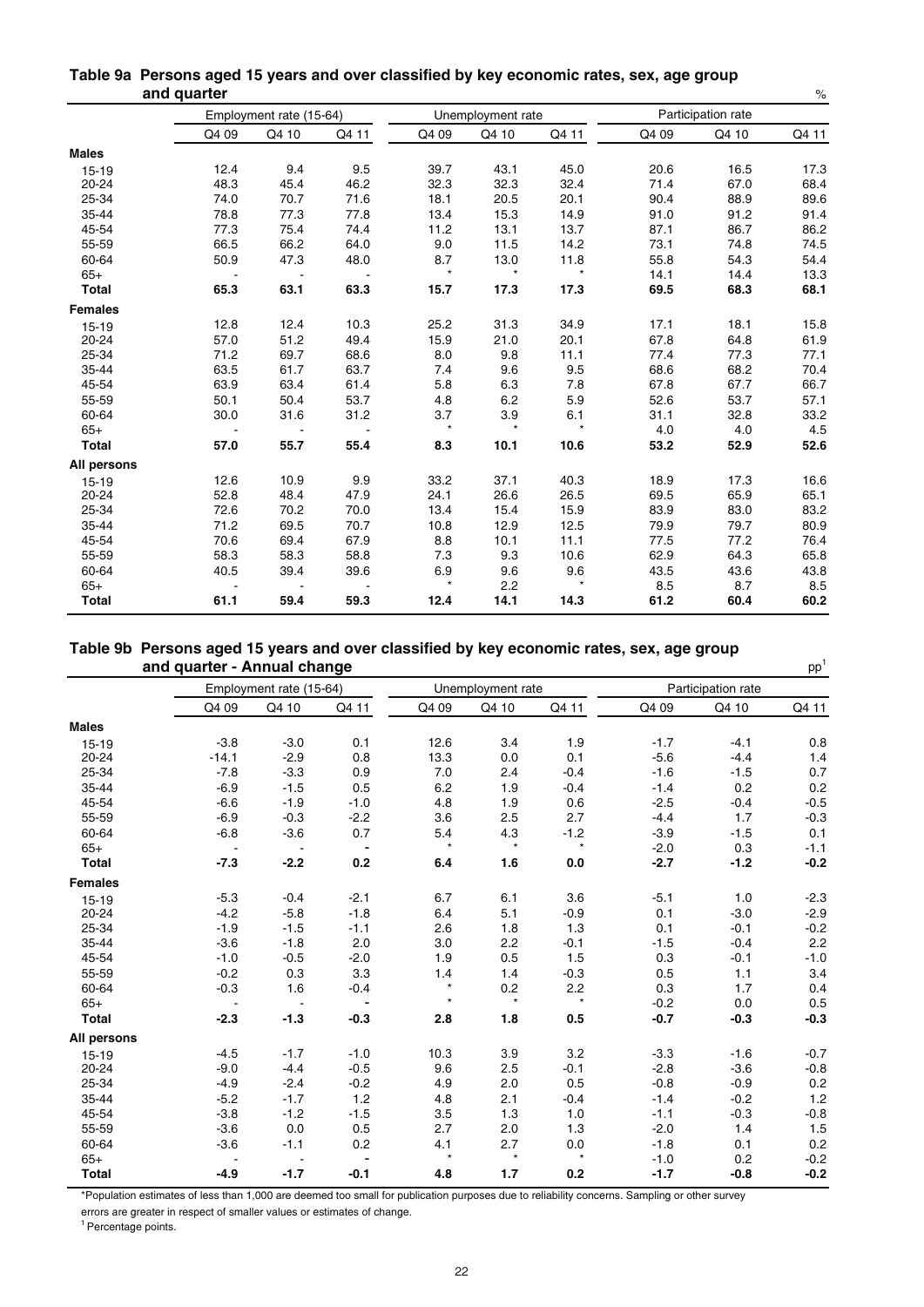## Table 9a Persons aged 15 years and over classified by key economic rates, sex, age group and quarter

%

| | Employment rate (15-64) | | | Unemployment rate | | | Participation rate | | |
|---|---|---|---|---|---|---|---|---|---|
| | Q4 09 | Q4 10 | Q4 11 | Q4 09 | Q4 10 | Q4 11 | Q4 09 | Q4 10 | Q4 11 |
| **Males** | | | | | | | | | |
| 15-19 | 12.4 | 9.4 | 9.5 | 39.7 | 43.1 | 45.0 | 20.6 | 16.5 | 17.3 |
| 20-24 | 48.3 | 45.4 | 46.2 | 32.3 | 32.3 | 32.4 | 71.4 | 67.0 | 68.4 |
| 25-34 | 74.0 | 70.7 | 71.6 | 18.1 | 20.5 | 20.1 | 90.4 | 88.9 | 89.6 |
| 35-44 | 78.8 | 77.3 | 77.8 | 13.4 | 15.3 | 14.9 | 91.0 | 91.2 | 91.4 |
| 45-54 | 77.3 | 75.4 | 74.4 | 11.2 | 13.1 | 13.7 | 87.1 | 86.7 | 86.2 |
| 55-59 | 66.5 | 66.2 | 64.0 | 9.0 | 11.5 | 14.2 | 73.1 | 74.8 | 74.5 |
| 60-64 | 50.9 | 47.3 | 48.0 | 8.7 | 13.0 | 11.8 | 55.8 | 54.3 | 54.4 |
| 65+ | - | - | - | * | * | * | 14.1 | 14.4 | 13.3 |
| **Total** | **65.3** | **63.1** | **63.3** | **15.7** | **17.3** | **17.3** | **69.5** | **68.3** | **68.1** |
| **Females** | | | | | | | | | |
| 15-19 | 12.8 | 12.4 | 10.3 | 25.2 | 31.3 | 34.9 | 17.1 | 18.1 | 15.8 |
| 20-24 | 57.0 | 51.2 | 49.4 | 15.9 | 21.0 | 20.1 | 67.8 | 64.8 | 61.9 |
| 25-34 | 71.2 | 69.7 | 68.6 | 8.0 | 9.8 | 11.1 | 77.4 | 77.3 | 77.1 |
| 35-44 | 63.5 | 61.7 | 63.7 | 7.4 | 9.6 | 9.5 | 68.6 | 68.2 | 70.4 |
| 45-54 | 63.9 | 63.4 | 61.4 | 5.8 | 6.3 | 7.8 | 67.8 | 67.7 | 66.7 |
| 55-59 | 50.1 | 50.4 | 53.7 | 4.8 | 6.2 | 5.9 | 52.6 | 53.7 | 57.1 |
| 60-64 | 30.0 | 31.6 | 31.2 | 3.7 | 3.9 | 6.1 | 31.1 | 32.8 | 33.2 |
| 65+ | - | - | - | * | * | * | 4.0 | 4.0 | 4.5 |
| **Total** | **57.0** | **55.7** | **55.4** | **8.3** | **10.1** | **10.6** | **53.2** | **52.9** | **52.6** |
| **All persons** | | | | | | | | | |
| 15-19 | 12.6 | 10.9 | 9.9 | 33.2 | 37.1 | 40.3 | 18.9 | 17.3 | 16.6 |
| 20-24 | 52.8 | 48.4 | 47.9 | 24.1 | 26.6 | 26.5 | 69.5 | 65.9 | 65.1 |
| 25-34 | 72.6 | 70.2 | 70.0 | 13.4 | 15.4 | 15.9 | 83.9 | 83.0 | 83.2 |
| 35-44 | 71.2 | 69.5 | 70.7 | 10.8 | 12.9 | 12.5 | 79.9 | 79.7 | 80.9 |
| 45-54 | 70.6 | 69.4 | 67.9 | 8.8 | 10.1 | 11.1 | 77.5 | 77.2 | 76.4 |
| 55-59 | 58.3 | 58.3 | 58.8 | 7.3 | 9.3 | 10.6 | 62.9 | 64.3 | 65.8 |
| 60-64 | 40.5 | 39.4 | 39.6 | 6.9 | 9.6 | 9.6 | 43.5 | 43.6 | 43.8 |
| 65+ | - | - | - | * | 2.2 | * | 8.5 | 8.7 | 8.5 |
| **Total** | **61.1** | **59.4** | **59.3** | **12.4** | **14.1** | **14.3** | **61.2** | **60.4** | **60.2** |

## Table 9b Persons aged 15 years and over classified by key economic rates, sex, age group and quarter - Annual change

pp[1]

| | Employment rate (15-64) | | | Unemployment rate | | | Participation rate | | |
|---|---|---|---|---|---|---|---|---|---|
| | Q4 09 | Q4 10 | Q4 11 | Q4 09 | Q4 10 | Q4 11 | Q4 09 | Q4 10 | Q4 11 |
| **Males** | | | | | | | | | |
| 15-19 | -3.8 | -3.0 | 0.1 | 12.6 | 3.4 | 1.9 | -1.7 | -4.1 | 0.8 |
| 20-24 | -14.1 | -2.9 | 0.8 | 13.3 | 0.0 | 0.1 | -5.6 | -4.4 | 1.4 |
| 25-34 | -7.8 | -3.3 | 0.9 | 7.0 | 2.4 | -0.4 | -1.6 | -1.5 | 0.7 |
| 35-44 | -6.9 | -1.5 | 0.5 | 6.2 | 1.9 | -0.4 | -1.4 | 0.2 | 0.2 |
| 45-54 | -6.6 | -1.9 | -1.0 | 4.8 | 1.9 | 0.6 | -2.5 | -0.4 | -0.5 |
| 55-59 | -6.9 | -0.3 | -2.2 | 3.6 | 2.5 | 2.7 | -4.4 | 1.7 | -0.3 |
| 60-64 | -6.8 | -3.6 | 0.7 | 5.4 | 4.3 | -1.2 | -3.9 | -1.5 | 0.1 |
| 65+ | - | - | - | * | * | * | -2.0 | 0.3 | -1.1 |
| **Total** | **-7.3** | **-2.2** | **0.2** | **6.4** | **1.6** | **0.0** | **-2.7** | **-1.2** | **-0.2** |
| **Females** | | | | | | | | | |
| 15-19 | -5.3 | -0.4 | -2.1 | 6.7 | 6.1 | 3.6 | -5.1 | 1.0 | -2.3 |
| 20-24 | -4.2 | -5.8 | -1.8 | 6.4 | 5.1 | -0.9 | 0.1 | -3.0 | -2.9 |
| 25-34 | -1.9 | -1.5 | -1.1 | 2.6 | 1.8 | 1.3 | 0.1 | -0.1 | -0.2 |
| 35-44 | -3.6 | -1.8 | 2.0 | 3.0 | 2.2 | -0.1 | -1.5 | -0.4 | 2.2 |
| 45-54 | -1.0 | -0.5 | -2.0 | 1.9 | 0.5 | 1.5 | 0.3 | -0.1 | -1.0 |
| 55-59 | -0.2 | 0.3 | 3.3 | 1.4 | 1.4 | -0.3 | 0.5 | 1.1 | 3.4 |
| 60-64 | -0.3 | 1.6 | -0.4 | * | 0.2 | 2.2 | 0.3 | 1.7 | 0.4 |
| 65+ | - | - | - | * | * | * | -0.2 | 0.0 | 0.5 |
| **Total** | **-2.3** | **-1.3** | **-0.3** | **2.8** | **1.8** | **0.5** | **-0.7** | **-0.3** | **-0.3** |
| **All persons** | | | | | | | | | |
| 15-19 | -4.5 | -1.7 | -1.0 | 10.3 | 3.9 | 3.2 | -3.3 | -1.6 | -0.7 |
| 20-24 | -9.0 | -4.4 | -0.5 | 9.6 | 2.5 | -0.1 | -2.8 | -3.6 | -0.8 |
| 25-34 | -4.9 | -2.4 | -0.2 | 4.9 | 2.0 | 0.5 | -0.8 | -0.9 | 0.2 |
| 35-44 | -5.2 | -1.7 | 1.2 | 4.8 | 2.1 | -0.4 | -1.4 | -0.2 | 1.2 |
| 45-54 | -3.8 | -1.2 | -1.5 | 3.5 | 1.3 | 1.0 | -1.1 | -0.3 | -0.8 |
| 55-59 | -3.6 | 0.0 | 0.5 | 2.7 | 2.0 | 1.3 | -2.0 | 1.4 | 1.5 |
| 60-64 | -3.6 | -1.1 | 0.2 | 4.1 | 2.7 | 0.0 | -1.8 | 0.1 | 0.2 |
| 65+ | - | - | - | * | * | * | -1.0 | 0.2 | -0.2 |
| **Total** | **-4.9** | **-1.7** | **-0.1** | **4.8** | **1.7** | **0.2** | **-1.7** | **-0.8** | **-0.2** |

*Population estimates of less than 1,000 are deemed too small for publication purposes due to reliability concerns. Sampling or other survey errors are greater in respect of smaller values or estimates of change.

[1] Percentage points.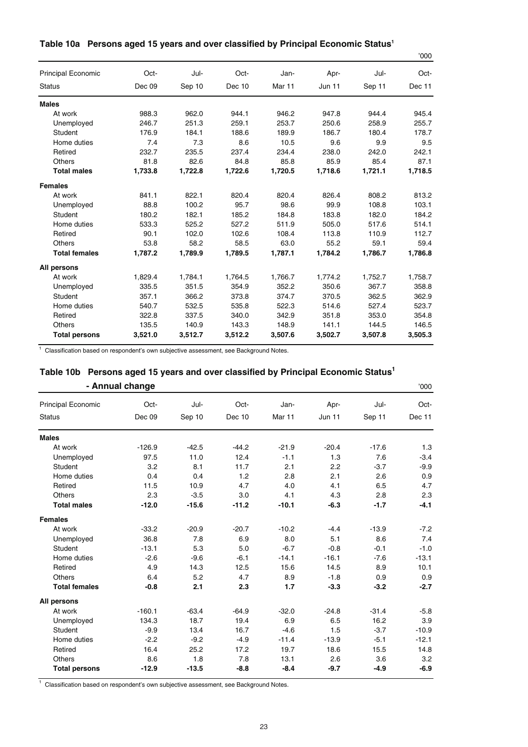## Table 10a Persons aged 15 years and over classified by Principal Economic Status[1]

'000

| Principal Economic Status | Oct-Dec 09 | Jul-Sep 10 | Oct-Dec 10 | Jan-Mar 11 | Apr-Jun 11 | Jul-Sep 11 | Oct-Dec 11 |
|---|---|---|---|---|---|---|---|
| **Males** | | | | | | | |
| At work | 988.3 | 962.0 | 944.1 | 946.2 | 947.8 | 944.4 | 945.4 |
| Unemployed | 246.7 | 251.3 | 259.1 | 253.7 | 250.6 | 258.9 | 255.7 |
| Student | 176.9 | 184.1 | 188.6 | 189.9 | 186.7 | 180.4 | 178.7 |
| Home duties | 7.4 | 7.3 | 8.6 | 10.5 | 9.6 | 9.9 | 9.5 |
| Retired | 232.7 | 235.5 | 237.4 | 234.4 | 238.0 | 242.0 | 242.1 |
| Others | 81.8 | 82.6 | 84.8 | 85.8 | 85.9 | 85.4 | 87.1 |
| **Total males** | **1,733.8** | **1,722.8** | **1,722.6** | **1,720.5** | **1,718.6** | **1,721.1** | **1,718.5** |
| **Females** | | | | | | | |
| At work | 841.1 | 822.1 | 820.4 | 820.4 | 826.4 | 808.2 | 813.2 |
| Unemployed | 88.8 | 100.2 | 95.7 | 98.6 | 99.9 | 108.8 | 103.1 |
| Student | 180.2 | 182.1 | 185.2 | 184.8 | 183.8 | 182.0 | 184.2 |
| Home duties | 533.3 | 525.2 | 527.2 | 511.9 | 505.0 | 517.6 | 514.1 |
| Retired | 90.1 | 102.0 | 102.6 | 108.4 | 113.8 | 110.9 | 112.7 |
| Others | 53.8 | 58.2 | 58.5 | 63.0 | 55.2 | 59.1 | 59.4 |
| **Total females** | **1,787.2** | **1,789.9** | **1,789.5** | **1,787.1** | **1,784.2** | **1,786.7** | **1,786.8** |
| **All persons** | | | | | | | |
| At work | 1,829.4 | 1,784.1 | 1,764.5 | 1,766.7 | 1,774.2 | 1,752.7 | 1,758.7 |
| Unemployed | 335.5 | 351.5 | 354.9 | 352.2 | 350.6 | 367.7 | 358.8 |
| Student | 357.1 | 366.2 | 373.8 | 374.7 | 370.5 | 362.5 | 362.9 |
| Home duties | 540.7 | 532.5 | 535.8 | 522.3 | 514.6 | 527.4 | 523.7 |
| Retired | 322.8 | 337.5 | 340.0 | 342.9 | 351.8 | 353.0 | 354.8 |
| Others | 135.5 | 140.9 | 143.3 | 148.9 | 141.1 | 144.5 | 146.5 |
| **Total persons** | **3,521.0** | **3,512.7** | **3,512.2** | **3,507.6** | **3,502.7** | **3,507.8** | **3,505.3** |

[1] Classification based on respondent's own subjective assessment, see Background Notes.

## Table 10b Persons aged 15 years and over classified by Principal Economic Status[1] - Annual change

'000

| Principal Economic Status | Oct-Dec 09 | Jul-Sep 10 | Oct-Dec 10 | Jan-Mar 11 | Apr-Jun 11 | Jul-Sep 11 | Oct-Dec 11 |
|---|---|---|---|---|---|---|---|
| **Males** | | | | | | | |
| At work | -126.9 | -42.5 | -44.2 | -21.9 | -20.4 | -17.6 | 1.3 |
| Unemployed | 97.5 | 11.0 | 12.4 | -1.1 | 1.3 | 7.6 | -3.4 |
| Student | 3.2 | 8.1 | 11.7 | 2.1 | 2.2 | -3.7 | -9.9 |
| Home duties | 0.4 | 0.4 | 1.2 | 2.8 | 2.1 | 2.6 | 0.9 |
| Retired | 11.5 | 10.9 | 4.7 | 4.0 | 4.1 | 6.5 | 4.7 |
| Others | 2.3 | -3.5 | 3.0 | 4.1 | 4.3 | 2.8 | 2.3 |
| **Total males** | **-12.0** | **-15.6** | **-11.2** | **-10.1** | **-6.3** | **-1.7** | **-4.1** |
| **Females** | | | | | | | |
| At work | -33.2 | -20.9 | -20.7 | -10.2 | -4.4 | -13.9 | -7.2 |
| Unemployed | 36.8 | 7.8 | 6.9 | 8.0 | 5.1 | 8.6 | 7.4 |
| Student | -13.1 | 5.3 | 5.0 | -6.7 | -0.8 | -0.1 | -1.0 |
| Home duties | -2.6 | -9.6 | -6.1 | -14.1 | -16.1 | -7.6 | -13.1 |
| Retired | 4.9 | 14.3 | 12.5 | 15.6 | 14.5 | 8.9 | 10.1 |
| Others | 6.4 | 5.2 | 4.7 | 8.9 | -1.8 | 0.9 | 0.9 |
| **Total females** | **-0.8** | **2.1** | **2.3** | **1.7** | **-3.3** | **-3.2** | **-2.7** |
| **All persons** | | | | | | | |
| At work | -160.1 | -63.4 | -64.9 | -32.0 | -24.8 | -31.4 | -5.8 |
| Unemployed | 134.3 | 18.7 | 19.4 | 6.9 | 6.5 | 16.2 | 3.9 |
| Student | -9.9 | 13.4 | 16.7 | -4.6 | 1.5 | -3.7 | -10.9 |
| Home duties | -2.2 | -9.2 | -4.9 | -11.4 | -13.9 | -5.1 | -12.1 |
| Retired | 16.4 | 25.2 | 17.2 | 19.7 | 18.6 | 15.5 | 14.8 |
| Others | 8.6 | 1.8 | 7.8 | 13.1 | 2.6 | 3.6 | 3.2 |
| **Total persons** | **-12.9** | **-13.5** | **-8.8** | **-8.4** | **-9.7** | **-4.9** | **-6.9** |

[1] Classification based on respondent's own subjective assessment, see Background Notes.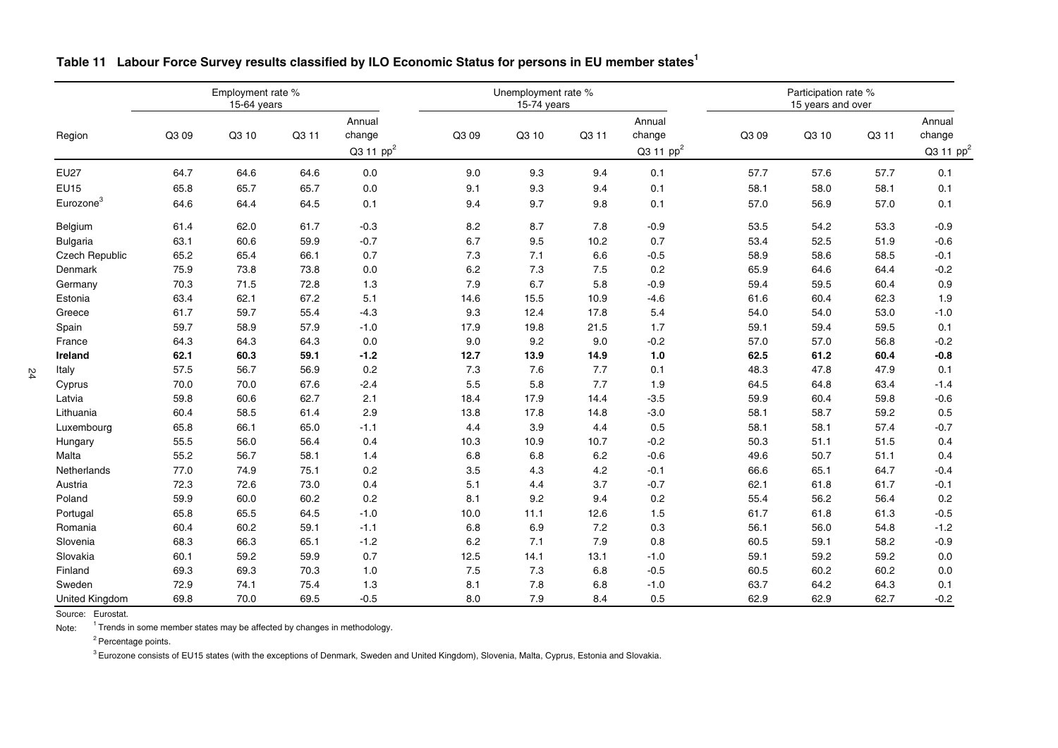**Table 11 Labour Force Survey results classified by ILO Economic Status for persons in EU member states[1]**

| Region | Employment rate % 15-64 years | | | | Unemployment rate % 15-74 years | | | | Participation rate % 15 years and over | | | |
|---|---|---|---|---|---|---|---|---|---|---|---|---|
| | Q3 09 | Q3 10 | Q3 11 | Annual change Q3 11 pp[2] | Q3 09 | Q3 10 | Q3 11 | Annual change Q3 11 pp[2] | Q3 09 | Q3 10 | Q3 11 | Annual change Q3 11 pp[2] |
| EU27 | 64.7 | 64.6 | 64.6 | 0.0 | 9.0 | 9.3 | 9.4 | 0.1 | 57.7 | 57.6 | 57.7 | 0.1 |
| EU15 | 65.8 | 65.7 | 65.7 | 0.0 | 9.1 | 9.3 | 9.4 | 0.1 | 58.1 | 58.0 | 58.1 | 0.1 |
| Eurozone[3] | 64.6 | 64.4 | 64.5 | 0.1 | 9.4 | 9.7 | 9.8 | 0.1 | 57.0 | 56.9 | 57.0 | 0.1 |
| Belgium | 61.4 | 62.0 | 61.7 | -0.3 | 8.2 | 8.7 | 7.8 | -0.9 | 53.5 | 54.2 | 53.3 | -0.9 |
| Bulgaria | 63.1 | 60.6 | 59.9 | -0.7 | 6.7 | 9.5 | 10.2 | 0.7 | 53.4 | 52.5 | 51.9 | -0.6 |
| Czech Republic | 65.2 | 65.4 | 66.1 | 0.7 | 7.3 | 7.1 | 6.6 | -0.5 | 58.9 | 58.6 | 58.5 | -0.1 |
| Denmark | 75.9 | 73.8 | 73.8 | 0.0 | 6.2 | 7.3 | 7.5 | 0.2 | 65.9 | 64.6 | 64.4 | -0.2 |
| Germany | 70.3 | 71.5 | 72.8 | 1.3 | 7.9 | 6.7 | 5.8 | -0.9 | 59.4 | 59.5 | 60.4 | 0.9 |
| Estonia | 63.4 | 62.1 | 67.2 | 5.1 | 14.6 | 15.5 | 10.9 | -4.6 | 61.6 | 60.4 | 62.3 | 1.9 |
| Greece | 61.7 | 59.7 | 55.4 | -4.3 | 9.3 | 12.4 | 17.8 | 5.4 | 54.0 | 54.0 | 53.0 | -1.0 |
| Spain | 59.7 | 58.9 | 57.9 | -1.0 | 17.9 | 19.8 | 21.5 | 1.7 | 59.1 | 59.4 | 59.5 | 0.1 |
| France | 64.3 | 64.3 | 64.3 | 0.0 | 9.0 | 9.2 | 9.0 | -0.2 | 57.0 | 57.0 | 56.8 | -0.2 |
| **Ireland** | **62.1** | **60.3** | **59.1** | **-1.2** | **12.7** | **13.9** | **14.9** | **1.0** | **62.5** | **61.2** | **60.4** | **-0.8** |
| Italy | 57.5 | 56.7 | 56.9 | 0.2 | 7.3 | 7.6 | 7.7 | 0.1 | 48.3 | 47.8 | 47.9 | 0.1 |
| Cyprus | 70.0 | 70.0 | 67.6 | -2.4 | 5.5 | 5.8 | 7.7 | 1.9 | 64.5 | 64.8 | 63.4 | -1.4 |
| Latvia | 59.8 | 60.6 | 62.7 | 2.1 | 18.4 | 17.9 | 14.4 | -3.5 | 59.9 | 60.4 | 59.8 | -0.6 |
| Lithuania | 60.4 | 58.5 | 61.4 | 2.9 | 13.8 | 17.8 | 14.8 | -3.0 | 58.1 | 58.7 | 59.2 | 0.5 |
| Luxembourg | 65.8 | 66.1 | 65.0 | -1.1 | 4.4 | 3.9 | 4.4 | 0.5 | 58.1 | 58.1 | 57.4 | -0.7 |
| Hungary | 55.5 | 56.0 | 56.4 | 0.4 | 10.3 | 10.9 | 10.7 | -0.2 | 50.3 | 51.1 | 51.5 | 0.4 |
| Malta | 55.2 | 56.7 | 58.1 | 1.4 | 6.8 | 6.8 | 6.2 | -0.6 | 49.6 | 50.7 | 51.1 | 0.4 |
| Netherlands | 77.0 | 74.9 | 75.1 | 0.2 | 3.5 | 4.3 | 4.2 | -0.1 | 66.6 | 65.1 | 64.7 | -0.4 |
| Austria | 72.3 | 72.6 | 73.0 | 0.4 | 5.1 | 4.4 | 3.7 | -0.7 | 62.1 | 61.8 | 61.7 | -0.1 |
| Poland | 59.9 | 60.0 | 60.2 | 0.2 | 8.1 | 9.2 | 9.4 | 0.2 | 55.4 | 56.2 | 56.4 | 0.2 |
| Portugal | 65.8 | 65.5 | 64.5 | -1.0 | 10.0 | 11.1 | 12.6 | 1.5 | 61.7 | 61.8 | 61.3 | -0.5 |
| Romania | 60.4 | 60.2 | 59.1 | -1.1 | 6.8 | 6.9 | 7.2 | 0.3 | 56.1 | 56.0 | 54.8 | -1.2 |
| Slovenia | 68.3 | 66.3 | 65.1 | -1.2 | 6.2 | 7.1 | 7.9 | 0.8 | 60.5 | 59.1 | 58.2 | -0.9 |
| Slovakia | 60.1 | 59.2 | 59.9 | 0.7 | 12.5 | 14.1 | 13.1 | -1.0 | 59.1 | 59.2 | 59.2 | 0.0 |
| Finland | 69.3 | 69.3 | 70.3 | 1.0 | 7.5 | 7.3 | 6.8 | -0.5 | 60.5 | 60.2 | 60.2 | 0.0 |
| Sweden | 72.9 | 74.1 | 75.4 | 1.3 | 8.1 | 7.8 | 6.8 | -1.0 | 63.7 | 64.2 | 64.3 | 0.1 |
| United Kingdom | 69.8 | 70.0 | 69.5 | -0.5 | 8.0 | 7.9 | 8.4 | 0.5 | 62.9 | 62.9 | 62.7 | -0.2 |

Source: Eurostat.

Note: [1] Trends in some member states may be affected by changes in methodology.

[2] Percentage points.

[3] Eurozone consists of EU15 states (with the exceptions of Denmark, Sweden and United Kingdom), Slovenia, Malta, Cyprus, Estonia and Slovakia.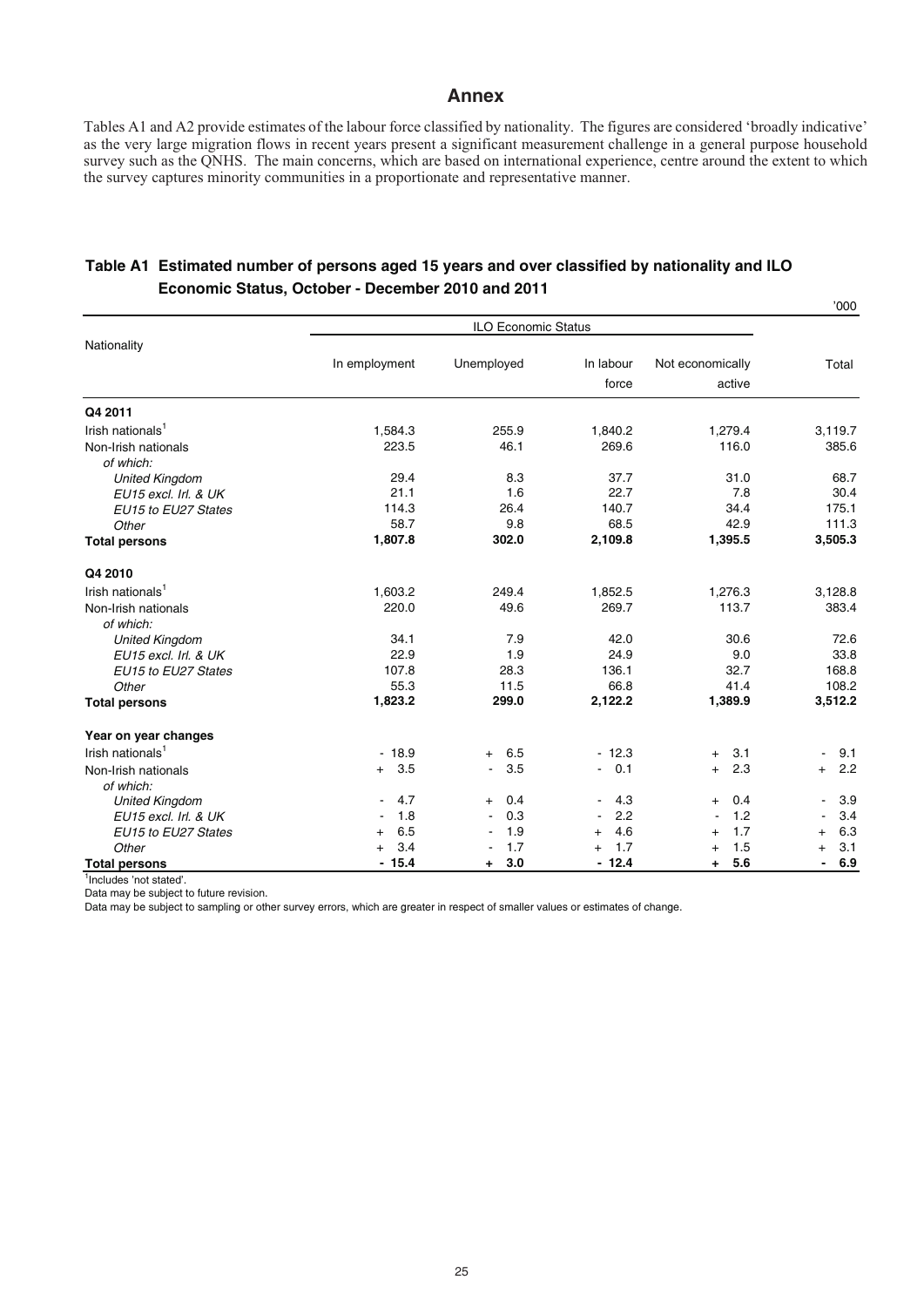## Annex

Tables A1 and A2 provide estimates of the labour force classified by nationality. The figures are considered 'broadly indicative' as the very large migration flows in recent years present a significant measurement challenge in a general purpose household survey such as the QNHS. The main concerns, which are based on international experience, centre around the extent to which the survey captures minority communities in a proportionate and representative manner.

### Table A1 Estimated number of persons aged 15 years and over classified by nationality and ILO Economic Status, October - December 2010 and 2011

'000

| Nationality | ILO Economic Status | | | | Total |
|---|---|---|---|---|---|
| | In employment | Unemployed | In labour force | Not economically active | |
| **Q4 2011** | | | | | |
| Irish nationals[1] | 1,584.3 | 255.9 | 1,840.2 | 1,279.4 | 3,119.7 |
| Non-Irish nationals | 223.5 | 46.1 | 269.6 | 116.0 | 385.6 |
| *of which:* | | | | | |
| *United Kingdom* | 29.4 | 8.3 | 37.7 | 31.0 | 68.7 |
| *EU15 excl. Irl. & UK* | 21.1 | 1.6 | 22.7 | 7.8 | 30.4 |
| *EU15 to EU27 States* | 114.3 | 26.4 | 140.7 | 34.4 | 175.1 |
| *Other* | 58.7 | 9.8 | 68.5 | 42.9 | 111.3 |
| **Total persons** | **1,807.8** | **302.0** | **2,109.8** | **1,395.5** | **3,505.3** |
| **Q4 2010** | | | | | |
| Irish nationals[1] | 1,603.2 | 249.4 | 1,852.5 | 1,276.3 | 3,128.8 |
| Non-Irish nationals | 220.0 | 49.6 | 269.7 | 113.7 | 383.4 |
| *of which:* | | | | | |
| *United Kingdom* | 34.1 | 7.9 | 42.0 | 30.6 | 72.6 |
| *EU15 excl. Irl. & UK* | 22.9 | 1.9 | 24.9 | 9.0 | 33.8 |
| *EU15 to EU27 States* | 107.8 | 28.3 | 136.1 | 32.7 | 168.8 |
| *Other* | 55.3 | 11.5 | 66.8 | 41.4 | 108.2 |
| **Total persons** | **1,823.2** | **299.0** | **2,122.2** | **1,389.9** | **3,512.2** |
| **Year on year changes** | | | | | |
| Irish nationals[1] | - 18.9 | + 6.5 | - 12.3 | + 3.1 | - 9.1 |
| Non-Irish nationals | + 3.5 | - 3.5 | - 0.1 | + 2.3 | + 2.2 |
| *of which:* | | | | | |
| *United Kingdom* | - 4.7 | + 0.4 | - 4.3 | + 0.4 | - 3.9 |
| *EU15 excl. Irl. & UK* | - 1.8 | - 0.3 | - 2.2 | - 1.2 | - 3.4 |
| *EU15 to EU27 States* | + 6.5 | - 1.9 | + 4.6 | + 1.7 | + 6.3 |
| *Other* | + 3.4 | - 1.7 | + 1.7 | + 1.5 | + 3.1 |
| **Total persons** | **- 15.4** | **+ 3.0** | **- 12.4** | **+ 5.6** | **- 6.9** |

[1]Includes 'not stated'.

Data may be subject to future revision.

Data may be subject to sampling or other survey errors, which are greater in respect of smaller values or estimates of change.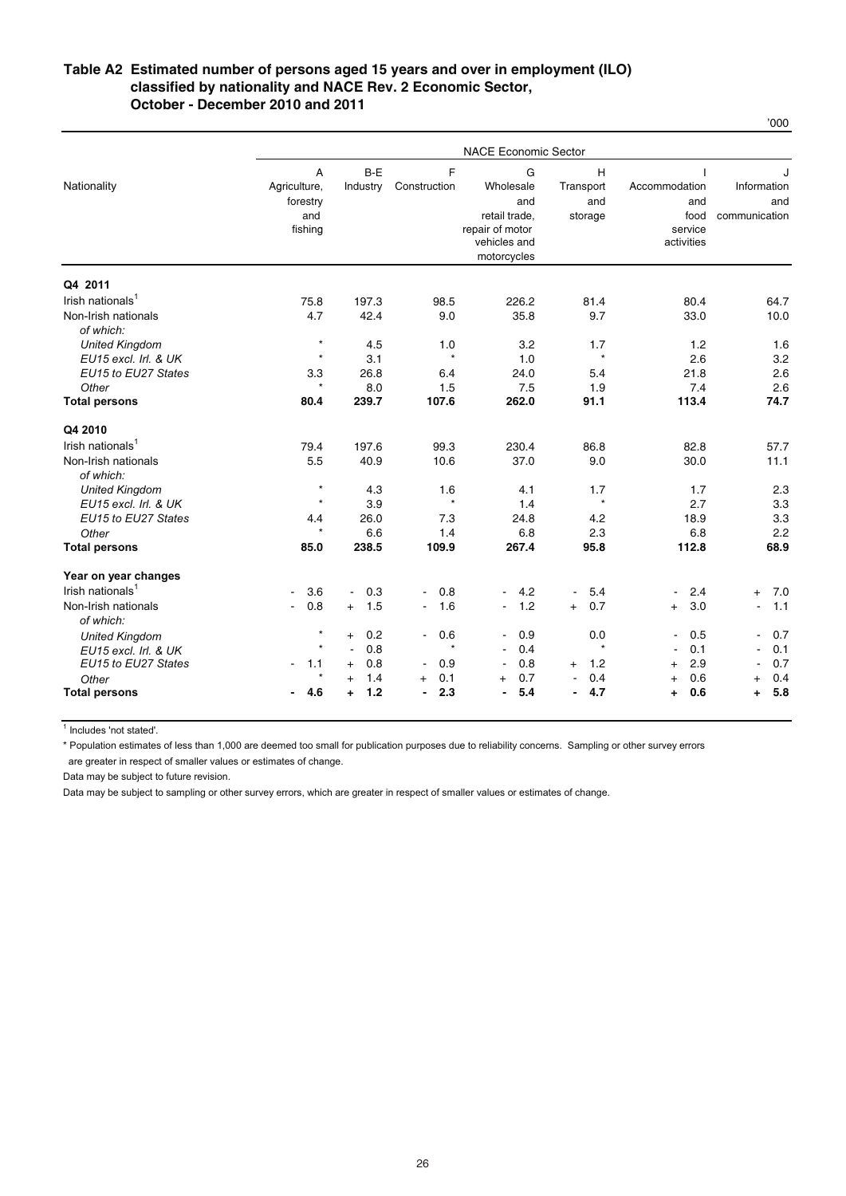### Table A2 Estimated number of persons aged 15 years and over in employment (ILO) classified by nationality and NACE Rev. 2 Economic Sector, October - December 2010 and 2011

'000

| | NACE Economic Sector | | | | | | |
|---|---|---|---|---|---|---|---|
| Nationality | A Agriculture, forestry and fishing | B-E Industry | F Construction | G Wholesale and retail trade, repair of motor vehicles and motorcycles | H Transport and storage | I Accommodation and food service activities | J Information and communication |
| **Q4 2011** | | | | | | | |
| Irish nationals[1] | 75.8 | 197.3 | 98.5 | 226.2 | 81.4 | 80.4 | 64.7 |
| Non-Irish nationals | 4.7 | 42.4 | 9.0 | 35.8 | 9.7 | 33.0 | 10.0 |
| *of which:* | | | | | | | |
| *United Kingdom* | * | 4.5 | 1.0 | 3.2 | 1.7 | 1.2 | 1.6 |
| *EU15 excl. Irl. & UK* | * | 3.1 | * | 1.0 | * | 2.6 | 3.2 |
| *EU15 to EU27 States* | 3.3 | 26.8 | 6.4 | 24.0 | 5.4 | 21.8 | 2.6 |
| *Other* | * | 8.0 | 1.5 | 7.5 | 1.9 | 7.4 | 2.6 |
| **Total persons** | **80.4** | **239.7** | **107.6** | **262.0** | **91.1** | **113.4** | **74.7** |
| **Q4 2010** | | | | | | | |
| Irish nationals[1] | 79.4 | 197.6 | 99.3 | 230.4 | 86.8 | 82.8 | 57.7 |
| Non-Irish nationals | 5.5 | 40.9 | 10.6 | 37.0 | 9.0 | 30.0 | 11.1 |
| *of which:* | | | | | | | |
| *United Kingdom* | * | 4.3 | 1.6 | 4.1 | 1.7 | 1.7 | 2.3 |
| *EU15 excl. Irl. & UK* | * | 3.9 | * | 1.4 | * | 2.7 | 3.3 |
| *EU15 to EU27 States* | 4.4 | 26.0 | 7.3 | 24.8 | 4.2 | 18.9 | 3.3 |
| *Other* | * | 6.6 | 1.4 | 6.8 | 2.3 | 6.8 | 2.2 |
| **Total persons** | **85.0** | **238.5** | **109.9** | **267.4** | **95.8** | **112.8** | **68.9** |
| **Year on year changes** | | | | | | | |
| Irish nationals[1] | - 3.6 | - 0.3 | - 0.8 | - 4.2 | - 5.4 | - 2.4 | + 7.0 |
| Non-Irish nationals | - 0.8 | + 1.5 | - 1.6 | - 1.2 | + 0.7 | + 3.0 | - 1.1 |
| *of which:* | | | | | | | |
| *United Kingdom* | * | + 0.2 | - 0.6 | - 0.9 | 0.0 | - 0.5 | - 0.7 |
| *EU15 excl. Irl. & UK* | * | - 0.8 | * | - 0.4 | * | - 0.1 | - 0.1 |
| *EU15 to EU27 States* | - 1.1 | + 0.8 | - 0.9 | - 0.8 | + 1.2 | + 2.9 | - 0.7 |
| *Other* | * | + 1.4 | + 0.1 | + 0.7 | - 0.4 | + 0.6 | + 0.4 |
| **Total persons** | **- 4.6** | **+ 1.2** | **- 2.3** | **- 5.4** | **- 4.7** | **+ 0.6** | **+ 5.8** |

[1] Includes 'not stated'.

* Population estimates of less than 1,000 are deemed too small for publication purposes due to reliability concerns. Sampling or other survey errors are greater in respect of smaller values or estimates of change.

Data may be subject to future revision.

Data may be subject to sampling or other survey errors, which are greater in respect of smaller values or estimates of change.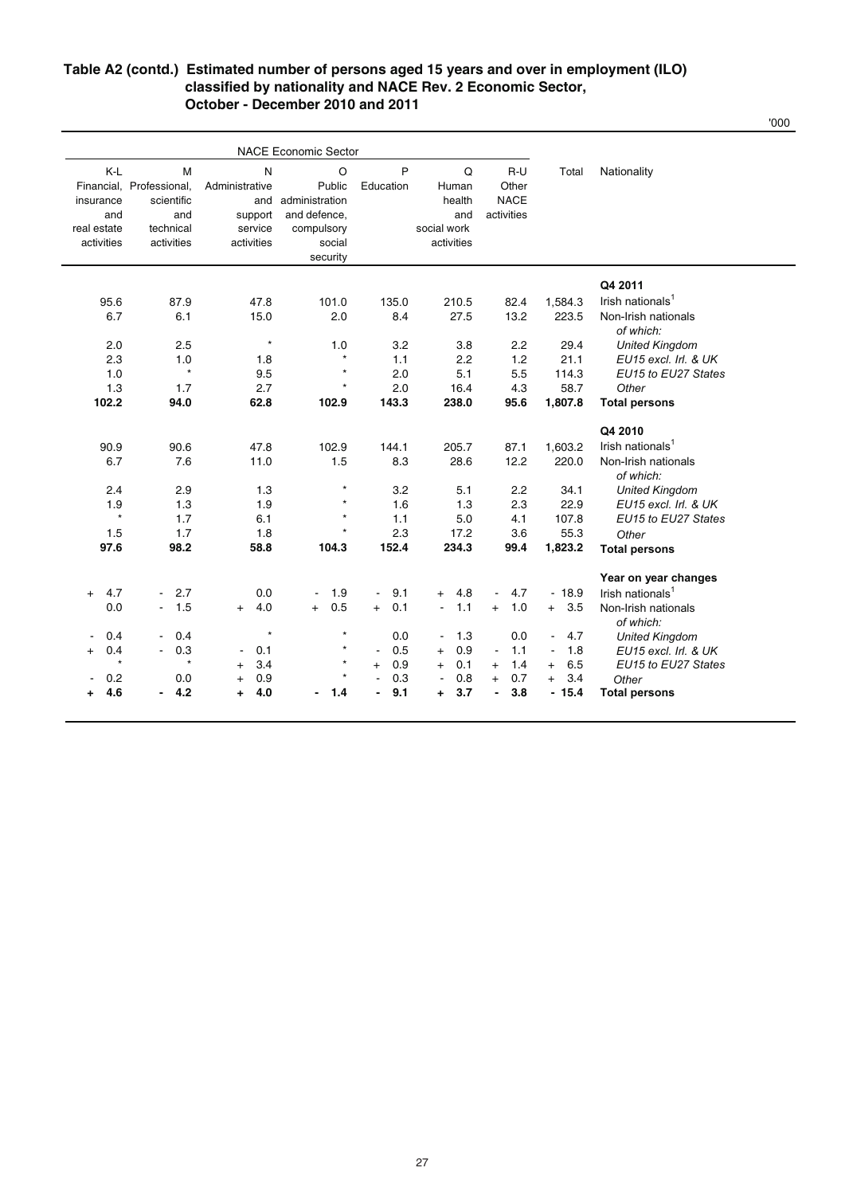## Table A2 (contd.) Estimated number of persons aged 15 years and over in employment (ILO) classified by nationality and NACE Rev. 2 Economic Sector, October - December 2010 and 2011

'000

| K-L Financial, insurance and real estate activities | M Professional, scientific and technical activities | N Administrative and support service activities | O Public administration and defence, compulsory social security | P Education | Q Human health and social work activities | R-U Other NACE activities | Total | Nationality |
|---|---|---|---|---|---|---|---|---|
| | | | | | | | | **Q4 2011** |
| 95.6 | 87.9 | 47.8 | 101.0 | 135.0 | 210.5 | 82.4 | 1,584.3 | Irish nationals[1] |
| 6.7 | 6.1 | 15.0 | 2.0 | 8.4 | 27.5 | 13.2 | 223.5 | Non-Irish nationals *of which:* |
| 2.0 | 2.5 | * | 1.0 | 3.2 | 3.8 | 2.2 | 29.4 | *United Kingdom* |
| 2.3 | 1.0 | 1.8 | * | 1.1 | 2.2 | 1.2 | 21.1 | *EU15 excl. Irl. & UK* |
| 1.0 | * | 9.5 | * | 2.0 | 5.1 | 5.5 | 114.3 | *EU15 to EU27 States* |
| 1.3 | 1.7 | 2.7 | * | 2.0 | 16.4 | 4.3 | 58.7 | *Other* |
| **102.2** | **94.0** | **62.8** | **102.9** | **143.3** | **238.0** | **95.6** | **1,807.8** | **Total persons** |
| | | | | | | | | **Q4 2010** |
| 90.9 | 90.6 | 47.8 | 102.9 | 144.1 | 205.7 | 87.1 | 1,603.2 | Irish nationals[1] |
| 6.7 | 7.6 | 11.0 | 1.5 | 8.3 | 28.6 | 12.2 | 220.0 | Non-Irish nationals *of which:* |
| 2.4 | 2.9 | 1.3 | * | 3.2 | 5.1 | 2.2 | 34.1 | *United Kingdom* |
| 1.9 | 1.3 | 1.9 | * | 1.6 | 1.3 | 2.3 | 22.9 | *EU15 excl. Irl. & UK* |
| * | 1.7 | 6.1 | * | 1.1 | 5.0 | 4.1 | 107.8 | *EU15 to EU27 States* |
| 1.5 | 1.7 | 1.8 | * | 2.3 | 17.2 | 3.6 | 55.3 | *Other* |
| **97.6** | **98.2** | **58.8** | **104.3** | **152.4** | **234.3** | **99.4** | **1,823.2** | **Total persons** |
| | | | | | | | | **Year on year changes** |
| + 4.7 | - 2.7 | 0.0 | - 1.9 | - 9.1 | + 4.8 | - 4.7 | - 18.9 | Irish nationals[1] |
| 0.0 | - 1.5 | + 4.0 | + 0.5 | + 0.1 | - 1.1 | + 1.0 | + 3.5 | Non-Irish nationals *of which:* |
| - 0.4 | - 0.4 | * | * | 0.0 | - 1.3 | 0.0 | - 4.7 | *United Kingdom* |
| + 0.4 | - 0.3 | - 0.1 | * | - 0.5 | + 0.9 | - 1.1 | - 1.8 | *EU15 excl. Irl. & UK* |
| * | * | + 3.4 | * | + 0.9 | + 0.1 | + 1.4 | + 6.5 | *EU15 to EU27 States* |
| - 0.2 | 0.0 | + 0.9 | * | - 0.3 | - 0.8 | + 0.7 | + 3.4 | *Other* |
| **+ 4.6** | **- 4.2** | **+ 4.0** | **- 1.4** | **- 9.1** | **+ 3.7** | **- 3.8** | **- 15.4** | **Total persons** |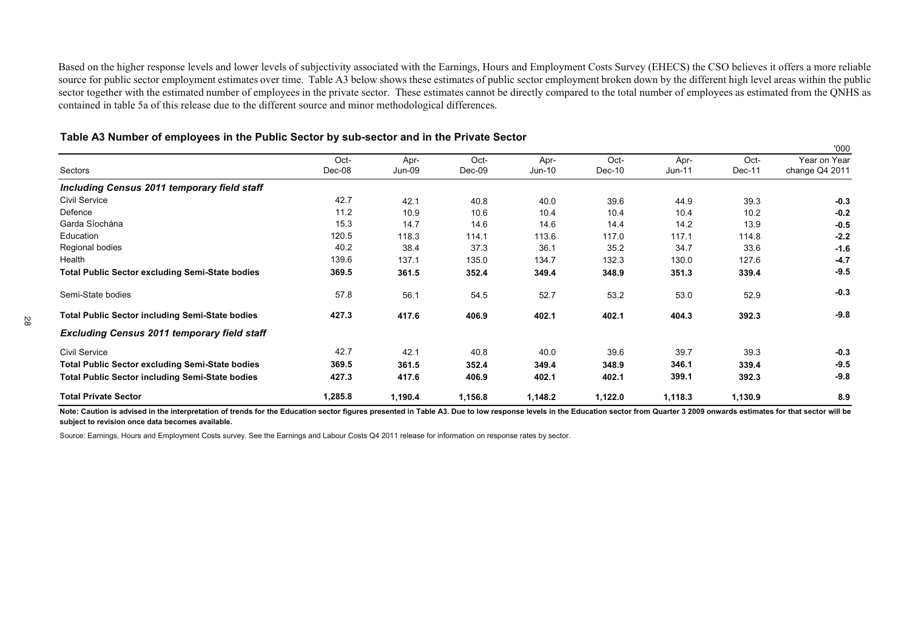Based on the higher response levels and lower levels of subjectivity associated with the Earnings, Hours and Employment Costs Survey (EHECS) the CSO believes it offers a more reliable source for public sector employment estimates over time. Table A3 below shows these estimates of public sector employment broken down by the different high level areas within the public sector together with the estimated number of employees in the private sector. These estimates cannot be directly compared to the total number of employees as estimated from the QNHS as contained in table 5a of this release due to the different source and minor methodological differences.

**Table A3 Number of employees in the Public Sector by sub-sector and in the Private Sector**

'000

| Sectors | Oct-Dec-08 | Apr-Jun-09 | Oct-Dec-09 | Apr-Jun-10 | Oct-Dec-10 | Apr-Jun-11 | Oct-Dec-11 | Year on Year change Q4 2011 |
|---|---|---|---|---|---|---|---|---|
| ***Including Census 2011 temporary field staff*** | | | | | | | | |
| Civil Service | 42.7 | 42.1 | 40.8 | 40.0 | 39.6 | 44.9 | 39.3 | **-0.3** |
| Defence | 11.2 | 10.9 | 10.6 | 10.4 | 10.4 | 10.4 | 10.2 | **-0.2** |
| Garda Síochána | 15.3 | 14.7 | 14.6 | 14.6 | 14.4 | 14.2 | 13.9 | **-0.5** |
| Education | 120.5 | 118.3 | 114.1 | 113.6 | 117.0 | 117.1 | 114.8 | **-2.2** |
| Regional bodies | 40.2 | 38.4 | 37.3 | 36.1 | 35.2 | 34.7 | 33.6 | **-1.6** |
| Health | 139.6 | 137.1 | 135.0 | 134.7 | 132.3 | 130.0 | 127.6 | **-4.7** |
| **Total Public Sector excluding Semi-State bodies** | **369.5** | **361.5** | **352.4** | **349.4** | **348.9** | **351.3** | **339.4** | **-9.5** |
| Semi-State bodies | 57.8 | 56.1 | 54.5 | 52.7 | 53.2 | 53.0 | 52.9 | **-0.3** |
| **Total Public Sector including Semi-State bodies** | **427.3** | **417.6** | **406.9** | **402.1** | **402.1** | **404.3** | **392.3** | **-9.8** |
| ***Excluding Census 2011 temporary field staff*** | | | | | | | | |
| Civil Service | 42.7 | 42.1 | 40.8 | 40.0 | 39.6 | 39.7 | 39.3 | **-0.3** |
| **Total Public Sector excluding Semi-State bodies** | **369.5** | **361.5** | **352.4** | **349.4** | **348.9** | **346.1** | **339.4** | **-9.5** |
| **Total Public Sector including Semi-State bodies** | **427.3** | **417.6** | **406.9** | **402.1** | **402.1** | **399.1** | **392.3** | **-9.8** |
| **Total Private Sector** | **1,285.8** | **1,190.4** | **1,156.8** | **1,148.2** | **1,122.0** | **1,118.3** | **1,130.9** | **8.9** |

**Note: Caution is advised in the interpretation of trends for the Education sector figures presented in Table A3. Due to low response levels in the Education sector from Quarter 3 2009 onwards estimates for that sector will be subject to revision once data becomes available.**

Source: Earnings, Hours and Employment Costs survey. See the Earnings and Labour Costs Q4 2011 release for information on response rates by sector.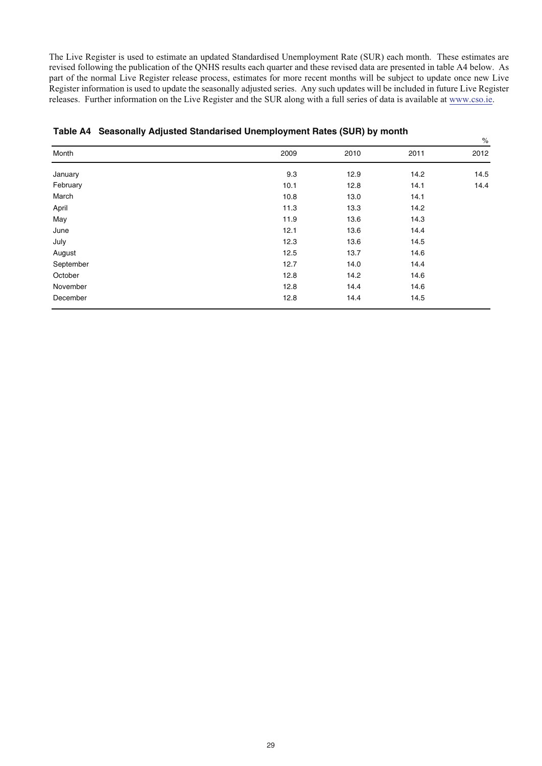The Live Register is used to estimate an updated Standardised Unemployment Rate (SUR) each month. These estimates are revised following the publication of the QNHS results each quarter and these revised data are presented in table A4 below. As part of the normal Live Register release process, estimates for more recent months will be subject to update once new Live Register information is used to update the seasonally adjusted series. Any such updates will be included in future Live Register releases. Further information on the Live Register and the SUR along with a full series of data is available at www.cso.ie.

**Table A4 Seasonally Adjusted Standarised Unemployment Rates (SUR) by month**

%

| Month | 2009 | 2010 | 2011 | 2012 |
|---|---|---|---|---|
| January | 9.3 | 12.9 | 14.2 | 14.5 |
| February | 10.1 | 12.8 | 14.1 | 14.4 |
| March | 10.8 | 13.0 | 14.1 | |
| April | 11.3 | 13.3 | 14.2 | |
| May | 11.9 | 13.6 | 14.3 | |
| June | 12.1 | 13.6 | 14.4 | |
| July | 12.3 | 13.6 | 14.5 | |
| August | 12.5 | 13.7 | 14.6 | |
| September | 12.7 | 14.0 | 14.4 | |
| October | 12.8 | 14.2 | 14.6 | |
| November | 12.8 | 14.4 | 14.6 | |
| December | 12.8 | 14.4 | 14.5 | |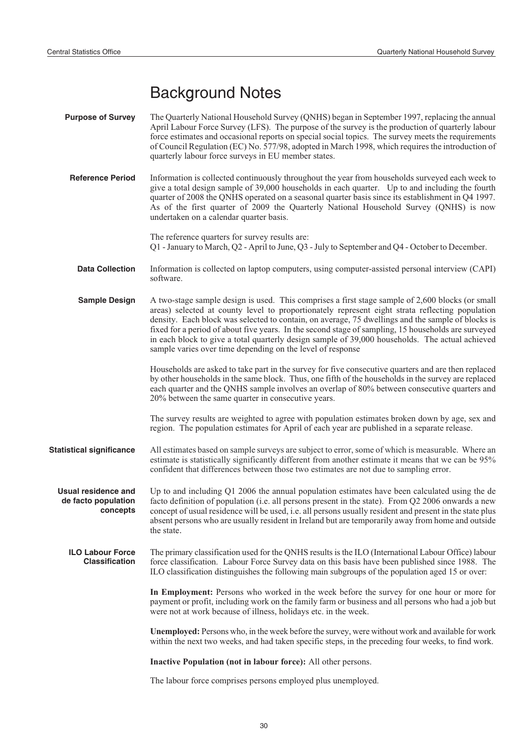# Background Notes

**Purpose of Survey**

The Quarterly National Household Survey (QNHS) began in September 1997, replacing the annual April Labour Force Survey (LFS). The purpose of the survey is the production of quarterly labour force estimates and occasional reports on special social topics. The survey meets the requirements of Council Regulation (EC) No. 577/98, adopted in March 1998, which requires the introduction of quarterly labour force surveys in EU member states.

**Reference Period**

Information is collected continuously throughout the year from households surveyed each week to give a total design sample of 39,000 households in each quarter. Up to and including the fourth quarter of 2008 the QNHS operated on a seasonal quarter basis since its establishment in Q4 1997. As of the first quarter of 2009 the Quarterly National Household Survey (QNHS) is now undertaken on a calendar quarter basis.

The reference quarters for survey results are:
Q1 - January to March, Q2 - April to June, Q3 - July to September and Q4 - October to December.

**Data Collection**

Information is collected on laptop computers, using computer-assisted personal interview (CAPI) software.

**Sample Design**

A two-stage sample design is used. This comprises a first stage sample of 2,600 blocks (or small areas) selected at county level to proportionately represent eight strata reflecting population density. Each block was selected to contain, on average, 75 dwellings and the sample of blocks is fixed for a period of about five years. In the second stage of sampling, 15 households are surveyed in each block to give a total quarterly design sample of 39,000 households. The actual achieved sample varies over time depending on the level of response

Households are asked to take part in the survey for five consecutive quarters and are then replaced by other households in the same block. Thus, one fifth of the households in the survey are replaced each quarter and the QNHS sample involves an overlap of 80% between consecutive quarters and 20% between the same quarter in consecutive years.

The survey results are weighted to agree with population estimates broken down by age, sex and region. The population estimates for April of each year are published in a separate release.

**Statistical significance**

All estimates based on sample surveys are subject to error, some of which is measurable. Where an estimate is statistically significantly different from another estimate it means that we can be 95% confident that differences between those two estimates are not due to sampling error.

**Usual residence and de facto population concepts**

Up to and including Q1 2006 the annual population estimates have been calculated using the de facto definition of population (i.e. all persons present in the state). From Q2 2006 onwards a new concept of usual residence will be used, i.e. all persons usually resident and present in the state plus absent persons who are usually resident in Ireland but are temporarily away from home and outside the state.

**ILO Labour Force Classification**

The primary classification used for the QNHS results is the ILO (International Labour Office) labour force classification. Labour Force Survey data on this basis have been published since 1988. The ILO classification distinguishes the following main subgroups of the population aged 15 or over:

**In Employment:** Persons who worked in the week before the survey for one hour or more for payment or profit, including work on the family farm or business and all persons who had a job but were not at work because of illness, holidays etc. in the week.

**Unemployed:** Persons who, in the week before the survey, were without work and available for work within the next two weeks, and had taken specific steps, in the preceding four weeks, to find work.

**Inactive Population (not in labour force):** All other persons.

The labour force comprises persons employed plus unemployed.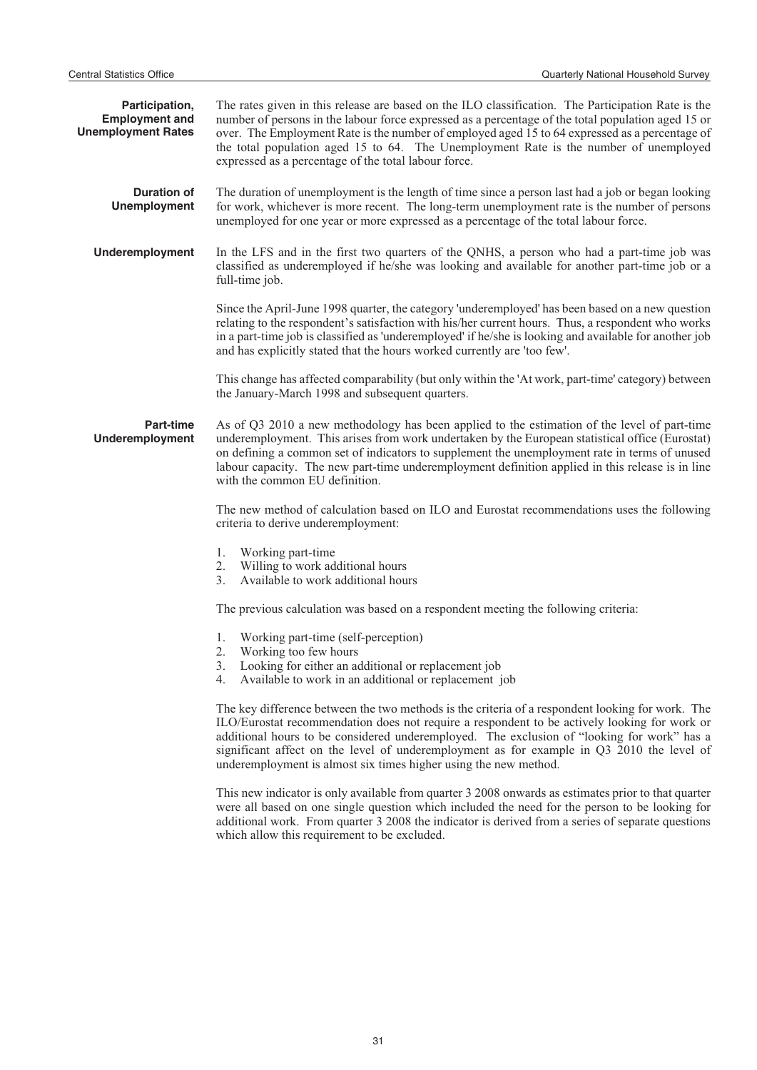### Participation, Employment and Unemployment Rates

The rates given in this release are based on the ILO classification. The Participation Rate is the number of persons in the labour force expressed as a percentage of the total population aged 15 or over. The Employment Rate is the number of employed aged 15 to 64 expressed as a percentage of the total population aged 15 to 64. The Unemployment Rate is the number of unemployed expressed as a percentage of the total labour force.

### Duration of Unemployment

The duration of unemployment is the length of time since a person last had a job or began looking for work, whichever is more recent. The long-term unemployment rate is the number of persons unemployed for one year or more expressed as a percentage of the total labour force.

### Underemployment

In the LFS and in the first two quarters of the QNHS, a person who had a part-time job was classified as underemployed if he/she was looking and available for another part-time job or a full-time job.

Since the April-June 1998 quarter, the category 'underemployed' has been based on a new question relating to the respondent's satisfaction with his/her current hours. Thus, a respondent who works in a part-time job is classified as 'underemployed' if he/she is looking and available for another job and has explicitly stated that the hours worked currently are 'too few'.

This change has affected comparability (but only within the 'At work, part-time' category) between the January-March 1998 and subsequent quarters.

### Part-time Underemployment

As of Q3 2010 a new methodology has been applied to the estimation of the level of part-time underemployment. This arises from work undertaken by the European statistical office (Eurostat) on defining a common set of indicators to supplement the unemployment rate in terms of unused labour capacity. The new part-time underemployment definition applied in this release is in line with the common EU definition.

The new method of calculation based on ILO and Eurostat recommendations uses the following criteria to derive underemployment:

1. Working part-time
2. Willing to work additional hours
3. Available to work additional hours

The previous calculation was based on a respondent meeting the following criteria:

1. Working part-time (self-perception)
2. Working too few hours
3. Looking for either an additional or replacement job
4. Available to work in an additional or replacement job

The key difference between the two methods is the criteria of a respondent looking for work. The ILO/Eurostat recommendation does not require a respondent to be actively looking for work or additional hours to be considered underemployed. The exclusion of "looking for work" has a significant affect on the level of underemployment as for example in Q3 2010 the level of underemployment is almost six times higher using the new method.

This new indicator is only available from quarter 3 2008 onwards as estimates prior to that quarter were all based on one single question which included the need for the person to be looking for additional work. From quarter 3 2008 the indicator is derived from a series of separate questions which allow this requirement to be excluded.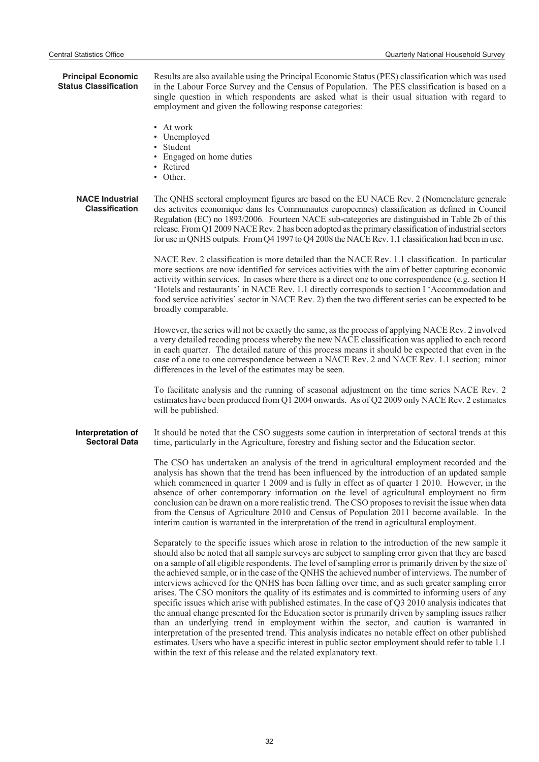### Principal Economic Status Classification

Results are also available using the Principal Economic Status (PES) classification which was used in the Labour Force Survey and the Census of Population. The PES classification is based on a single question in which respondents are asked what is their usual situation with regard to employment and given the following response categories:

- At work
- Unemployed
- Student
- Engaged on home duties
- Retired
- Other.

### NACE Industrial Classification

The QNHS sectoral employment figures are based on the EU NACE Rev. 2 (Nomenclature generale des activites economique dans les Communautes europeennes) classification as defined in Council Regulation (EC) no 1893/2006. Fourteen NACE sub-categories are distinguished in Table 2b of this release. From Q1 2009 NACE Rev. 2 has been adopted as the primary classification of industrial sectors for use in QNHS outputs. From Q4 1997 to Q4 2008 the NACE Rev. 1.1 classification had been in use.

NACE Rev. 2 classification is more detailed than the NACE Rev. 1.1 classification. In particular more sections are now identified for services activities with the aim of better capturing economic activity within services. In cases where there is a direct one to one correspondence (e.g. section H 'Hotels and restaurants' in NACE Rev. 1.1 directly corresponds to section I 'Accommodation and food service activities' sector in NACE Rev. 2) then the two different series can be expected to be broadly comparable.

However, the series will not be exactly the same, as the process of applying NACE Rev. 2 involved a very detailed recoding process whereby the new NACE classification was applied to each record in each quarter. The detailed nature of this process means it should be expected that even in the case of a one to one correspondence between a NACE Rev. 2 and NACE Rev. 1.1 section; minor differences in the level of the estimates may be seen.

To facilitate analysis and the running of seasonal adjustment on the time series NACE Rev. 2 estimates have been produced from Q1 2004 onwards. As of Q2 2009 only NACE Rev. 2 estimates will be published.

### Interpretation of Sectoral Data

It should be noted that the CSO suggests some caution in interpretation of sectoral trends at this time, particularly in the Agriculture, forestry and fishing sector and the Education sector.

The CSO has undertaken an analysis of the trend in agricultural employment recorded and the analysis has shown that the trend has been influenced by the introduction of an updated sample which commenced in quarter 1 2009 and is fully in effect as of quarter 1 2010. However, in the absence of other contemporary information on the level of agricultural employment no firm conclusion can be drawn on a more realistic trend. The CSO proposes to revisit the issue when data from the Census of Agriculture 2010 and Census of Population 2011 become available. In the interim caution is warranted in the interpretation of the trend in agricultural employment.

Separately to the specific issues which arose in relation to the introduction of the new sample it should also be noted that all sample surveys are subject to sampling error given that they are based on a sample of all eligible respondents. The level of sampling error is primarily driven by the size of the achieved sample, or in the case of the QNHS the achieved number of interviews. The number of interviews achieved for the QNHS has been falling over time, and as such greater sampling error arises. The CSO monitors the quality of its estimates and is committed to informing users of any specific issues which arise with published estimates. In the case of Q3 2010 analysis indicates that the annual change presented for the Education sector is primarily driven by sampling issues rather than an underlying trend in employment within the sector, and caution is warranted in interpretation of the presented trend. This analysis indicates no notable effect on other published estimates. Users who have a specific interest in public sector employment should refer to table 1.1 within the text of this release and the related explanatory text.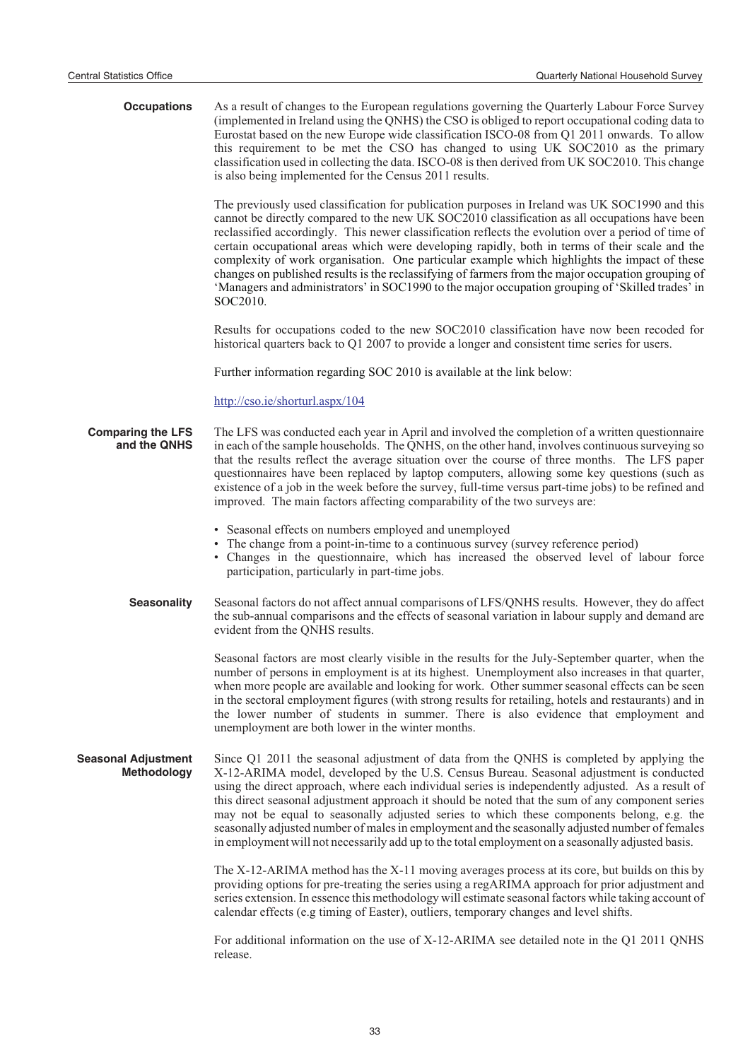### Occupations

As a result of changes to the European regulations governing the Quarterly Labour Force Survey (implemented in Ireland using the QNHS) the CSO is obliged to report occupational coding data to Eurostat based on the new Europe wide classification ISCO-08 from Q1 2011 onwards. To allow this requirement to be met the CSO has changed to using UK SOC2010 as the primary classification used in collecting the data. ISCO-08 is then derived from UK SOC2010. This change is also being implemented for the Census 2011 results.

The previously used classification for publication purposes in Ireland was UK SOC1990 and this cannot be directly compared to the new UK SOC2010 classification as all occupations have been reclassified accordingly. This newer classification reflects the evolution over a period of time of certain occupational areas which were developing rapidly, both in terms of their scale and the complexity of work organisation. One particular example which highlights the impact of these changes on published results is the reclassifying of farmers from the major occupation grouping of 'Managers and administrators' in SOC1990 to the major occupation grouping of 'Skilled trades' in SOC2010.

Results for occupations coded to the new SOC2010 classification have now been recoded for historical quarters back to Q1 2007 to provide a longer and consistent time series for users.

Further information regarding SOC 2010 is available at the link below:

http://cso.ie/shorturl.aspx/104

### Comparing the LFS and the QNHS

The LFS was conducted each year in April and involved the completion of a written questionnaire in each of the sample households. The QNHS, on the other hand, involves continuous surveying so that the results reflect the average situation over the course of three months. The LFS paper questionnaires have been replaced by laptop computers, allowing some key questions (such as existence of a job in the week before the survey, full-time versus part-time jobs) to be refined and improved. The main factors affecting comparability of the two surveys are:

- Seasonal effects on numbers employed and unemployed
- The change from a point-in-time to a continuous survey (survey reference period)
- Changes in the questionnaire, which has increased the observed level of labour force participation, particularly in part-time jobs.

### Seasonality

Seasonal factors do not affect annual comparisons of LFS/QNHS results. However, they do affect the sub-annual comparisons and the effects of seasonal variation in labour supply and demand are evident from the QNHS results.

Seasonal factors are most clearly visible in the results for the July-September quarter, when the number of persons in employment is at its highest. Unemployment also increases in that quarter, when more people are available and looking for work. Other summer seasonal effects can be seen in the sectoral employment figures (with strong results for retailing, hotels and restaurants) and in the lower number of students in summer. There is also evidence that employment and unemployment are both lower in the winter months.

### Seasonal Adjustment Methodology

Since Q1 2011 the seasonal adjustment of data from the QNHS is completed by applying the X-12-ARIMA model, developed by the U.S. Census Bureau. Seasonal adjustment is conducted using the direct approach, where each individual series is independently adjusted. As a result of this direct seasonal adjustment approach it should be noted that the sum of any component series may not be equal to seasonally adjusted series to which these components belong, e.g. the seasonally adjusted number of males in employment and the seasonally adjusted number of females in employment will not necessarily add up to the total employment on a seasonally adjusted basis.

The X-12-ARIMA method has the X-11 moving averages process at its core, but builds on this by providing options for pre-treating the series using a regARIMA approach for prior adjustment and series extension. In essence this methodology will estimate seasonal factors while taking account of calendar effects (e.g timing of Easter), outliers, temporary changes and level shifts.

For additional information on the use of X-12-ARIMA see detailed note in the Q1 2011 QNHS release.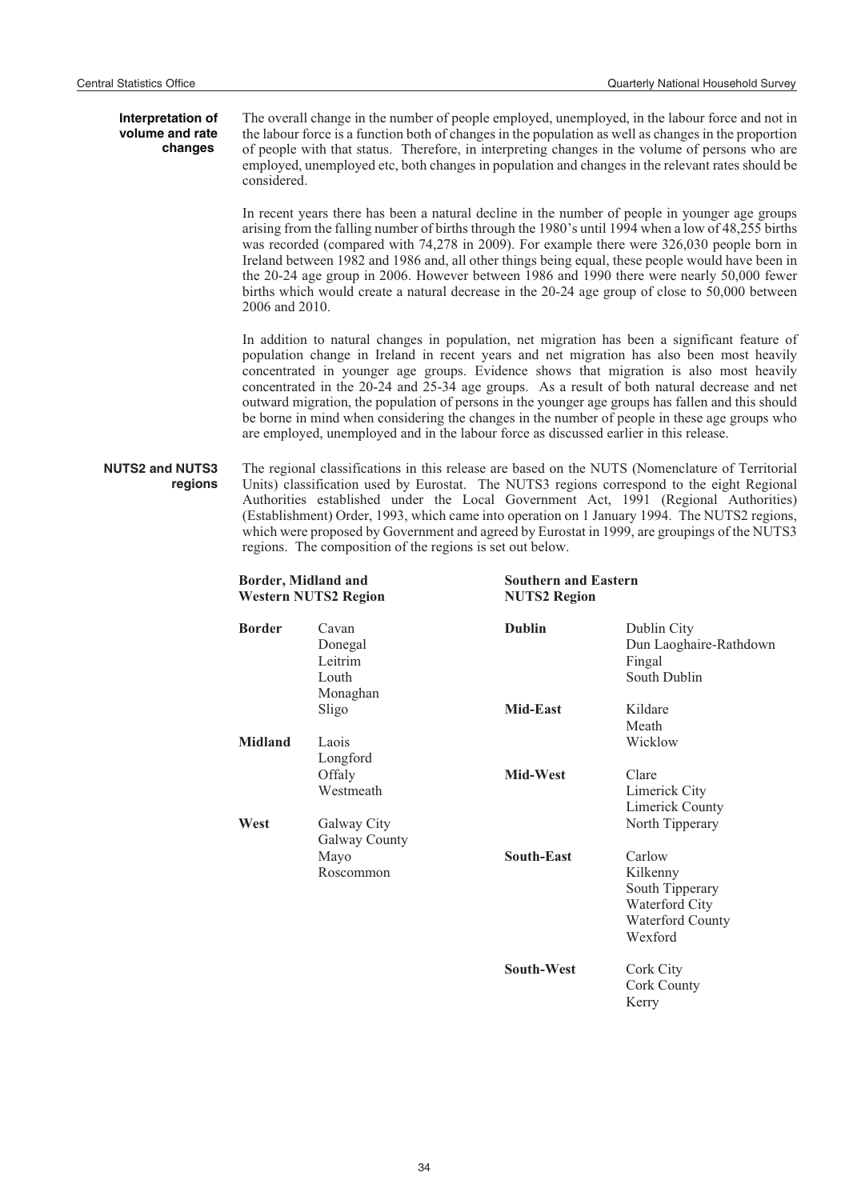## Interpretation of volume and rate changes

The overall change in the number of people employed, unemployed, in the labour force and not in the labour force is a function both of changes in the population as well as changes in the proportion of people with that status. Therefore, in interpreting changes in the volume of persons who are employed, unemployed etc, both changes in population and changes in the relevant rates should be considered.

In recent years there has been a natural decline in the number of people in younger age groups arising from the falling number of births through the 1980's until 1994 when a low of 48,255 births was recorded (compared with 74,278 in 2009). For example there were 326,030 people born in Ireland between 1982 and 1986 and, all other things being equal, these people would have been in the 20-24 age group in 2006. However between 1986 and 1990 there were nearly 50,000 fewer births which would create a natural decrease in the 20-24 age group of close to 50,000 between 2006 and 2010.

In addition to natural changes in population, net migration has been a significant feature of population change in Ireland in recent years and net migration has also been most heavily concentrated in younger age groups. Evidence shows that migration is also most heavily concentrated in the 20-24 and 25-34 age groups. As a result of both natural decrease and net outward migration, the population of persons in the younger age groups has fallen and this should be borne in mind when considering the changes in the number of people in these age groups who are employed, unemployed and in the labour force as discussed earlier in this release.

## NUTS2 and NUTS3 regions

The regional classifications in this release are based on the NUTS (Nomenclature of Territorial Units) classification used by Eurostat. The NUTS3 regions correspond to the eight Regional Authorities established under the Local Government Act, 1991 (Regional Authorities) (Establishment) Order, 1993, which came into operation on 1 January 1994. The NUTS2 regions, which were proposed by Government and agreed by Eurostat in 1999, are groupings of the NUTS3 regions. The composition of the regions is set out below.

**Border, Midland and Western NUTS2 Region**

| NUTS3 Region | Counties |
|---|---|
| **Border** | Cavan, Donegal, Leitrim, Louth, Monaghan, Sligo |
| **Midland** | Laois, Longford, Offaly, Westmeath |
| **West** | Galway City, Galway County, Mayo, Roscommon |

**Southern and Eastern NUTS2 Region**

| NUTS3 Region | Counties |
|---|---|
| **Dublin** | Dublin City, Dun Laoghaire-Rathdown, Fingal, South Dublin |
| **Mid-East** | Kildare, Meath, Wicklow |
| **Mid-West** | Clare, Limerick City, Limerick County, North Tipperary |
| **South-East** | Carlow, Kilkenny, South Tipperary, Waterford City, Waterford County, Wexford |
| **South-West** | Cork City, Cork County, Kerry |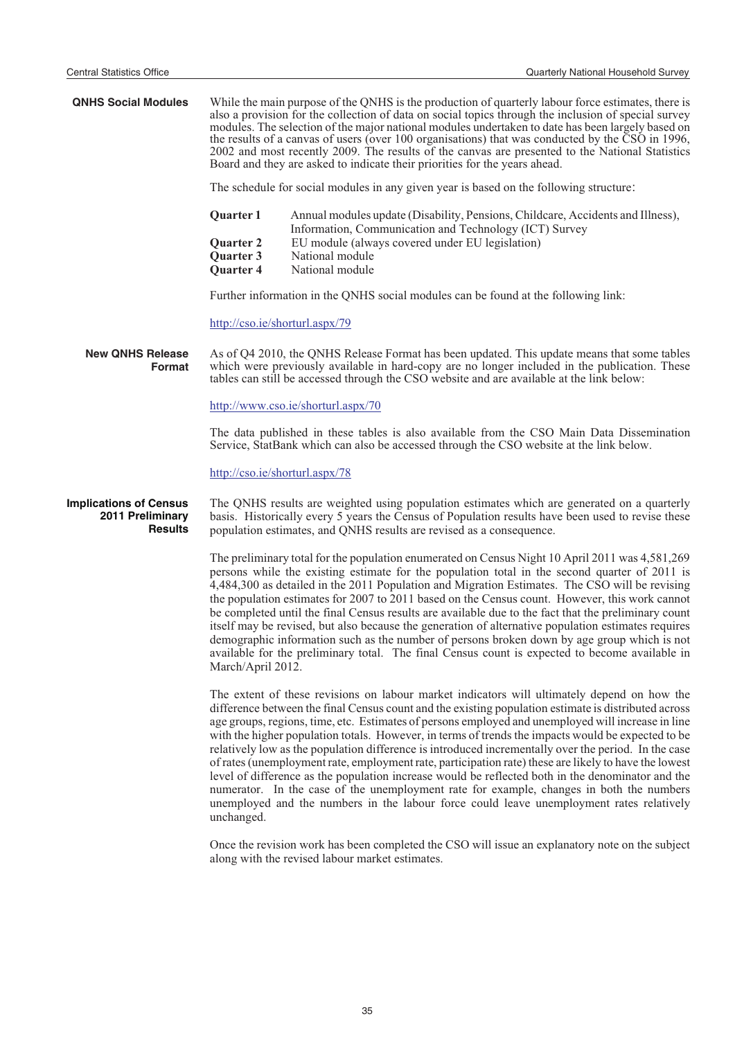## QNHS Social Modules

While the main purpose of the QNHS is the production of quarterly labour force estimates, there is also a provision for the collection of data on social topics through the inclusion of special survey modules. The selection of the major national modules undertaken to date has been largely based on the results of a canvas of users (over 100 organisations) that was conducted by the CSO in 1996, 2002 and most recently 2009. The results of the canvas are presented to the National Statistics Board and they are asked to indicate their priorities for the years ahead.

The schedule for social modules in any given year is based on the following structure:

| | |
|---|---|
| **Quarter 1** | Annual modules update (Disability, Pensions, Childcare, Accidents and Illness), Information, Communication and Technology (ICT) Survey |
| **Quarter 2** | EU module (always covered under EU legislation) |
| **Quarter 3** | National module |
| **Quarter 4** | National module |

Further information in the QNHS social modules can be found at the following link:

http://cso.ie/shorturl.aspx/79

## New QNHS Release Format

As of Q4 2010, the QNHS Release Format has been updated. This update means that some tables which were previously available in hard-copy are no longer included in the publication. These tables can still be accessed through the CSO website and are available at the link below:

http://www.cso.ie/shorturl.aspx/70

The data published in these tables is also available from the CSO Main Data Dissemination Service, StatBank which can also be accessed through the CSO website at the link below.

http://cso.ie/shorturl.aspx/78

## Implications of Census 2011 Preliminary Results

The QNHS results are weighted using population estimates which are generated on a quarterly basis. Historically every 5 years the Census of Population results have been used to revise these population estimates, and QNHS results are revised as a consequence.

The preliminary total for the population enumerated on Census Night 10 April 2011 was 4,581,269 persons while the existing estimate for the population total in the second quarter of 2011 is 4,484,300 as detailed in the 2011 Population and Migration Estimates. The CSO will be revising the population estimates for 2007 to 2011 based on the Census count. However, this work cannot be completed until the final Census results are available due to the fact that the preliminary count itself may be revised, but also because the generation of alternative population estimates requires demographic information such as the number of persons broken down by age group which is not available for the preliminary total. The final Census count is expected to become available in March/April 2012.

The extent of these revisions on labour market indicators will ultimately depend on how the difference between the final Census count and the existing population estimate is distributed across age groups, regions, time, etc. Estimates of persons employed and unemployed will increase in line with the higher population totals. However, in terms of trends the impacts would be expected to be relatively low as the population difference is introduced incrementally over the period. In the case of rates (unemployment rate, employment rate, participation rate) these are likely to have the lowest level of difference as the population increase would be reflected both in the denominator and the numerator. In the case of the unemployment rate for example, changes in both the numbers unemployed and the numbers in the labour force could leave unemployment rates relatively unchanged.

Once the revision work has been completed the CSO will issue an explanatory note on the subject along with the revised labour market estimates.